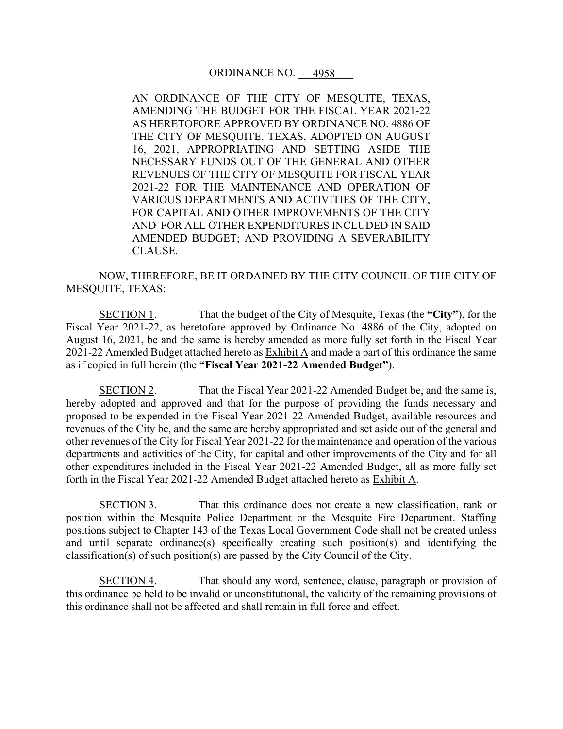ORDINANCE NO. 4958

AN ORDINANCE OF THE CITY OF MESQUITE, TEXAS, AMENDING THE BUDGET FOR THE FISCAL YEAR 2021-22 AS HERETOFORE APPROVED BY ORDINANCE NO. 4886 OF THE CITY OF MESQUITE, TEXAS, ADOPTED ON AUGUST 16, 2021, APPROPRIATING AND SETTING ASIDE THE NECESSARY FUNDS OUT OF THE GENERAL AND OTHER REVENUES OF THE CITY OF MESQUITE FOR FISCAL YEAR 2021-22 FOR THE MAINTENANCE AND OPERATION OF VARIOUS DEPARTMENTS AND ACTIVITIES OF THE CITY, FOR CAPITAL AND OTHER IMPROVEMENTS OF THE CITY AND FOR ALL OTHER EXPENDITURES INCLUDED IN SAID AMENDED BUDGET; AND PROVIDING A SEVERABILITY CLAUSE.

NOW, THEREFORE, BE IT ORDAINED BY THE CITY COUNCIL OF THE CITY OF MESQUITE, TEXAS:

SECTION 1. That the budget of the City of Mesquite, Texas (the **"City"**), for the Fiscal Year 2021-22, as heretofore approved by Ordinance No. 4886 of the City, adopted on August 16, 2021, be and the same is hereby amended as more fully set forth in the Fiscal Year 2021-22 Amended Budget attached hereto as Exhibit A and made a part of this ordinance the same as if copied in full herein (the **"Fiscal Year 2021-22 Amended Budget"**).

SECTION 2. That the Fiscal Year 2021-22 Amended Budget be, and the same is, hereby adopted and approved and that for the purpose of providing the funds necessary and proposed to be expended in the Fiscal Year 2021-22 Amended Budget, available resources and revenues of the City be, and the same are hereby appropriated and set aside out of the general and other revenues of the City for Fiscal Year 2021-22 for the maintenance and operation of the various departments and activities of the City, for capital and other improvements of the City and for all other expenditures included in the Fiscal Year 2021-22 Amended Budget, all as more fully set forth in the Fiscal Year 2021-22 Amended Budget attached hereto as Exhibit A.

SECTION 3. That this ordinance does not create a new classification, rank or position within the Mesquite Police Department or the Mesquite Fire Department. Staffing positions subject to Chapter 143 of the Texas Local Government Code shall not be created unless and until separate ordinance(s) specifically creating such position(s) and identifying the classification(s) of such position(s) are passed by the City Council of the City.

SECTION 4. That should any word, sentence, clause, paragraph or provision of this ordinance be held to be invalid or unconstitutional, the validity of the remaining provisions of this ordinance shall not be affected and shall remain in full force and effect.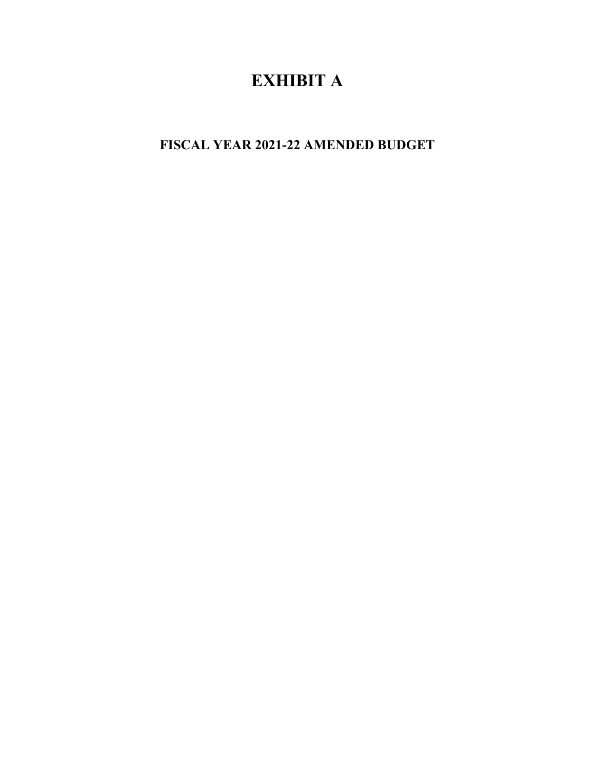# EXHIBIT A

## FISCAL YEAR 2021-22 AMENDED BUDGET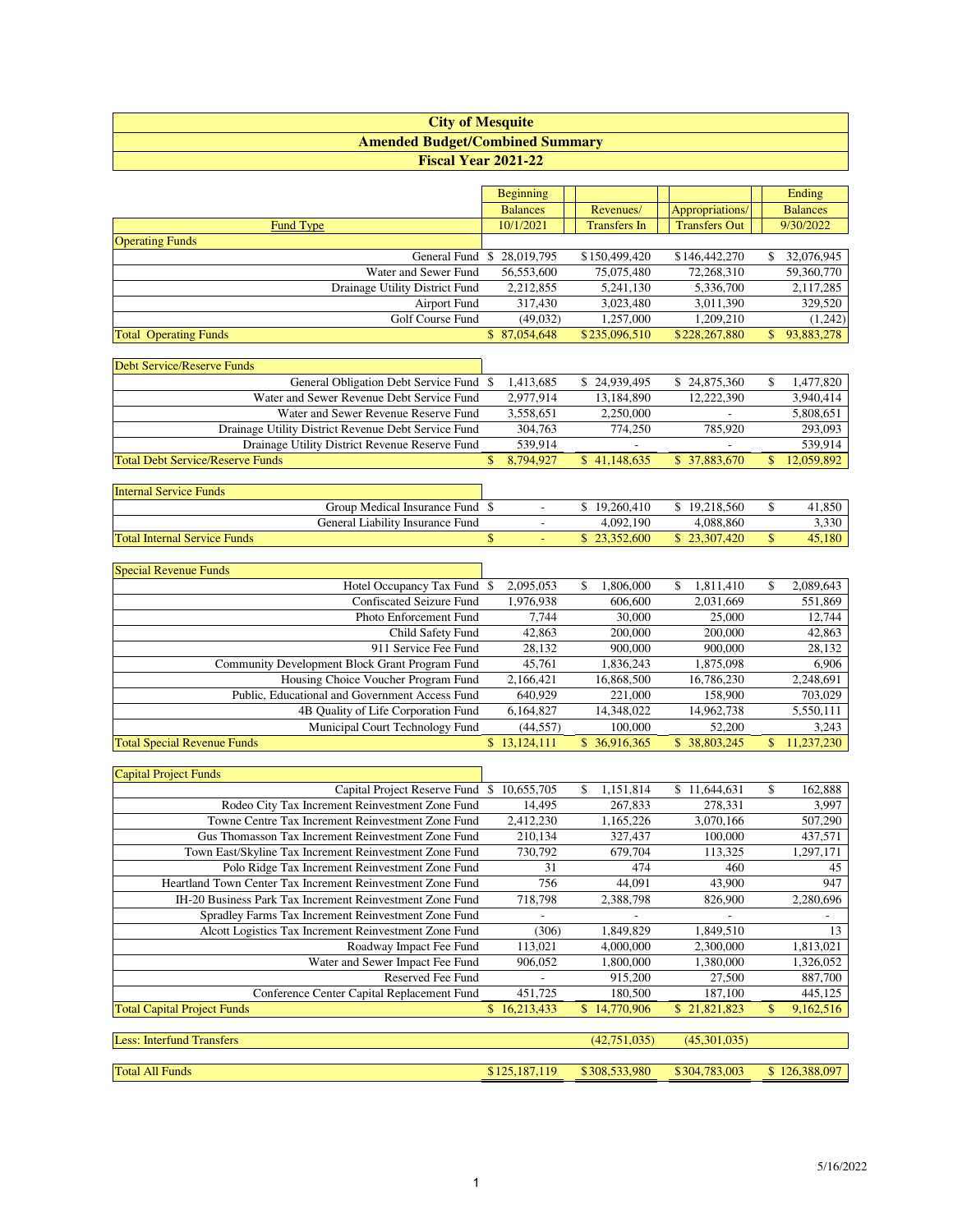# City of Mesquite

## Amended Budget/Combined Summary

### Fiscal Year 2021-22

| Fund Type | Beginning Balances 10/1/2021 | Revenues/ Transfers In | Appropriations/ Transfers Out | Ending Balances 9/30/2022 |
|---|---|---|---|---|
| **Operating Funds** | | | | |
| General Fund | $ 28,019,795 | $150,499,420 | $146,442,270 | $ 32,076,945 |
| Water and Sewer Fund | 56,553,600 | 75,075,480 | 72,268,310 | 59,360,770 |
| Drainage Utility District Fund | 2,212,855 | 5,241,130 | 5,336,700 | 2,117,285 |
| Airport Fund | 317,430 | 3,023,480 | 3,011,390 | 329,520 |
| Golf Course Fund | (49,032) | 1,257,000 | 1,209,210 | (1,242) |
| Total Operating Funds | $ 87,054,648 | $235,096,510 | $228,267,880 | $ 93,883,278 |
| **Debt Service/Reserve Funds** | | | | |
| General Obligation Debt Service Fund | $ 1,413,685 | $ 24,939,495 | $ 24,875,360 | $ 1,477,820 |
| Water and Sewer Revenue Debt Service Fund | 2,977,914 | 13,184,890 | 12,222,390 | 3,940,414 |
| Water and Sewer Revenue Reserve Fund | 3,558,651 | 2,250,000 | - | 5,808,651 |
| Drainage Utility District Revenue Debt Service Fund | 304,763 | 774,250 | 785,920 | 293,093 |
| Drainage Utility District Revenue Reserve Fund | 539,914 | - | - | 539,914 |
| Total Debt Service/Reserve Funds | $ 8,794,927 | $ 41,148,635 | $ 37,883,670 | $ 12,059,892 |
| **Internal Service Funds** | | | | |
| Group Medical Insurance Fund | $ - | $ 19,260,410 | $ 19,218,560 | $ 41,850 |
| General Liability Insurance Fund | - | 4,092,190 | 4,088,860 | 3,330 |
| Total Internal Service Funds | $ - | $ 23,352,600 | $ 23,307,420 | $ 45,180 |
| **Special Revenue Funds** | | | | |
| Hotel Occupancy Tax Fund | $ 2,095,053 | $ 1,806,000 | $ 1,811,410 | $ 2,089,643 |
| Confiscated Seizure Fund | 1,976,938 | 606,600 | 2,031,669 | 551,869 |
| Photo Enforcement Fund | 7,744 | 30,000 | 25,000 | 12,744 |
| Child Safety Fund | 42,863 | 200,000 | 200,000 | 42,863 |
| 911 Service Fee Fund | 28,132 | 900,000 | 900,000 | 28,132 |
| Community Development Block Grant Program Fund | 45,761 | 1,836,243 | 1,875,098 | 6,906 |
| Housing Choice Voucher Program Fund | 2,166,421 | 16,868,500 | 16,786,230 | 2,248,691 |
| Public, Educational and Government Access Fund | 640,929 | 221,000 | 158,900 | 703,029 |
| 4B Quality of Life Corporation Fund | 6,164,827 | 14,348,022 | 14,962,738 | 5,550,111 |
| Municipal Court Technology Fund | (44,557) | 100,000 | 52,200 | 3,243 |
| Total Special Revenue Funds | $ 13,124,111 | $ 36,916,365 | $ 38,803,245 | $ 11,237,230 |
| **Capital Project Funds** | | | | |
| Capital Project Reserve Fund | $ 10,655,705 | $ 1,151,814 | $ 11,644,631 | $ 162,888 |
| Rodeo City Tax Increment Reinvestment Zone Fund | 14,495 | 267,833 | 278,331 | 3,997 |
| Towne Centre Tax Increment Reinvestment Zone Fund | 2,412,230 | 1,165,226 | 3,070,166 | 507,290 |
| Gus Thomasson Tax Increment Reinvestment Zone Fund | 210,134 | 327,437 | 100,000 | 437,571 |
| Town East/Skyline Tax Increment Reinvestment Zone Fund | 730,792 | 679,704 | 113,325 | 1,297,171 |
| Polo Ridge Tax Increment Reinvestment Zone Fund | 31 | 474 | 460 | 45 |
| Heartland Town Center Tax Increment Reinvestment Zone Fund | 756 | 44,091 | 43,900 | 947 |
| IH-20 Business Park Tax Increment Reinvestment Zone Fund | 718,798 | 2,388,798 | 826,900 | 2,280,696 |
| Spradley Farms Tax Increment Reinvestment Zone Fund | - | - | - | - |
| Alcott Logistics Tax Increment Reinvestment Zone Fund | (306) | 1,849,829 | 1,849,510 | 13 |
| Roadway Impact Fee Fund | 113,021 | 4,000,000 | 2,300,000 | 1,813,021 |
| Water and Sewer Impact Fee Fund | 906,052 | 1,800,000 | 1,380,000 | 1,326,052 |
| Reserved Fee Fund | - | 915,200 | 27,500 | 887,700 |
| Conference Center Capital Replacement Fund | 451,725 | 180,500 | 187,100 | 445,125 |
| Total Capital Project Funds | $ 16,213,433 | $ 14,770,906 | $ 21,821,823 | $ 9,162,516 |
| Less: Interfund Transfers | | (42,751,035) | (45,301,035) | |
| Total All Funds | $125,187,119 | $308,533,980 | $304,783,003 | $ 126,388,097 |

5/16/2022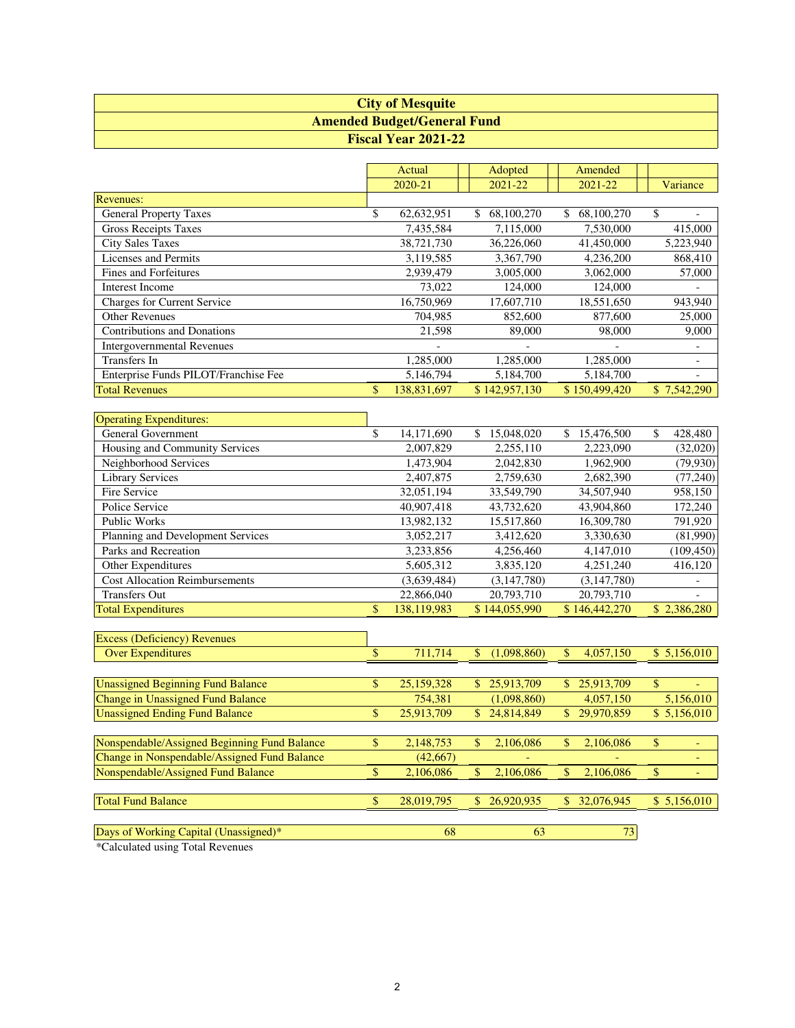# City of Mesquite
## Amended Budget/General Fund
### Fiscal Year 2021-22

| | Actual 2020-21 | Adopted 2021-22 | Amended 2021-22 | Variance |
|---|---|---|---|---|
| **Revenues:** | | | | |
| General Property Taxes | $ 62,632,951 | $ 68,100,270 | $ 68,100,270 | $ - |
| Gross Receipts Taxes | 7,435,584 | 7,115,000 | 7,530,000 | 415,000 |
| City Sales Taxes | 38,721,730 | 36,226,060 | 41,450,000 | 5,223,940 |
| Licenses and Permits | 3,119,585 | 3,367,790 | 4,236,200 | 868,410 |
| Fines and Forfeitures | 2,939,479 | 3,005,000 | 3,062,000 | 57,000 |
| Interest Income | 73,022 | 124,000 | 124,000 | - |
| Charges for Current Service | 16,750,969 | 17,607,710 | 18,551,650 | 943,940 |
| Other Revenues | 704,985 | 852,600 | 877,600 | 25,000 |
| Contributions and Donations | 21,598 | 89,000 | 98,000 | 9,000 |
| Intergovernmental Revenues | - | - | - | - |
| Transfers In | 1,285,000 | 1,285,000 | 1,285,000 | - |
| Enterprise Funds PILOT/Franchise Fee | 5,146,794 | 5,184,700 | 5,184,700 | - |
| **Total Revenues** | $ 138,831,697 | $ 142,957,130 | $ 150,499,420 | $ 7,542,290 |
| | | | | |
| **Operating Expenditures:** | | | | |
| General Government | $ 14,171,690 | $ 15,048,020 | $ 15,476,500 | $ 428,480 |
| Housing and Community Services | 2,007,829 | 2,255,110 | 2,223,090 | (32,020) |
| Neighborhood Services | 1,473,904 | 2,042,830 | 1,962,900 | (79,930) |
| Library Services | 2,407,875 | 2,759,630 | 2,682,390 | (77,240) |
| Fire Service | 32,051,194 | 33,549,790 | 34,507,940 | 958,150 |
| Police Service | 40,907,418 | 43,732,620 | 43,904,860 | 172,240 |
| Public Works | 13,982,132 | 15,517,860 | 16,309,780 | 791,920 |
| Planning and Development Services | 3,052,217 | 3,412,620 | 3,330,630 | (81,990) |
| Parks and Recreation | 3,233,856 | 4,256,460 | 4,147,010 | (109,450) |
| Other Expenditures | 5,605,312 | 3,835,120 | 4,251,240 | 416,120 |
| Cost Allocation Reimbursements | (3,639,484) | (3,147,780) | (3,147,780) | - |
| Transfers Out | 22,866,040 | 20,793,710 | 20,793,710 | - |
| **Total Expenditures** | $ 138,119,983 | $ 144,055,990 | $ 146,442,270 | $ 2,386,280 |
| | | | | |
| **Excess (Deficiency) Revenues Over Expenditures** | $ 711,714 | $ (1,098,860) | $ 4,057,150 | $ 5,156,010 |
| | | | | |
| Unassigned Beginning Fund Balance | $ 25,159,328 | $ 25,913,709 | $ 25,913,709 | $ - |
| Change in Unassigned Fund Balance | 754,381 | (1,098,860) | 4,057,150 | 5,156,010 |
| Unassigned Ending Fund Balance | $ 25,913,709 | $ 24,814,849 | $ 29,970,859 | $ 5,156,010 |
| | | | | |
| Nonspendable/Assigned Beginning Fund Balance | $ 2,148,753 | $ 2,106,086 | $ 2,106,086 | $ - |
| Change in Nonspendable/Assigned Fund Balance | (42,667) | - | - | - |
| Nonspendable/Assigned Fund Balance | $ 2,106,086 | $ 2,106,086 | $ 2,106,086 | $ - |
| | | | | |
| Total Fund Balance | $ 28,019,795 | $ 26,920,935 | $ 32,076,945 | $ 5,156,010 |
| | | | | |
| Days of Working Capital (Unassigned)* | 68 | 63 | 73 | |

*Calculated using Total Revenues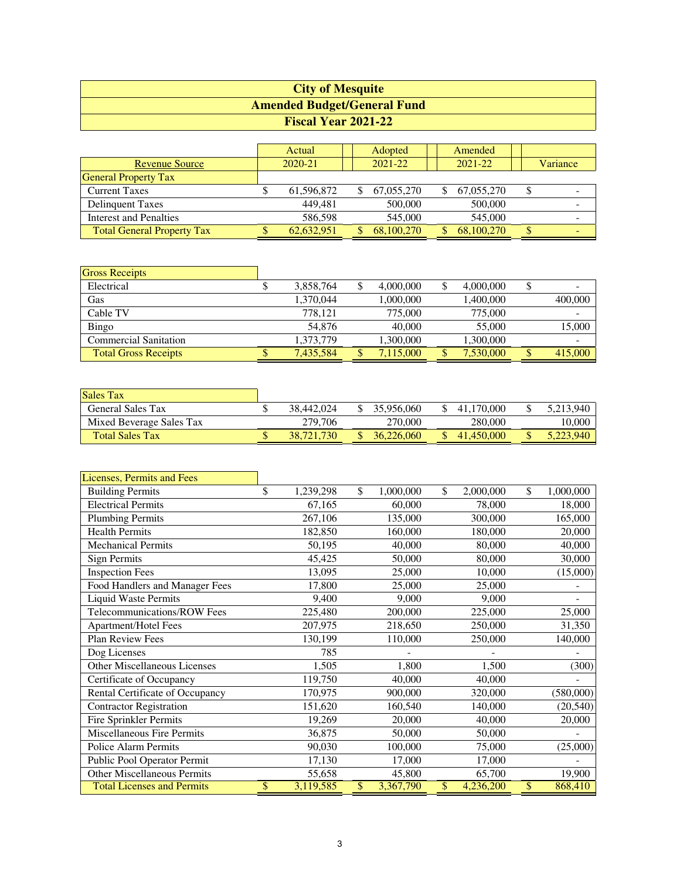# City of Mesquite

## Amended Budget/General Fund

### Fiscal Year 2021-22

| Revenue Source | Actual 2020-21 | Adopted 2021-22 | Amended 2021-22 | Variance |
|---|---|---|---|---|
| **General Property Tax** | | | | |
| Current Taxes | $ 61,596,872 | $ 67,055,270 | $ 67,055,270 | $ - |
| Delinquent Taxes | 449,481 | 500,000 | 500,000 | - |
| Interest and Penalties | 586,598 | 545,000 | 545,000 | - |
| Total General Property Tax | $ 62,632,951 | $ 68,100,270 | $ 68,100,270 | $ - |
| **Gross Receipts** | | | | |
| Electrical | $ 3,858,764 | $ 4,000,000 | $ 4,000,000 | $ - |
| Gas | 1,370,044 | 1,000,000 | 1,400,000 | 400,000 |
| Cable TV | 778,121 | 775,000 | 775,000 | - |
| Bingo | 54,876 | 40,000 | 55,000 | 15,000 |
| Commercial Sanitation | 1,373,779 | 1,300,000 | 1,300,000 | - |
| Total Gross Receipts | $ 7,435,584 | $ 7,115,000 | $ 7,530,000 | $ 415,000 |
| **Sales Tax** | | | | |
| General Sales Tax | $ 38,442,024 | $ 35,956,060 | $ 41,170,000 | $ 5,213,940 |
| Mixed Beverage Sales Tax | 279,706 | 270,000 | 280,000 | 10,000 |
| Total Sales Tax | $ 38,721,730 | $ 36,226,060 | $ 41,450,000 | $ 5,223,940 |
| **Licenses, Permits and Fees** | | | | |
| Building Permits | $ 1,239,298 | $ 1,000,000 | $ 2,000,000 | $ 1,000,000 |
| Electrical Permits | 67,165 | 60,000 | 78,000 | 18,000 |
| Plumbing Permits | 267,106 | 135,000 | 300,000 | 165,000 |
| Health Permits | 182,850 | 160,000 | 180,000 | 20,000 |
| Mechanical Permits | 50,195 | 40,000 | 80,000 | 40,000 |
| Sign Permits | 45,425 | 50,000 | 80,000 | 30,000 |
| Inspection Fees | 13,095 | 25,000 | 10,000 | (15,000) |
| Food Handlers and Manager Fees | 17,800 | 25,000 | 25,000 | - |
| Liquid Waste Permits | 9,400 | 9,000 | 9,000 | - |
| Telecommunications/ROW Fees | 225,480 | 200,000 | 225,000 | 25,000 |
| Apartment/Hotel Fees | 207,975 | 218,650 | 250,000 | 31,350 |
| Plan Review Fees | 130,199 | 110,000 | 250,000 | 140,000 |
| Dog Licenses | 785 | - | - | - |
| Other Miscellaneous Licenses | 1,505 | 1,800 | 1,500 | (300) |
| Certificate of Occupancy | 119,750 | 40,000 | 40,000 | - |
| Rental Certificate of Occupancy | 170,975 | 900,000 | 320,000 | (580,000) |
| Contractor Registration | 151,620 | 160,540 | 140,000 | (20,540) |
| Fire Sprinkler Permits | 19,269 | 20,000 | 40,000 | 20,000 |
| Miscellaneous Fire Permits | 36,875 | 50,000 | 50,000 | - |
| Police Alarm Permits | 90,030 | 100,000 | 75,000 | (25,000) |
| Public Pool Operator Permit | 17,130 | 17,000 | 17,000 | - |
| Other Miscellaneous Permits | 55,658 | 45,800 | 65,700 | 19,900 |
| Total Licenses and Permits | $ 3,119,585 | $ 3,367,790 | $ 4,236,200 | $ 868,410 |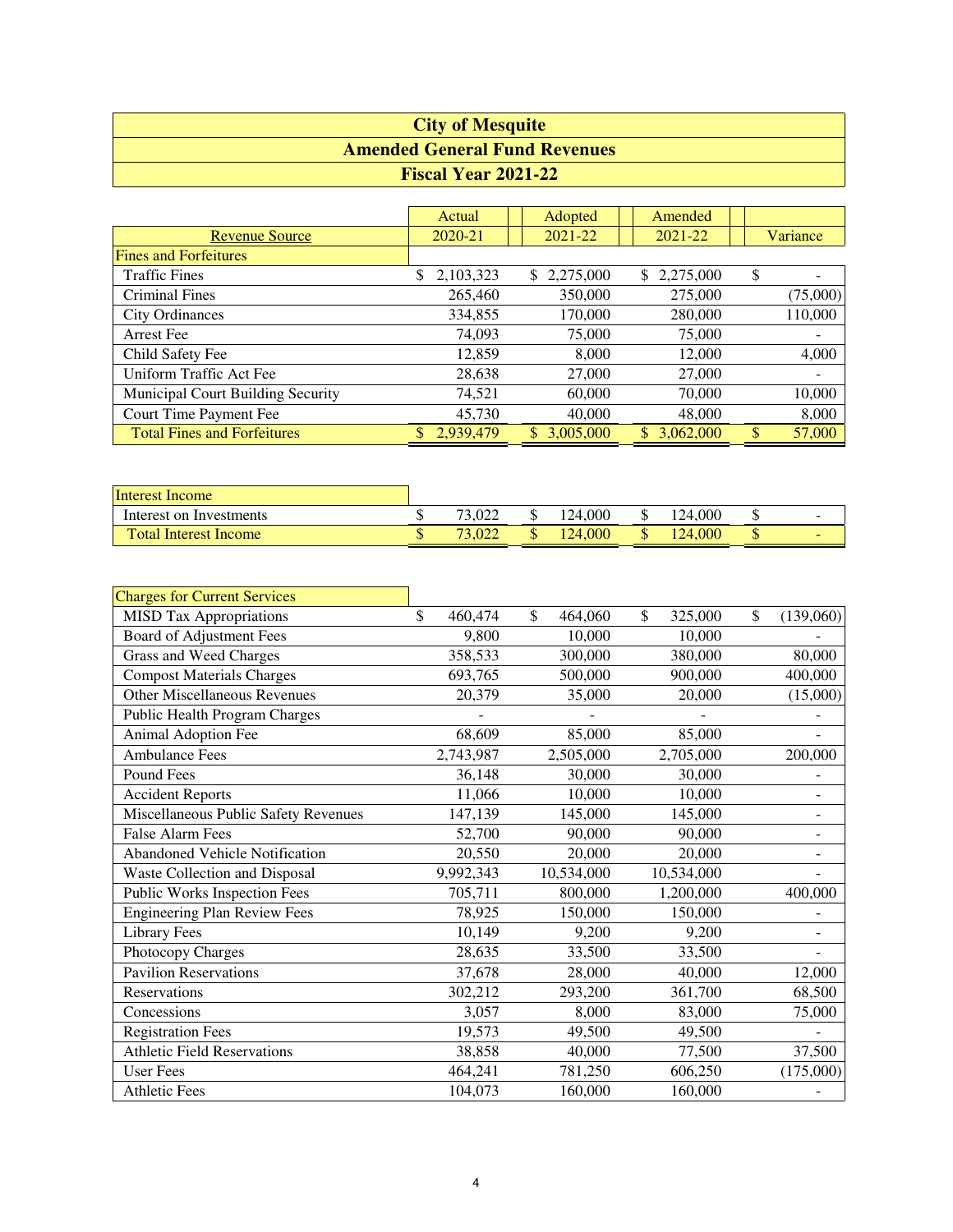# City of Mesquite
## Amended General Fund Revenues
### Fiscal Year 2021-22

| Revenue Source | Actual 2020-21 | Adopted 2021-22 | Amended 2021-22 | Variance |
|---|---|---|---|---|
| **Fines and Forfeitures** | | | | |
| Traffic Fines | $ 2,103,323 | $ 2,275,000 | $ 2,275,000 | $ - |
| Criminal Fines | 265,460 | 350,000 | 275,000 | (75,000) |
| City Ordinances | 334,855 | 170,000 | 280,000 | 110,000 |
| Arrest Fee | 74,093 | 75,000 | 75,000 | - |
| Child Safety Fee | 12,859 | 8,000 | 12,000 | 4,000 |
| Uniform Traffic Act Fee | 28,638 | 27,000 | 27,000 | - |
| Municipal Court Building Security | 74,521 | 60,000 | 70,000 | 10,000 |
| Court Time Payment Fee | 45,730 | 40,000 | 48,000 | 8,000 |
| Total Fines and Forfeitures | $ 2,939,479 | $ 3,005,000 | $ 3,062,000 | $ 57,000 |

| Revenue Source | Actual 2020-21 | Adopted 2021-22 | Amended 2021-22 | Variance |
|---|---|---|---|---|
| **Interest Income** | | | | |
| Interest on Investments | $ 73,022 | $ 124,000 | $ 124,000 | $ - |
| Total Interest Income | $ 73,022 | $ 124,000 | $ 124,000 | $ - |

| Revenue Source | Actual 2020-21 | Adopted 2021-22 | Amended 2021-22 | Variance |
|---|---|---|---|---|
| **Charges for Current Services** | | | | |
| MISD Tax Appropriations | $ 460,474 | $ 464,060 | $ 325,000 | $ (139,060) |
| Board of Adjustment Fees | 9,800 | 10,000 | 10,000 | - |
| Grass and Weed Charges | 358,533 | 300,000 | 380,000 | 80,000 |
| Compost Materials Charges | 693,765 | 500,000 | 900,000 | 400,000 |
| Other Miscellaneous Revenues | 20,379 | 35,000 | 20,000 | (15,000) |
| Public Health Program Charges | - | - | - | - |
| Animal Adoption Fee | 68,609 | 85,000 | 85,000 | - |
| Ambulance Fees | 2,743,987 | 2,505,000 | 2,705,000 | 200,000 |
| Pound Fees | 36,148 | 30,000 | 30,000 | - |
| Accident Reports | 11,066 | 10,000 | 10,000 | - |
| Miscellaneous Public Safety Revenues | 147,139 | 145,000 | 145,000 | - |
| False Alarm Fees | 52,700 | 90,000 | 90,000 | - |
| Abandoned Vehicle Notification | 20,550 | 20,000 | 20,000 | - |
| Waste Collection and Disposal | 9,992,343 | 10,534,000 | 10,534,000 | - |
| Public Works Inspection Fees | 705,711 | 800,000 | 1,200,000 | 400,000 |
| Engineering Plan Review Fees | 78,925 | 150,000 | 150,000 | - |
| Library Fees | 10,149 | 9,200 | 9,200 | - |
| Photocopy Charges | 28,635 | 33,500 | 33,500 | - |
| Pavilion Reservations | 37,678 | 28,000 | 40,000 | 12,000 |
| Reservations | 302,212 | 293,200 | 361,700 | 68,500 |
| Concessions | 3,057 | 8,000 | 83,000 | 75,000 |
| Registration Fees | 19,573 | 49,500 | 49,500 | - |
| Athletic Field Reservations | 38,858 | 40,000 | 77,500 | 37,500 |
| User Fees | 464,241 | 781,250 | 606,250 | (175,000) |
| Athletic Fees | 104,073 | 160,000 | 160,000 | - |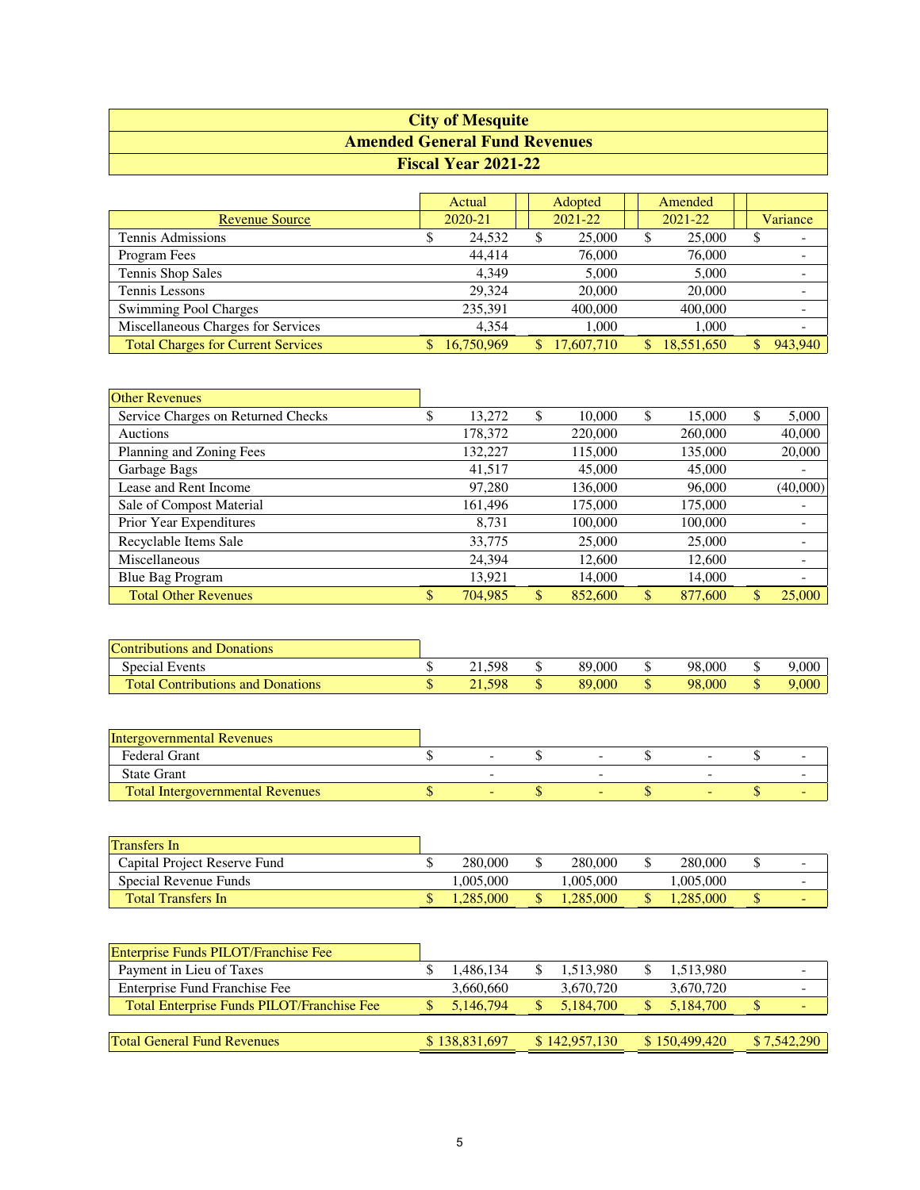# City of Mesquite
## Amended General Fund Revenues
### Fiscal Year 2021-22

| Revenue Source | Actual 2020-21 | Adopted 2021-22 | Amended 2021-22 | Variance |
|---|---|---|---|---|
| Tennis Admissions | $ 24,532 | $ 25,000 | $ 25,000 | $ - |
| Program Fees | 44,414 | 76,000 | 76,000 | - |
| Tennis Shop Sales | 4,349 | 5,000 | 5,000 | - |
| Tennis Lessons | 29,324 | 20,000 | 20,000 | - |
| Swimming Pool Charges | 235,391 | 400,000 | 400,000 | - |
| Miscellaneous Charges for Services | 4,354 | 1,000 | 1,000 | - |
| Total Charges for Current Services | $ 16,750,969 | $ 17,607,710 | $ 18,551,650 | $ 943,940 |
| **Other Revenues** | | | | |
| Service Charges on Returned Checks | $ 13,272 | $ 10,000 | $ 15,000 | $ 5,000 |
| Auctions | 178,372 | 220,000 | 260,000 | 40,000 |
| Planning and Zoning Fees | 132,227 | 115,000 | 135,000 | 20,000 |
| Garbage Bags | 41,517 | 45,000 | 45,000 | - |
| Lease and Rent Income | 97,280 | 136,000 | 96,000 | (40,000) |
| Sale of Compost Material | 161,496 | 175,000 | 175,000 | - |
| Prior Year Expenditures | 8,731 | 100,000 | 100,000 | - |
| Recyclable Items Sale | 33,775 | 25,000 | 25,000 | - |
| Miscellaneous | 24,394 | 12,600 | 12,600 | - |
| Blue Bag Program | 13,921 | 14,000 | 14,000 | - |
| Total Other Revenues | $ 704,985 | $ 852,600 | $ 877,600 | $ 25,000 |
| **Contributions and Donations** | | | | |
| Special Events | $ 21,598 | $ 89,000 | $ 98,000 | $ 9,000 |
| Total Contributions and Donations | $ 21,598 | $ 89,000 | $ 98,000 | $ 9,000 |
| **Intergovernmental Revenues** | | | | |
| Federal Grant | $ - | $ - | $ - | $ - |
| State Grant | - | - | - | - |
| Total Intergovernmental Revenues | $ - | $ - | $ - | $ - |
| **Transfers In** | | | | |
| Capital Project Reserve Fund | $ 280,000 | $ 280,000 | $ 280,000 | $ - |
| Special Revenue Funds | 1,005,000 | 1,005,000 | 1,005,000 | - |
| Total Transfers In | $ 1,285,000 | $ 1,285,000 | $ 1,285,000 | $ - |
| **Enterprise Funds PILOT/Franchise Fee** | | | | |
| Payment in Lieu of Taxes | $ 1,486,134 | $ 1,513,980 | $ 1,513,980 | - |
| Enterprise Fund Franchise Fee | 3,660,660 | 3,670,720 | 3,670,720 | - |
| Total Enterprise Funds PILOT/Franchise Fee | $ 5,146,794 | $ 5,184,700 | $ 5,184,700 | $ - |
| **Total General Fund Revenues** | $ 138,831,697 | $ 142,957,130 | $ 150,499,420 | $ 7,542,290 |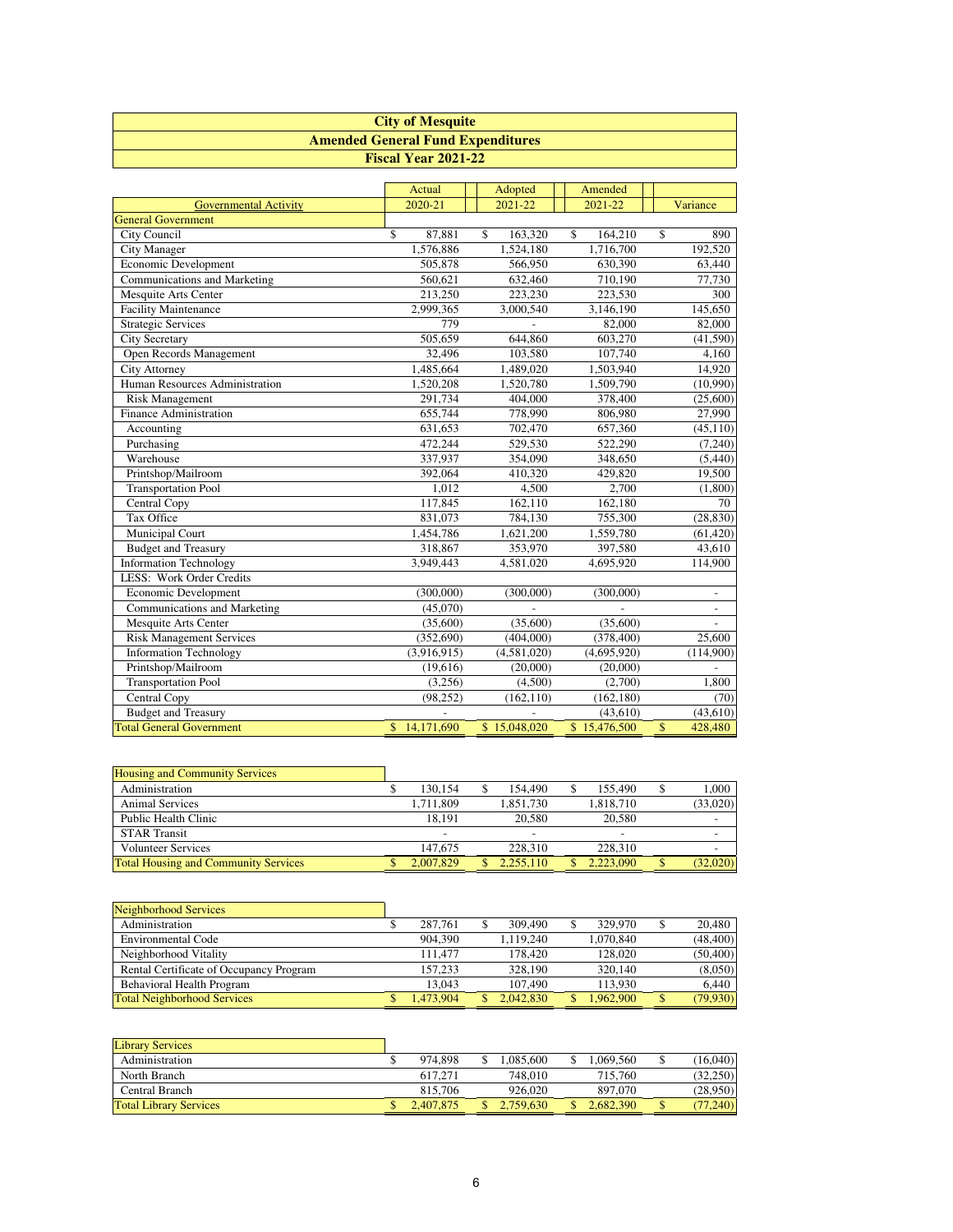# City of Mesquite
## Amended General Fund Expenditures
### Fiscal Year 2021-22

| Governmental Activity | Actual 2020-21 | Adopted 2021-22 | Amended 2021-22 | Variance |
|---|---|---|---|---|
| **General Government** | | | | |
| City Council | $ 87,881 | $ 163,320 | $ 164,210 | $ 890 |
| City Manager | 1,576,886 | 1,524,180 | 1,716,700 | 192,520 |
| Economic Development | 505,878 | 566,950 | 630,390 | 63,440 |
| Communications and Marketing | 560,621 | 632,460 | 710,190 | 77,730 |
| Mesquite Arts Center | 213,250 | 223,230 | 223,530 | 300 |
| Facility Maintenance | 2,999,365 | 3,000,540 | 3,146,190 | 145,650 |
| Strategic Services | 779 | - | 82,000 | 82,000 |
| City Secretary | 505,659 | 644,860 | 603,270 | (41,590) |
| Open Records Management | 32,496 | 103,580 | 107,740 | 4,160 |
| City Attorney | 1,485,664 | 1,489,020 | 1,503,940 | 14,920 |
| Human Resources Administration | 1,520,208 | 1,520,780 | 1,509,790 | (10,990) |
| Risk Management | 291,734 | 404,000 | 378,400 | (25,600) |
| Finance Administration | 655,744 | 778,990 | 806,980 | 27,990 |
| Accounting | 631,653 | 702,470 | 657,360 | (45,110) |
| Purchasing | 472,244 | 529,530 | 522,290 | (7,240) |
| Warehouse | 337,937 | 354,090 | 348,650 | (5,440) |
| Printshop/Mailroom | 392,064 | 410,320 | 429,820 | 19,500 |
| Transportation Pool | 1,012 | 4,500 | 2,700 | (1,800) |
| Central Copy | 117,845 | 162,110 | 162,180 | 70 |
| Tax Office | 831,073 | 784,130 | 755,300 | (28,830) |
| Municipal Court | 1,454,786 | 1,621,200 | 1,559,780 | (61,420) |
| Budget and Treasury | 318,867 | 353,970 | 397,580 | 43,610 |
| Information Technology | 3,949,443 | 4,581,020 | 4,695,920 | 114,900 |
| LESS: Work Order Credits | | | | |
| Economic Development | (300,000) | (300,000) | (300,000) | - |
| Communications and Marketing | (45,070) | - | - | - |
| Mesquite Arts Center | (35,600) | (35,600) | (35,600) | - |
| Risk Management Services | (352,690) | (404,000) | (378,400) | 25,600 |
| Information Technology | (3,916,915) | (4,581,020) | (4,695,920) | (114,900) |
| Printshop/Mailroom | (19,616) | (20,000) | (20,000) | - |
| Transportation Pool | (3,256) | (4,500) | (2,700) | 1,800 |
| Central Copy | (98,252) | (162,110) | (162,180) | (70) |
| Budget and Treasury | - | - | (43,610) | (43,610) |
| **Total General Government** | **$ 14,171,690** | **$ 15,048,020** | **$ 15,476,500** | **$ 428,480** |

| Housing and Community Services | | | | |
|---|---|---|---|---|
| Administration | $ 130,154 | $ 154,490 | $ 155,490 | $ 1,000 |
| Animal Services | 1,711,809 | 1,851,730 | 1,818,710 | (33,020) |
| Public Health Clinic | 18,191 | 20,580 | 20,580 | - |
| STAR Transit | - | - | - | - |
| Volunteer Services | 147,675 | 228,310 | 228,310 | - |
| **Total Housing and Community Services** | **$ 2,007,829** | **$ 2,255,110** | **$ 2,223,090** | **$ (32,020)** |

| Neighborhood Services | | | | |
|---|---|---|---|---|
| Administration | $ 287,761 | $ 309,490 | $ 329,970 | $ 20,480 |
| Environmental Code | 904,390 | 1,119,240 | 1,070,840 | (48,400) |
| Neighborhood Vitality | 111,477 | 178,420 | 128,020 | (50,400) |
| Rental Certificate of Occupancy Program | 157,233 | 328,190 | 320,140 | (8,050) |
| Behavioral Health Program | 13,043 | 107,490 | 113,930 | 6,440 |
| **Total Neighborhood Services** | **$ 1,473,904** | **$ 2,042,830** | **$ 1,962,900** | **$ (79,930)** |

| Library Services | | | | |
|---|---|---|---|---|
| Administration | $ 974,898 | $ 1,085,600 | $ 1,069,560 | $ (16,040) |
| North Branch | 617,271 | 748,010 | 715,760 | (32,250) |
| Central Branch | 815,706 | 926,020 | 897,070 | (28,950) |
| **Total Library Services** | **$ 2,407,875** | **$ 2,759,630** | **$ 2,682,390** | **$ (77,240)** |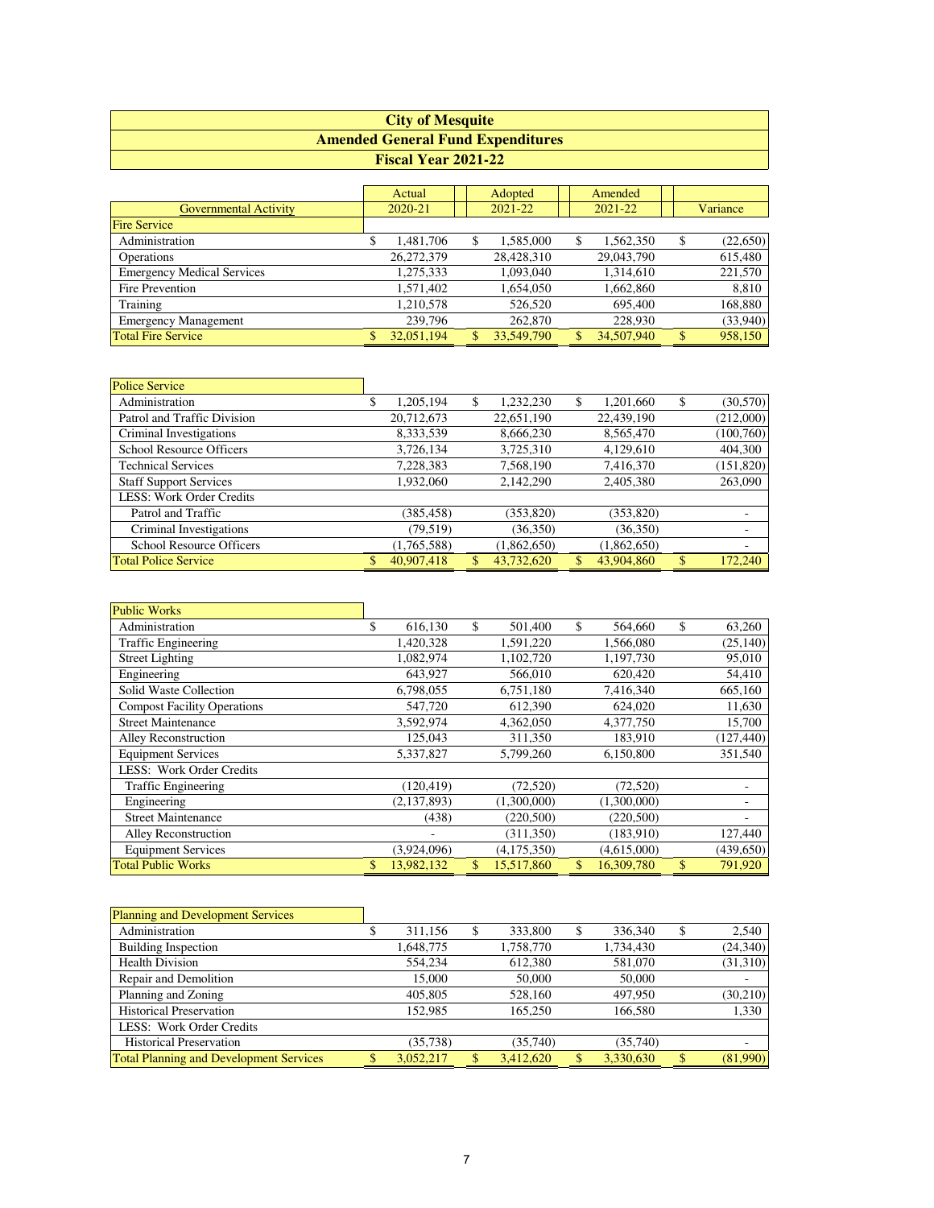# City of Mesquite
## Amended General Fund Expenditures
### Fiscal Year 2021-22

| Governmental Activity | Actual 2020-21 | Adopted 2021-22 | Amended 2021-22 | Variance |
|---|---|---|---|---|
| **Fire Service** | | | | |
| Administration | $ 1,481,706 | $ 1,585,000 | $ 1,562,350 | $ (22,650) |
| Operations | 26,272,379 | 28,428,310 | 29,043,790 | 615,480 |
| Emergency Medical Services | 1,275,333 | 1,093,040 | 1,314,610 | 221,570 |
| Fire Prevention | 1,571,402 | 1,654,050 | 1,662,860 | 8,810 |
| Training | 1,210,578 | 526,520 | 695,400 | 168,880 |
| Emergency Management | 239,796 | 262,870 | 228,930 | (33,940) |
| Total Fire Service | $ 32,051,194 | $ 33,549,790 | $ 34,507,940 | $ 958,150 |
| | | | | |
| **Police Service** | | | | |
| Administration | $ 1,205,194 | $ 1,232,230 | $ 1,201,660 | $ (30,570) |
| Patrol and Traffic Division | 20,712,673 | 22,651,190 | 22,439,190 | (212,000) |
| Criminal Investigations | 8,333,539 | 8,666,230 | 8,565,470 | (100,760) |
| School Resource Officers | 3,726,134 | 3,725,310 | 4,129,610 | 404,300 |
| Technical Services | 7,228,383 | 7,568,190 | 7,416,370 | (151,820) |
| Staff Support Services | 1,932,060 | 2,142,290 | 2,405,380 | 263,090 |
| LESS: Work Order Credits | | | | |
| Patrol and Traffic | (385,458) | (353,820) | (353,820) | - |
| Criminal Investigations | (79,519) | (36,350) | (36,350) | - |
| School Resource Officers | (1,765,588) | (1,862,650) | (1,862,650) | - |
| Total Police Service | $ 40,907,418 | $ 43,732,620 | $ 43,904,860 | $ 172,240 |
| | | | | |
| **Public Works** | | | | |
| Administration | $ 616,130 | $ 501,400 | $ 564,660 | $ 63,260 |
| Traffic Engineering | 1,420,328 | 1,591,220 | 1,566,080 | (25,140) |
| Street Lighting | 1,082,974 | 1,102,720 | 1,197,730 | 95,010 |
| Engineering | 643,927 | 566,010 | 620,420 | 54,410 |
| Solid Waste Collection | 6,798,055 | 6,751,180 | 7,416,340 | 665,160 |
| Compost Facility Operations | 547,720 | 612,390 | 624,020 | 11,630 |
| Street Maintenance | 3,592,974 | 4,362,050 | 4,377,750 | 15,700 |
| Alley Reconstruction | 125,043 | 311,350 | 183,910 | (127,440) |
| Equipment Services | 5,337,827 | 5,799,260 | 6,150,800 | 351,540 |
| LESS: Work Order Credits | | | | |
| Traffic Engineering | (120,419) | (72,520) | (72,520) | - |
| Engineering | (2,137,893) | (1,300,000) | (1,300,000) | - |
| Street Maintenance | (438) | (220,500) | (220,500) | - |
| Alley Reconstruction | - | (311,350) | (183,910) | 127,440 |
| Equipment Services | (3,924,096) | (4,175,350) | (4,615,000) | (439,650) |
| Total Public Works | $ 13,982,132 | $ 15,517,860 | $ 16,309,780 | $ 791,920 |
| | | | | |
| **Planning and Development Services** | | | | |
| Administration | $ 311,156 | $ 333,800 | $ 336,340 | $ 2,540 |
| Building Inspection | 1,648,775 | 1,758,770 | 1,734,430 | (24,340) |
| Health Division | 554,234 | 612,380 | 581,070 | (31,310) |
| Repair and Demolition | 15,000 | 50,000 | 50,000 | - |
| Planning and Zoning | 405,805 | 528,160 | 497,950 | (30,210) |
| Historical Preservation | 152,985 | 165,250 | 166,580 | 1,330 |
| LESS: Work Order Credits | | | | |
| Historical Preservation | (35,738) | (35,740) | (35,740) | - |
| Total Planning and Development Services | $ 3,052,217 | $ 3,412,620 | $ 3,330,630 | $ (81,990) |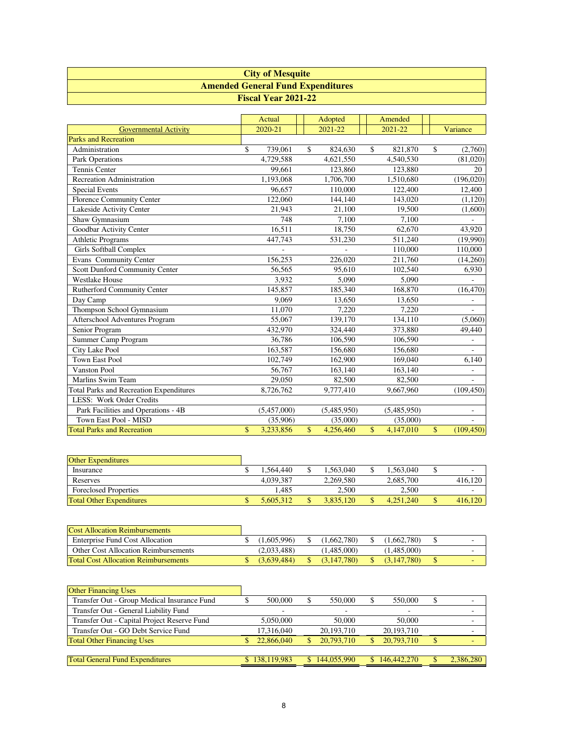# City of Mesquite
## Amended General Fund Expenditures
### Fiscal Year 2021-22

| Governmental Activity | Actual 2020-21 | Adopted 2021-22 | Amended 2021-22 | Variance |
|---|---|---|---|---|
| **Parks and Recreation** | | | | |
| Administration | $ 739,061 | $ 824,630 | $ 821,870 | $ (2,760) |
| Park Operations | 4,729,588 | 4,621,550 | 4,540,530 | (81,020) |
| Tennis Center | 99,661 | 123,860 | 123,880 | 20 |
| Recreation Administration | 1,193,068 | 1,706,700 | 1,510,680 | (196,020) |
| Special Events | 96,657 | 110,000 | 122,400 | 12,400 |
| Florence Community Center | 122,060 | 144,140 | 143,020 | (1,120) |
| Lakeside Activity Center | 21,943 | 21,100 | 19,500 | (1,600) |
| Shaw Gymnasium | 748 | 7,100 | 7,100 | - |
| Goodbar Activity Center | 16,511 | 18,750 | 62,670 | 43,920 |
| Athletic Programs | 447,743 | 531,230 | 511,240 | (19,990) |
| Girls Softball Complex | - | - | 110,000 | 110,000 |
| Evans Community Center | 156,253 | 226,020 | 211,760 | (14,260) |
| Scott Dunford Community Center | 56,565 | 95,610 | 102,540 | 6,930 |
| Westlake House | 3,932 | 5,090 | 5,090 | - |
| Rutherford Community Center | 145,857 | 185,340 | 168,870 | (16,470) |
| Day Camp | 9,069 | 13,650 | 13,650 | - |
| Thompson School Gymnasium | 11,070 | 7,220 | 7,220 | - |
| Afterschool Adventures Program | 55,067 | 139,170 | 134,110 | (5,060) |
| Senior Program | 432,970 | 324,440 | 373,880 | 49,440 |
| Summer Camp Program | 36,786 | 106,590 | 106,590 | - |
| City Lake Pool | 163,587 | 156,680 | 156,680 | - |
| Town East Pool | 102,749 | 162,900 | 169,040 | 6,140 |
| Vanston Pool | 56,767 | 163,140 | 163,140 | - |
| Marlins Swim Team | 29,050 | 82,500 | 82,500 | - |
| Total Parks and Recreation Expenditures | 8,726,762 | 9,777,410 | 9,667,960 | (109,450) |
| LESS: Work Order Credits | | | | |
| Park Facilities and Operations - 4B | (5,457,000) | (5,485,950) | (5,485,950) | - |
| Town East Pool - MISD | (35,906) | (35,000) | (35,000) | - |
| **Total Parks and Recreation** | $ 3,233,856 | $ 4,256,460 | $ 4,147,010 | $ (109,450) |

| Other Expenditures | | | | |
|---|---|---|---|---|
| Insurance | $ 1,564,440 | $ 1,563,040 | $ 1,563,040 | $ - |
| Reserves | 4,039,387 | 2,269,580 | 2,685,700 | 416,120 |
| Foreclosed Properties | 1,485 | 2,500 | 2,500 | - |
| **Total Other Expenditures** | $ 5,605,312 | $ 3,835,120 | $ 4,251,240 | $ 416,120 |

| Cost Allocation Reimbursements | | | | |
|---|---|---|---|---|
| Enterprise Fund Cost Allocation | $ (1,605,996) | $ (1,662,780) | $ (1,662,780) | $ - |
| Other Cost Allocation Reimbursements | (2,033,488) | (1,485,000) | (1,485,000) | - |
| **Total Cost Allocation Reimbursements** | $ (3,639,484) | $ (3,147,780) | $ (3,147,780) | $ - |

| Other Financing Uses | | | | |
|---|---|---|---|---|
| Transfer Out - Group Medical Insurance Fund | $ 500,000 | $ 550,000 | $ 550,000 | $ - |
| Transfer Out - General Liability Fund | - | - | - | - |
| Transfer Out - Capital Project Reserve Fund | 5,050,000 | 50,000 | 50,000 | - |
| Transfer Out - GO Debt Service Fund | 17,316,040 | 20,193,710 | 20,193,710 | - |
| **Total Other Financing Uses** | $ 22,866,040 | $ 20,793,710 | $ 20,793,710 | $ - |

| | | | | |
|---|---|---|---|---|
| **Total General Fund Expenditures** | $ 138,119,983 | $ 144,055,990 | $ 146,442,270 | $ 2,386,280 |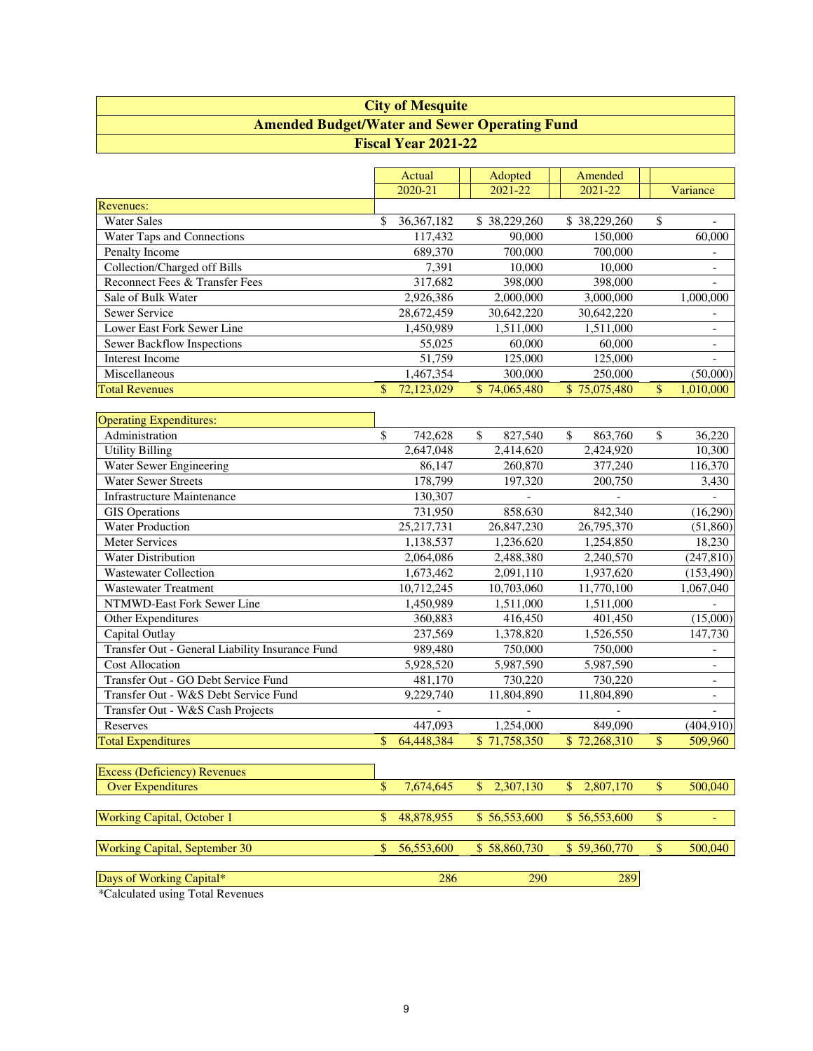# City of Mesquite

## Amended Budget/Water and Sewer Operating Fund

### Fiscal Year 2021-22

| | Actual 2020-21 | Adopted 2021-22 | Amended 2021-22 | Variance |
|---|---|---|---|---|
| **Revenues:** | | | | |
| Water Sales | $ 36,367,182 | $ 38,229,260 | $ 38,229,260 | $ - |
| Water Taps and Connections | 117,432 | 90,000 | 150,000 | 60,000 |
| Penalty Income | 689,370 | 700,000 | 700,000 | - |
| Collection/Charged off Bills | 7,391 | 10,000 | 10,000 | - |
| Reconnect Fees & Transfer Fees | 317,682 | 398,000 | 398,000 | - |
| Sale of Bulk Water | 2,926,386 | 2,000,000 | 3,000,000 | 1,000,000 |
| Sewer Service | 28,672,459 | 30,642,220 | 30,642,220 | - |
| Lower East Fork Sewer Line | 1,450,989 | 1,511,000 | 1,511,000 | - |
| Sewer Backflow Inspections | 55,025 | 60,000 | 60,000 | - |
| Interest Income | 51,759 | 125,000 | 125,000 | - |
| Miscellaneous | 1,467,354 | 300,000 | 250,000 | (50,000) |
| **Total Revenues** | $ 72,123,029 | $ 74,065,480 | $ 75,075,480 | $ 1,010,000 |
| **Operating Expenditures:** | | | | |
| Administration | $ 742,628 | $ 827,540 | $ 863,760 | $ 36,220 |
| Utility Billing | 2,647,048 | 2,414,620 | 2,424,920 | 10,300 |
| Water Sewer Engineering | 86,147 | 260,870 | 377,240 | 116,370 |
| Water Sewer Streets | 178,799 | 197,320 | 200,750 | 3,430 |
| Infrastructure Maintenance | 130,307 | - | - | - |
| GIS Operations | 731,950 | 858,630 | 842,340 | (16,290) |
| Water Production | 25,217,731 | 26,847,230 | 26,795,370 | (51,860) |
| Meter Services | 1,138,537 | 1,236,620 | 1,254,850 | 18,230 |
| Water Distribution | 2,064,086 | 2,488,380 | 2,240,570 | (247,810) |
| Wastewater Collection | 1,673,462 | 2,091,110 | 1,937,620 | (153,490) |
| Wastewater Treatment | 10,712,245 | 10,703,060 | 11,770,100 | 1,067,040 |
| NTMWD-East Fork Sewer Line | 1,450,989 | 1,511,000 | 1,511,000 | - |
| Other Expenditures | 360,883 | 416,450 | 401,450 | (15,000) |
| Capital Outlay | 237,569 | 1,378,820 | 1,526,550 | 147,730 |
| Transfer Out - General Liability Insurance Fund | 989,480 | 750,000 | 750,000 | - |
| Cost Allocation | 5,928,520 | 5,987,590 | 5,987,590 | - |
| Transfer Out - GO Debt Service Fund | 481,170 | 730,220 | 730,220 | - |
| Transfer Out - W&S Debt Service Fund | 9,229,740 | 11,804,890 | 11,804,890 | - |
| Transfer Out - W&S Cash Projects | - | - | - | - |
| Reserves | 447,093 | 1,254,000 | 849,090 | (404,910) |
| **Total Expenditures** | $ 64,448,384 | $ 71,758,350 | $ 72,268,310 | $ 509,960 |
| **Excess (Deficiency) Revenues Over Expenditures** | $ 7,674,645 | $ 2,307,130 | $ 2,807,170 | $ 500,040 |
| **Working Capital, October 1** | $ 48,878,955 | $ 56,553,600 | $ 56,553,600 | $ - |
| **Working Capital, September 30** | $ 56,553,600 | $ 58,860,730 | $ 59,360,770 | $ 500,040 |
| **Days of Working Capital*** | 286 | 290 | 289 | |

*Calculated using Total Revenues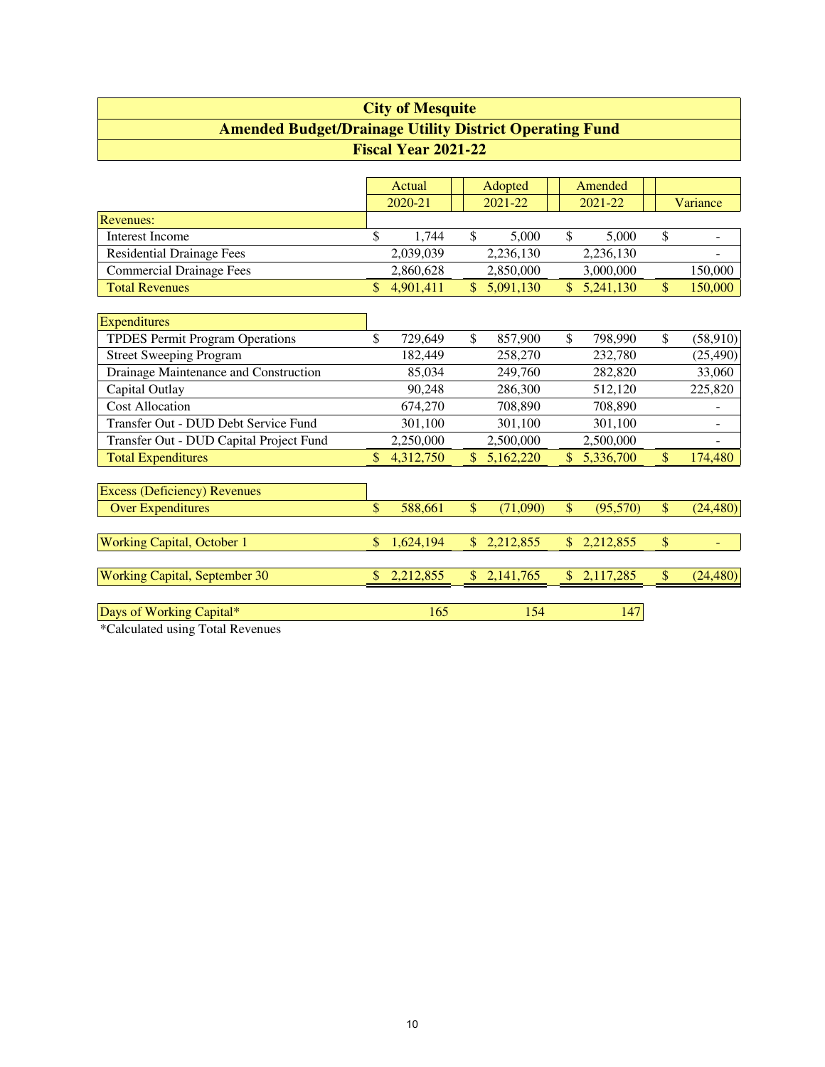# City of Mesquite

## Amended Budget/Drainage Utility District Operating Fund

### Fiscal Year 2021-22

| | Actual 2020-21 | Adopted 2021-22 | Amended 2021-22 | Variance |
|---|---|---|---|---|
| **Revenues:** | | | | |
| Interest Income | $ 1,744 | $ 5,000 | $ 5,000 | $ - |
| Residential Drainage Fees | 2,039,039 | 2,236,130 | 2,236,130 | - |
| Commercial Drainage Fees | 2,860,628 | 2,850,000 | 3,000,000 | 150,000 |
| Total Revenues | $ 4,901,411 | $ 5,091,130 | $ 5,241,130 | $ 150,000 |
| **Expenditures** | | | | |
| TPDES Permit Program Operations | $ 729,649 | $ 857,900 | $ 798,990 | $ (58,910) |
| Street Sweeping Program | 182,449 | 258,270 | 232,780 | (25,490) |
| Drainage Maintenance and Construction | 85,034 | 249,760 | 282,820 | 33,060 |
| Capital Outlay | 90,248 | 286,300 | 512,120 | 225,820 |
| Cost Allocation | 674,270 | 708,890 | 708,890 | - |
| Transfer Out - DUD Debt Service Fund | 301,100 | 301,100 | 301,100 | - |
| Transfer Out - DUD Capital Project Fund | 2,250,000 | 2,500,000 | 2,500,000 | - |
| Total Expenditures | $ 4,312,750 | $ 5,162,220 | $ 5,336,700 | $ 174,480 |
| Excess (Deficiency) Revenues Over Expenditures | $ 588,661 | $ (71,090) | $ (95,570) | $ (24,480) |
| Working Capital, October 1 | $ 1,624,194 | $ 2,212,855 | $ 2,212,855 | $ - |
| Working Capital, September 30 | $ 2,212,855 | $ 2,141,765 | $ 2,117,285 | $ (24,480) |
| Days of Working Capital* | 165 | 154 | 147 | |

*Calculated using Total Revenues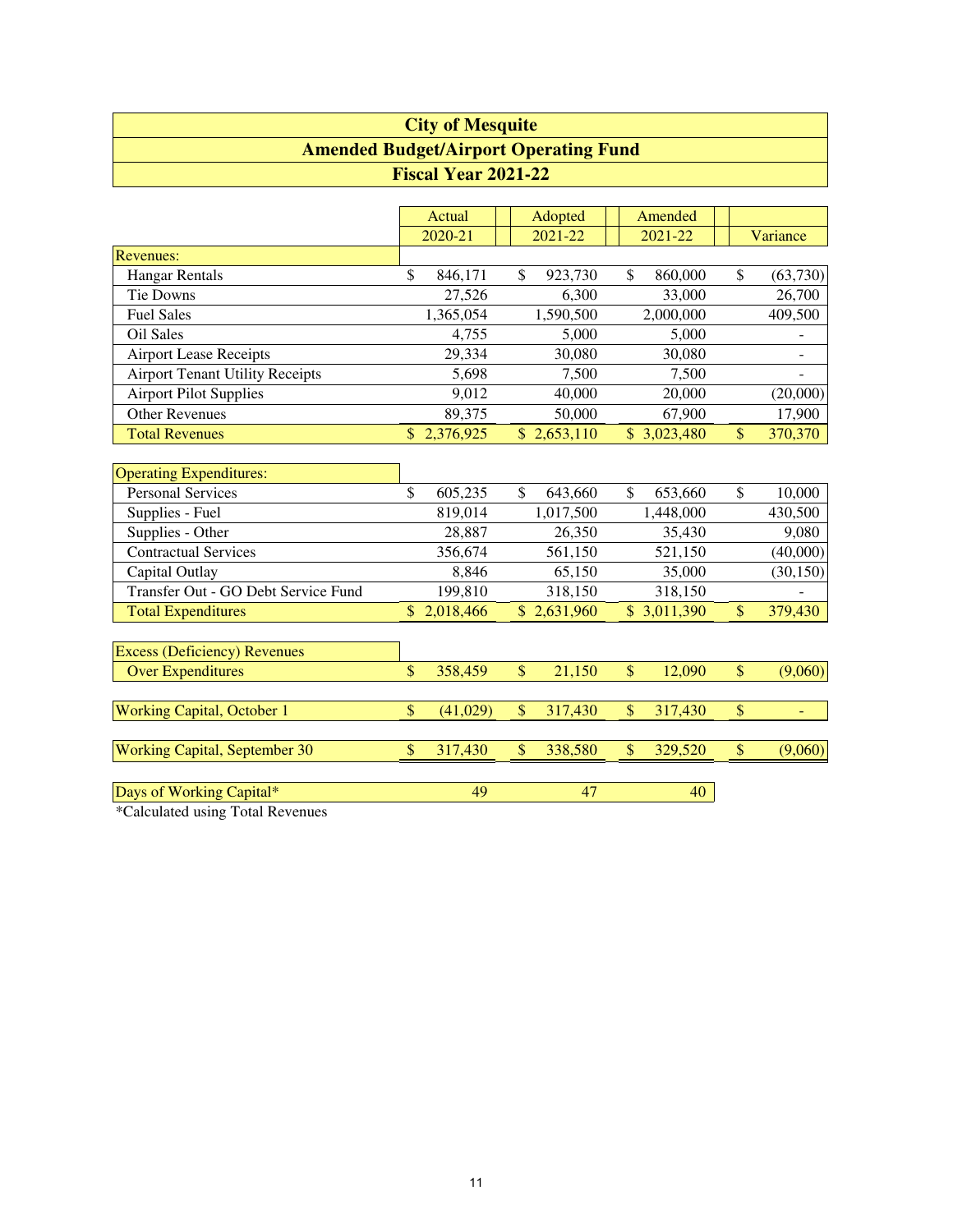# City of Mesquite
## Amended Budget/Airport Operating Fund
### Fiscal Year 2021-22

| | Actual 2020-21 | Adopted 2021-22 | Amended 2021-22 | Variance |
|---|---|---|---|---|
| **Revenues:** | | | | |
| Hangar Rentals | $ 846,171 | $ 923,730 | $ 860,000 | $ (63,730) |
| Tie Downs | 27,526 | 6,300 | 33,000 | 26,700 |
| Fuel Sales | 1,365,054 | 1,590,500 | 2,000,000 | 409,500 |
| Oil Sales | 4,755 | 5,000 | 5,000 | - |
| Airport Lease Receipts | 29,334 | 30,080 | 30,080 | - |
| Airport Tenant Utility Receipts | 5,698 | 7,500 | 7,500 | - |
| Airport Pilot Supplies | 9,012 | 40,000 | 20,000 | (20,000) |
| Other Revenues | 89,375 | 50,000 | 67,900 | 17,900 |
| Total Revenues | $ 2,376,925 | $ 2,653,110 | $ 3,023,480 | $ 370,370 |
| **Operating Expenditures:** | | | | |
| Personal Services | $ 605,235 | $ 643,660 | $ 653,660 | $ 10,000 |
| Supplies - Fuel | 819,014 | 1,017,500 | 1,448,000 | 430,500 |
| Supplies - Other | 28,887 | 26,350 | 35,430 | 9,080 |
| Contractual Services | 356,674 | 561,150 | 521,150 | (40,000) |
| Capital Outlay | 8,846 | 65,150 | 35,000 | (30,150) |
| Transfer Out - GO Debt Service Fund | 199,810 | 318,150 | 318,150 | - |
| Total Expenditures | $ 2,018,466 | $ 2,631,960 | $ 3,011,390 | $ 379,430 |
| Excess (Deficiency) Revenues Over Expenditures | $ 358,459 | $ 21,150 | $ 12,090 | $ (9,060) |
| Working Capital, October 1 | $ (41,029) | $ 317,430 | $ 317,430 | $ - |
| Working Capital, September 30 | $ 317,430 | $ 338,580 | $ 329,520 | $ (9,060) |
| Days of Working Capital* | 49 | 47 | 40 | |

*Calculated using Total Revenues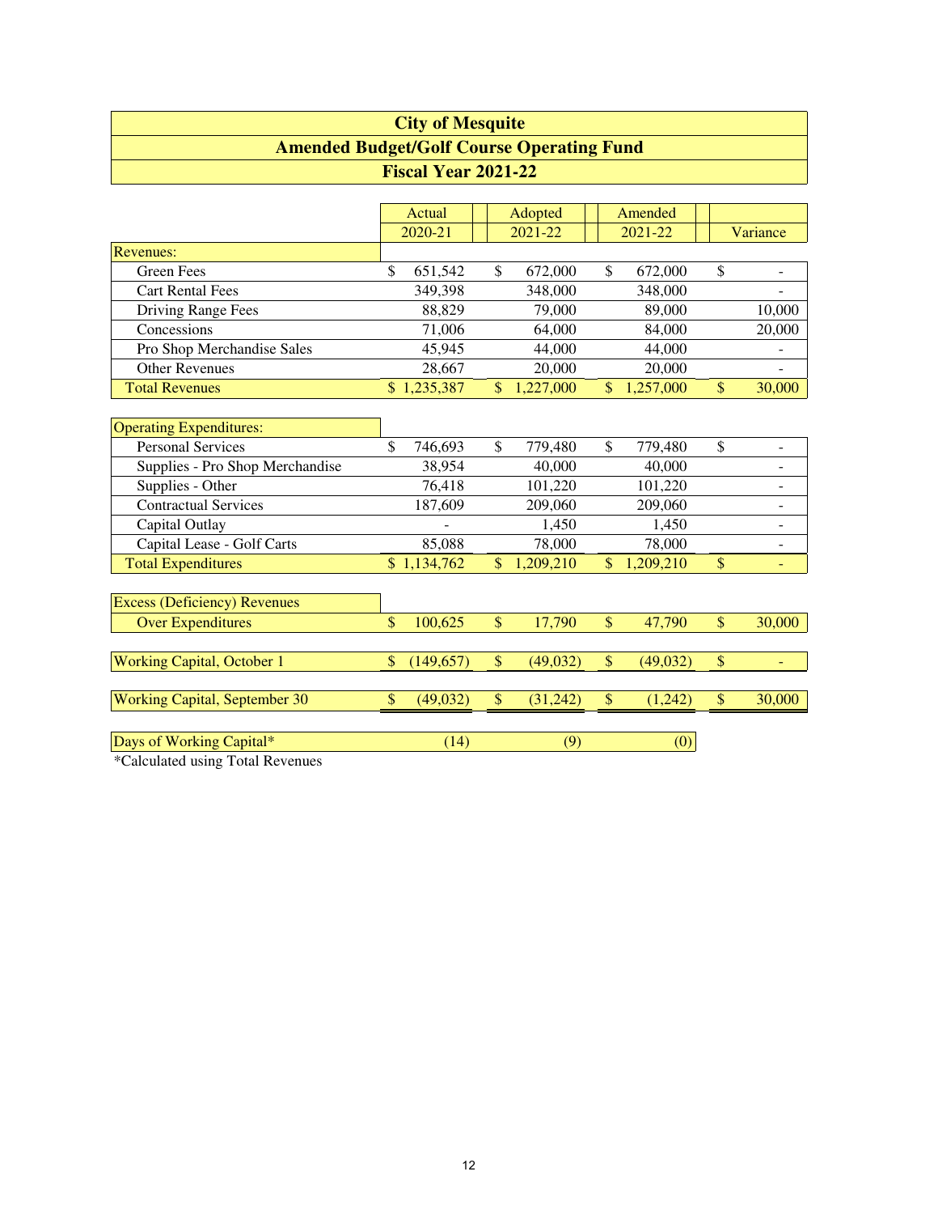# City of Mesquite
## Amended Budget/Golf Course Operating Fund
### Fiscal Year 2021-22

| | Actual 2020-21 | Adopted 2021-22 | Amended 2021-22 | Variance |
|---|---|---|---|---|
| **Revenues:** | | | | |
| Green Fees | $ 651,542 | $ 672,000 | $ 672,000 | $ - |
| Cart Rental Fees | 349,398 | 348,000 | 348,000 | - |
| Driving Range Fees | 88,829 | 79,000 | 89,000 | 10,000 |
| Concessions | 71,006 | 64,000 | 84,000 | 20,000 |
| Pro Shop Merchandise Sales | 45,945 | 44,000 | 44,000 | - |
| Other Revenues | 28,667 | 20,000 | 20,000 | - |
| Total Revenues | $ 1,235,387 | $ 1,227,000 | $ 1,257,000 | $ 30,000 |
| | | | | |
| **Operating Expenditures:** | | | | |
| Personal Services | $ 746,693 | $ 779,480 | $ 779,480 | $ - |
| Supplies - Pro Shop Merchandise | 38,954 | 40,000 | 40,000 | - |
| Supplies - Other | 76,418 | 101,220 | 101,220 | - |
| Contractual Services | 187,609 | 209,060 | 209,060 | - |
| Capital Outlay | - | 1,450 | 1,450 | - |
| Capital Lease - Golf Carts | 85,088 | 78,000 | 78,000 | - |
| Total Expenditures | $ 1,134,762 | $ 1,209,210 | $ 1,209,210 | $ - |
| | | | | |
| Excess (Deficiency) Revenues Over Expenditures | $ 100,625 | $ 17,790 | $ 47,790 | $ 30,000 |
| | | | | |
| Working Capital, October 1 | $ (149,657) | $ (49,032) | $ (49,032) | $ - |
| | | | | |
| Working Capital, September 30 | $ (49,032) | $ (31,242) | $ (1,242) | $ 30,000 |
| | | | | |
| Days of Working Capital* | (14) | (9) | (0) | |

*Calculated using Total Revenues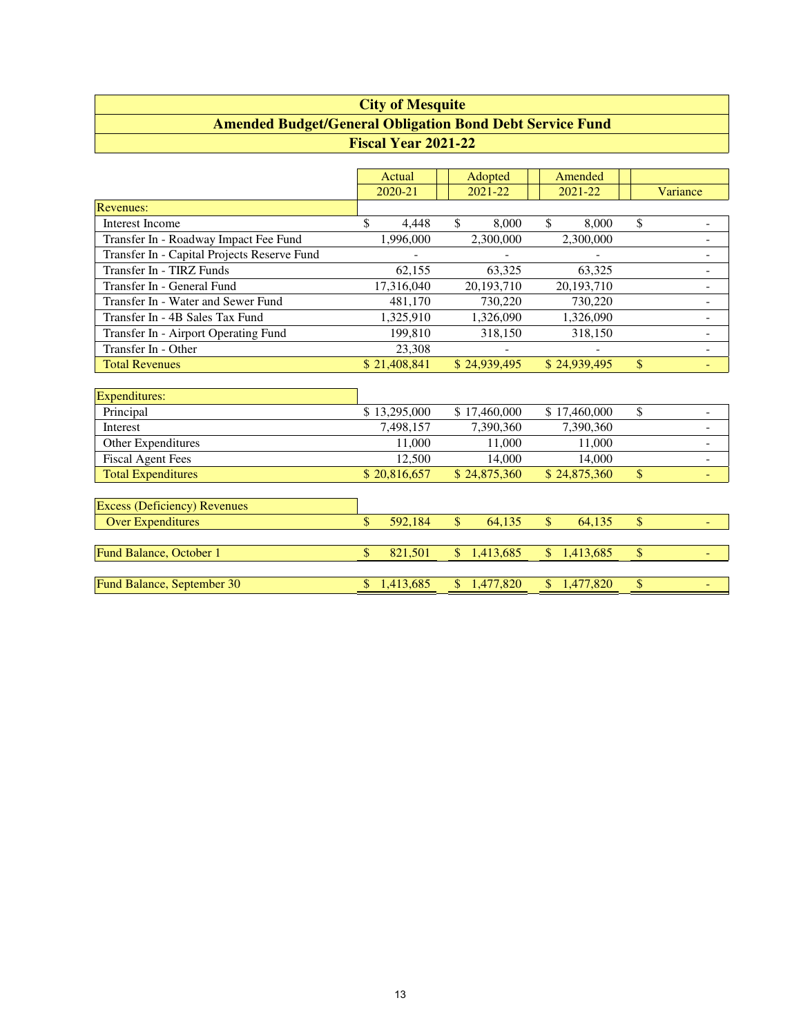# City of Mesquite

## Amended Budget/General Obligation Bond Debt Service Fund

### Fiscal Year 2021-22

| | Actual 2020-21 | Adopted 2021-22 | Amended 2021-22 | Variance |
|---|---|---|---|---|
| **Revenues:** | | | | |
| Interest Income | $ 4,448 | $ 8,000 | $ 8,000 | $ - |
| Transfer In - Roadway Impact Fee Fund | 1,996,000 | 2,300,000 | 2,300,000 | - |
| Transfer In - Capital Projects Reserve Fund | - | - | - | - |
| Transfer In - TIRZ Funds | 62,155 | 63,325 | 63,325 | - |
| Transfer In - General Fund | 17,316,040 | 20,193,710 | 20,193,710 | - |
| Transfer In - Water and Sewer Fund | 481,170 | 730,220 | 730,220 | - |
| Transfer In - 4B Sales Tax Fund | 1,325,910 | 1,326,090 | 1,326,090 | - |
| Transfer In - Airport Operating Fund | 199,810 | 318,150 | 318,150 | - |
| Transfer In - Other | 23,308 | - | - | - |
| Total Revenues | $ 21,408,841 | $ 24,939,495 | $ 24,939,495 | $ - |
| **Expenditures:** | | | | |
| Principal | $ 13,295,000 | $ 17,460,000 | $ 17,460,000 | $ - |
| Interest | 7,498,157 | 7,390,360 | 7,390,360 | - |
| Other Expenditures | 11,000 | 11,000 | 11,000 | - |
| Fiscal Agent Fees | 12,500 | 14,000 | 14,000 | - |
| Total Expenditures | $ 20,816,657 | $ 24,875,360 | $ 24,875,360 | $ - |
| Excess (Deficiency) Revenues Over Expenditures | $ 592,184 | $ 64,135 | $ 64,135 | $ - |
| Fund Balance, October 1 | $ 821,501 | $ 1,413,685 | $ 1,413,685 | $ - |
| Fund Balance, September 30 | $ 1,413,685 | $ 1,477,820 | $ 1,477,820 | $ - |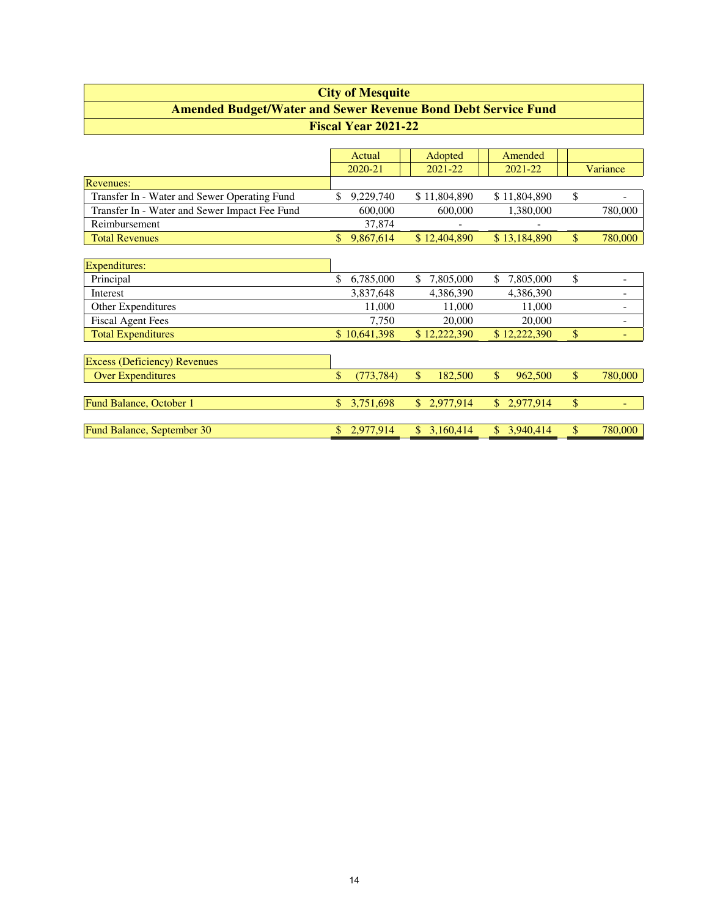# City of Mesquite

## Amended Budget/Water and Sewer Revenue Bond Debt Service Fund

### Fiscal Year 2021-22

| | Actual 2020-21 | Adopted 2021-22 | Amended 2021-22 | Variance |
|---|---|---|---|---|
| **Revenues:** | | | | |
| Transfer In - Water and Sewer Operating Fund | $ 9,229,740 | $ 11,804,890 | $ 11,804,890 | $ - |
| Transfer In - Water and Sewer Impact Fee Fund | 600,000 | 600,000 | 1,380,000 | 780,000 |
| Reimbursement | 37,874 | - | - | |
| Total Revenues | $ 9,867,614 | $ 12,404,890 | $ 13,184,890 | $ 780,000 |
| **Expenditures:** | | | | |
| Principal | $ 6,785,000 | $ 7,805,000 | $ 7,805,000 | $ - |
| Interest | 3,837,648 | 4,386,390 | 4,386,390 | - |
| Other Expenditures | 11,000 | 11,000 | 11,000 | - |
| Fiscal Agent Fees | 7,750 | 20,000 | 20,000 | - |
| Total Expenditures | $ 10,641,398 | $ 12,222,390 | $ 12,222,390 | $ - |
| Excess (Deficiency) Revenues Over Expenditures | $ (773,784) | $ 182,500 | $ 962,500 | $ 780,000 |
| Fund Balance, October 1 | $ 3,751,698 | $ 2,977,914 | $ 2,977,914 | $ - |
| Fund Balance, September 30 | $ 2,977,914 | $ 3,160,414 | $ 3,940,414 | $ 780,000 |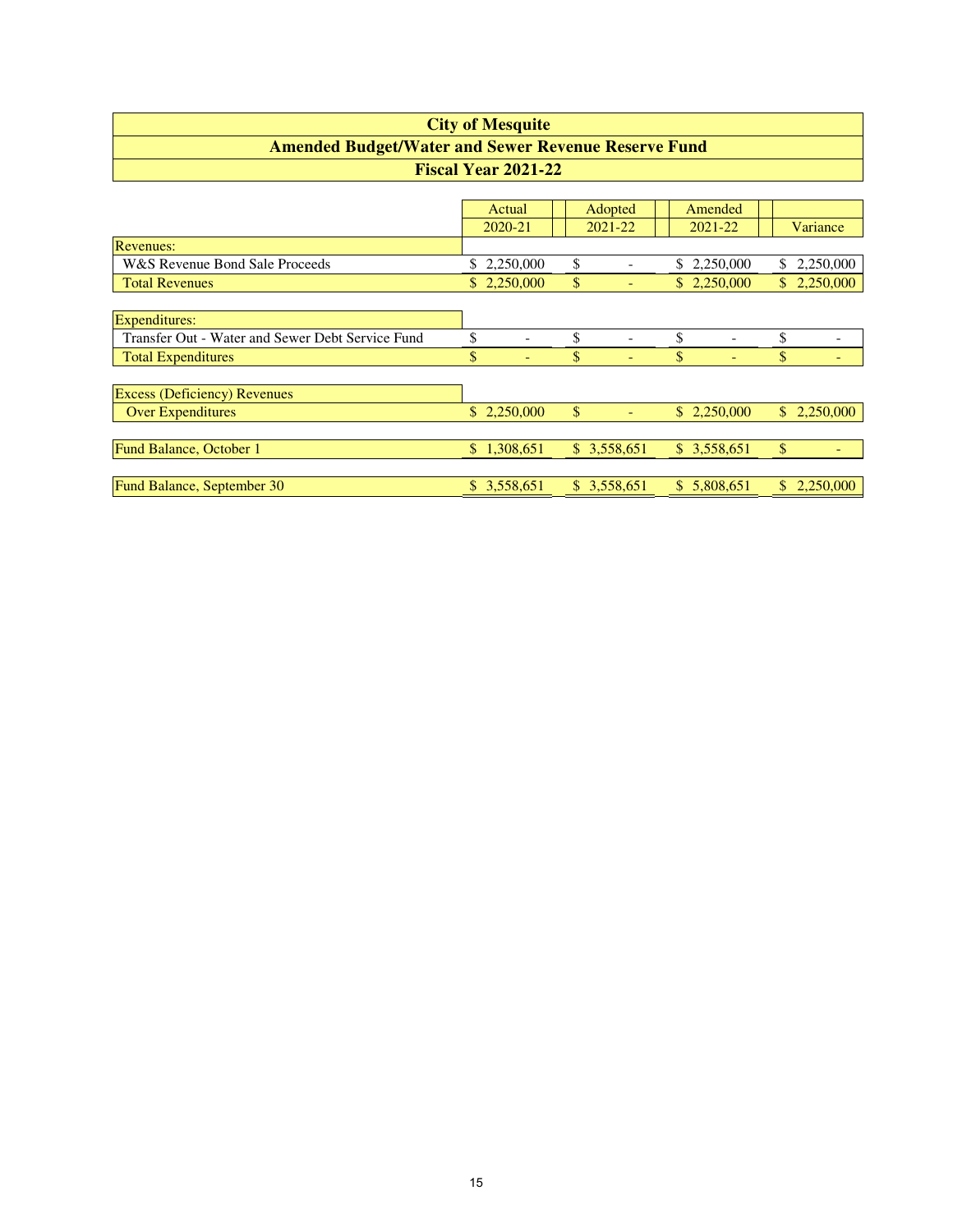# City of Mesquite

## Amended Budget/Water and Sewer Revenue Reserve Fund

### Fiscal Year 2021-22

| | Actual 2020-21 | Adopted 2021-22 | Amended 2021-22 | Variance |
|---|---|---|---|---|
| Revenues: | | | | |
| W&S Revenue Bond Sale Proceeds | $ 2,250,000 | $ - | $ 2,250,000 | $ 2,250,000 |
| Total Revenues | $ 2,250,000 | $ - | $ 2,250,000 | $ 2,250,000 |
| | | | | |
| Expenditures: | | | | |
| Transfer Out - Water and Sewer Debt Service Fund | $ - | $ - | $ - | $ - |
| Total Expenditures | $ - | $ - | $ - | $ - |
| | | | | |
| Excess (Deficiency) Revenues Over Expenditures | $ 2,250,000 | $ - | $ 2,250,000 | $ 2,250,000 |
| | | | | |
| Fund Balance, October 1 | $ 1,308,651 | $ 3,558,651 | $ 3,558,651 | $ - |
| | | | | |
| Fund Balance, September 30 | $ 3,558,651 | $ 3,558,651 | $ 5,808,651 | $ 2,250,000 |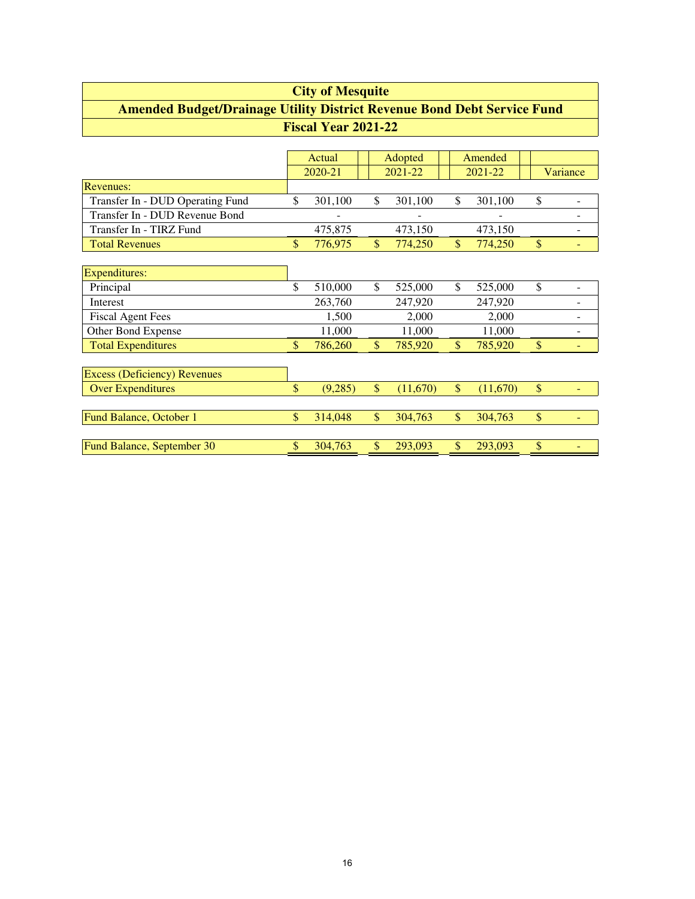# City of Mesquite

## Amended Budget/Drainage Utility District Revenue Bond Debt Service Fund

### Fiscal Year 2021-22

| | Actual 2020-21 | Adopted 2021-22 | Amended 2021-22 | Variance |
|---|---|---|---|---|
| **Revenues:** | | | | |
| Transfer In - DUD Operating Fund | $ 301,100 | $ 301,100 | $ 301,100 | $ - |
| Transfer In - DUD Revenue Bond | - | - | - | - |
| Transfer In - TIRZ Fund | 475,875 | 473,150 | 473,150 | - |
| Total Revenues | $ 776,975 | $ 774,250 | $ 774,250 | $ - |
| **Expenditures:** | | | | |
| Principal | $ 510,000 | $ 525,000 | $ 525,000 | $ - |
| Interest | 263,760 | 247,920 | 247,920 | - |
| Fiscal Agent Fees | 1,500 | 2,000 | 2,000 | - |
| Other Bond Expense | 11,000 | 11,000 | 11,000 | - |
| Total Expenditures | $ 786,260 | $ 785,920 | $ 785,920 | $ - |
| Excess (Deficiency) Revenues Over Expenditures | $ (9,285) | $ (11,670) | $ (11,670) | $ - |
| Fund Balance, October 1 | $ 314,048 | $ 304,763 | $ 304,763 | $ - |
| Fund Balance, September 30 | $ 304,763 | $ 293,093 | $ 293,093 | $ - |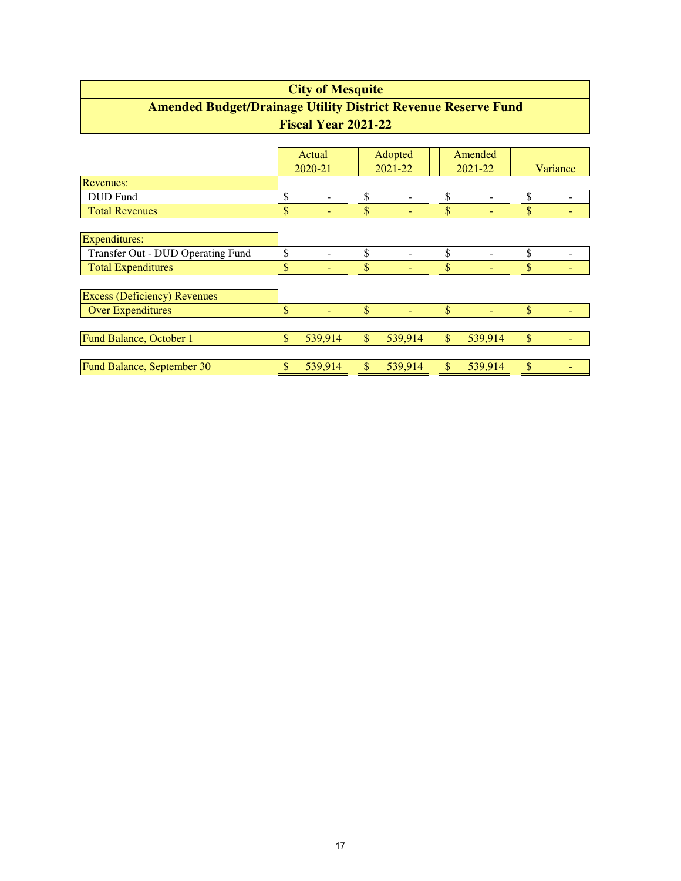# City of Mesquite

## Amended Budget/Drainage Utility District Revenue Reserve Fund

### Fiscal Year 2021-22

| | Actual 2020-21 | Adopted 2021-22 | Amended 2021-22 | Variance |
|---|---|---|---|---|
| **Revenues:** | | | | |
| DUD Fund | $ - | $ - | $ - | $ - |
| Total Revenues | $ - | $ - | $ - | $ - |
| **Expenditures:** | | | | |
| Transfer Out - DUD Operating Fund | $ - | $ - | $ - | $ - |
| Total Expenditures | $ - | $ - | $ - | $ - |
| **Excess (Deficiency) Revenues** | | | | |
| Over Expenditures | $ - | $ - | $ - | $ - |
| Fund Balance, October 1 | $ 539,914 | $ 539,914 | $ 539,914 | $ - |
| Fund Balance, September 30 | $ 539,914 | $ 539,914 | $ 539,914 | $ - |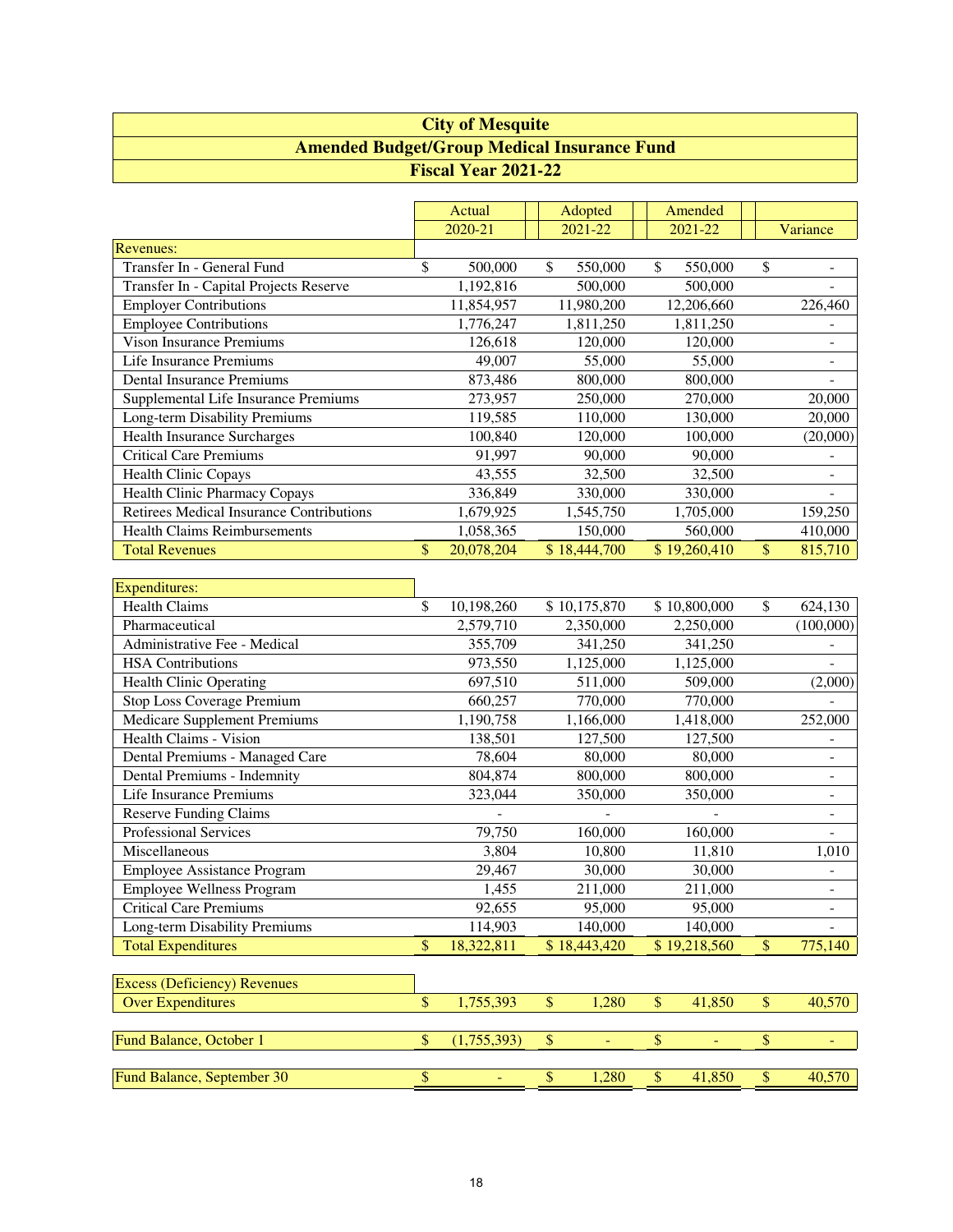# City of Mesquite
## Amended Budget/Group Medical Insurance Fund
### Fiscal Year 2021-22

| | Actual 2020-21 | Adopted 2021-22 | Amended 2021-22 | Variance |
|---|---|---|---|---|
| **Revenues:** | | | | |
| Transfer In - General Fund | $ 500,000 | $ 550,000 | $ 550,000 | $ - |
| Transfer In - Capital Projects Reserve | 1,192,816 | 500,000 | 500,000 | - |
| Employer Contributions | 11,854,957 | 11,980,200 | 12,206,660 | 226,460 |
| Employee Contributions | 1,776,247 | 1,811,250 | 1,811,250 | - |
| Vison Insurance Premiums | 126,618 | 120,000 | 120,000 | - |
| Life Insurance Premiums | 49,007 | 55,000 | 55,000 | - |
| Dental Insurance Premiums | 873,486 | 800,000 | 800,000 | - |
| Supplemental Life Insurance Premiums | 273,957 | 250,000 | 270,000 | 20,000 |
| Long-term Disability Premiums | 119,585 | 110,000 | 130,000 | 20,000 |
| Health Insurance Surcharges | 100,840 | 120,000 | 100,000 | (20,000) |
| Critical Care Premiums | 91,997 | 90,000 | 90,000 | - |
| Health Clinic Copays | 43,555 | 32,500 | 32,500 | - |
| Health Clinic Pharmacy Copays | 336,849 | 330,000 | 330,000 | - |
| Retirees Medical Insurance Contributions | 1,679,925 | 1,545,750 | 1,705,000 | 159,250 |
| Health Claims Reimbursements | 1,058,365 | 150,000 | 560,000 | 410,000 |
| Total Revenues | $ 20,078,204 | $ 18,444,700 | $ 19,260,410 | $ 815,710 |
| **Expenditures:** | | | | |
| Health Claims | $ 10,198,260 | $ 10,175,870 | $ 10,800,000 | $ 624,130 |
| Pharmaceutical | 2,579,710 | 2,350,000 | 2,250,000 | (100,000) |
| Administrative Fee - Medical | 355,709 | 341,250 | 341,250 | - |
| HSA Contributions | 973,550 | 1,125,000 | 1,125,000 | - |
| Health Clinic Operating | 697,510 | 511,000 | 509,000 | (2,000) |
| Stop Loss Coverage Premium | 660,257 | 770,000 | 770,000 | - |
| Medicare Supplement Premiums | 1,190,758 | 1,166,000 | 1,418,000 | 252,000 |
| Health Claims - Vision | 138,501 | 127,500 | 127,500 | - |
| Dental Premiums - Managed Care | 78,604 | 80,000 | 80,000 | - |
| Dental Premiums - Indemnity | 804,874 | 800,000 | 800,000 | - |
| Life Insurance Premiums | 323,044 | 350,000 | 350,000 | - |
| Reserve Funding Claims | - | - | - | - |
| Professional Services | 79,750 | 160,000 | 160,000 | - |
| Miscellaneous | 3,804 | 10,800 | 11,810 | 1,010 |
| Employee Assistance Program | 29,467 | 30,000 | 30,000 | - |
| Employee Wellness Program | 1,455 | 211,000 | 211,000 | - |
| Critical Care Premiums | 92,655 | 95,000 | 95,000 | - |
| Long-term Disability Premiums | 114,903 | 140,000 | 140,000 | - |
| Total Expenditures | $ 18,322,811 | $ 18,443,420 | $ 19,218,560 | $ 775,140 |
| Excess (Deficiency) Revenues Over Expenditures | $ 1,755,393 | $ 1,280 | $ 41,850 | $ 40,570 |
| Fund Balance, October 1 | $ (1,755,393) | $ - | $ - | $ - |
| Fund Balance, September 30 | $ - | $ 1,280 | $ 41,850 | $ 40,570 |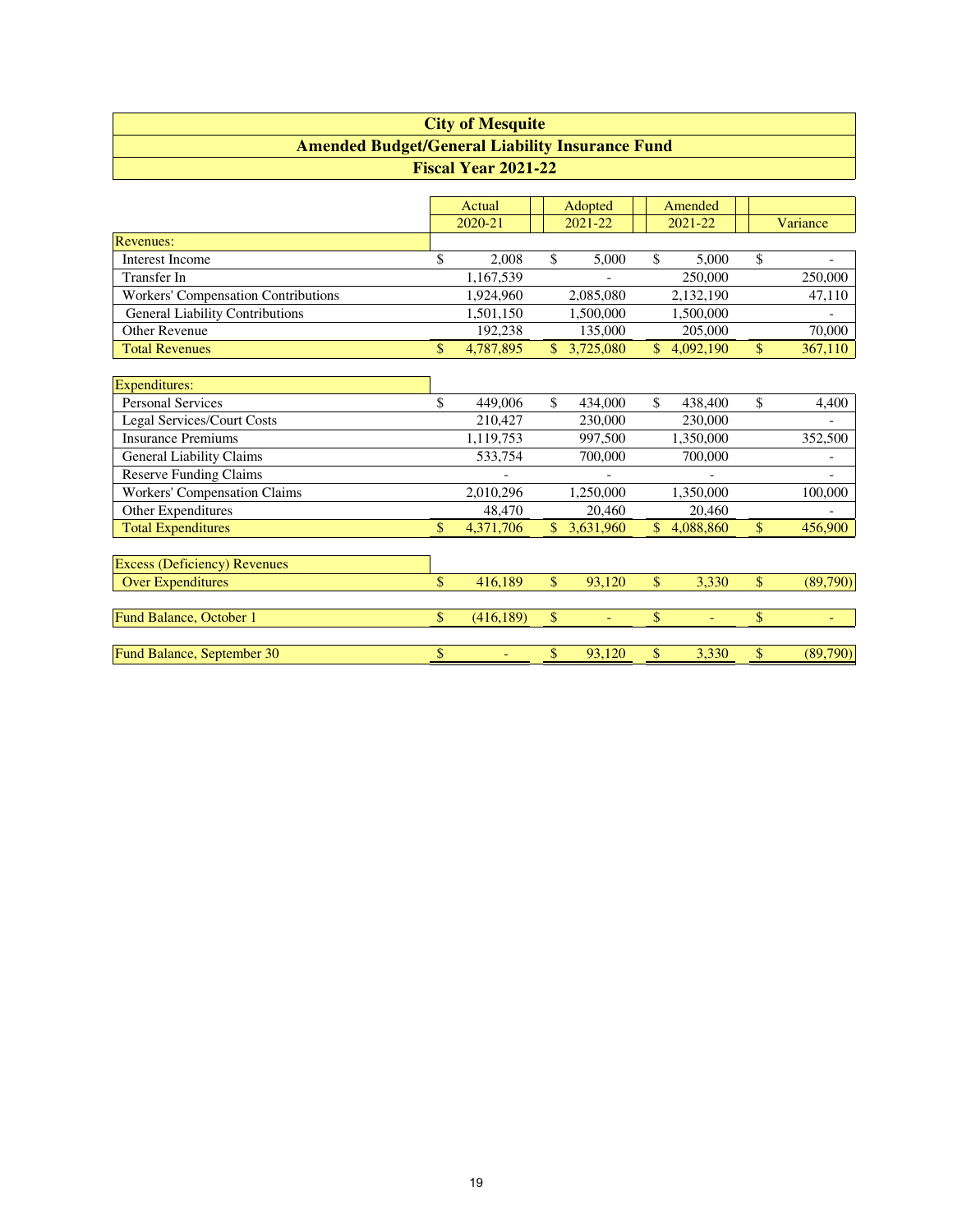# City of Mesquite

## Amended Budget/General Liability Insurance Fund

### Fiscal Year 2021-22

| | Actual 2020-21 | Adopted 2021-22 | Amended 2021-22 | Variance |
|---|---|---|---|---|
| **Revenues:** | | | | |
| Interest Income | $ 2,008 | $ 5,000 | $ 5,000 | $ - |
| Transfer In | 1,167,539 | - | 250,000 | 250,000 |
| Workers' Compensation Contributions | 1,924,960 | 2,085,080 | 2,132,190 | 47,110 |
| General Liability Contributions | 1,501,150 | 1,500,000 | 1,500,000 | - |
| Other Revenue | 192,238 | 135,000 | 205,000 | 70,000 |
| Total Revenues | $ 4,787,895 | $ 3,725,080 | $ 4,092,190 | $ 367,110 |
| **Expenditures:** | | | | |
| Personal Services | $ 449,006 | $ 434,000 | $ 438,400 | $ 4,400 |
| Legal Services/Court Costs | 210,427 | 230,000 | 230,000 | - |
| Insurance Premiums | 1,119,753 | 997,500 | 1,350,000 | 352,500 |
| General Liability Claims | 533,754 | 700,000 | 700,000 | - |
| Reserve Funding Claims | - | - | - | - |
| Workers' Compensation Claims | 2,010,296 | 1,250,000 | 1,350,000 | 100,000 |
| Other Expenditures | 48,470 | 20,460 | 20,460 | - |
| Total Expenditures | $ 4,371,706 | $ 3,631,960 | $ 4,088,860 | $ 456,900 |
| Excess (Deficiency) Revenues Over Expenditures | $ 416,189 | $ 93,120 | $ 3,330 | $ (89,790) |
| Fund Balance, October 1 | $ (416,189) | $ - | $ - | $ - |
| Fund Balance, September 30 | $ - | $ 93,120 | $ 3,330 | $ (89,790) |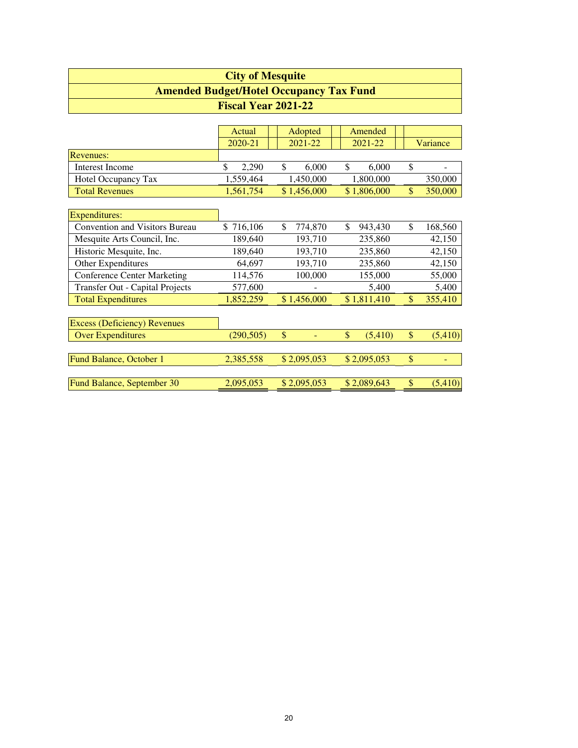# City of Mesquite

## Amended Budget/Hotel Occupancy Tax Fund

### Fiscal Year 2021-22

| | Actual 2020-21 | Adopted 2021-22 | Amended 2021-22 | Variance |
|---|---|---|---|---|
| **Revenues:** | | | | |
| Interest Income | $ 2,290 | $ 6,000 | $ 6,000 | $ - |
| Hotel Occupancy Tax | 1,559,464 | 1,450,000 | 1,800,000 | 350,000 |
| Total Revenues | 1,561,754 | $ 1,456,000 | $ 1,806,000 | $ 350,000 |
| **Expenditures:** | | | | |
| Convention and Visitors Bureau | $ 716,106 | $ 774,870 | $ 943,430 | $ 168,560 |
| Mesquite Arts Council, Inc. | 189,640 | 193,710 | 235,860 | 42,150 |
| Historic Mesquite, Inc. | 189,640 | 193,710 | 235,860 | 42,150 |
| Other Expenditures | 64,697 | 193,710 | 235,860 | 42,150 |
| Conference Center Marketing | 114,576 | 100,000 | 155,000 | 55,000 |
| Transfer Out - Capital Projects | 577,600 | - | 5,400 | 5,400 |
| Total Expenditures | 1,852,259 | $ 1,456,000 | $ 1,811,410 | $ 355,410 |
| **Excess (Deficiency) Revenues Over Expenditures** | (290,505) | $ - | $ (5,410) | $ (5,410) |
| Fund Balance, October 1 | 2,385,558 | $ 2,095,053 | $ 2,095,053 | $ - |
| Fund Balance, September 30 | 2,095,053 | $ 2,095,053 | $ 2,089,643 | $ (5,410) |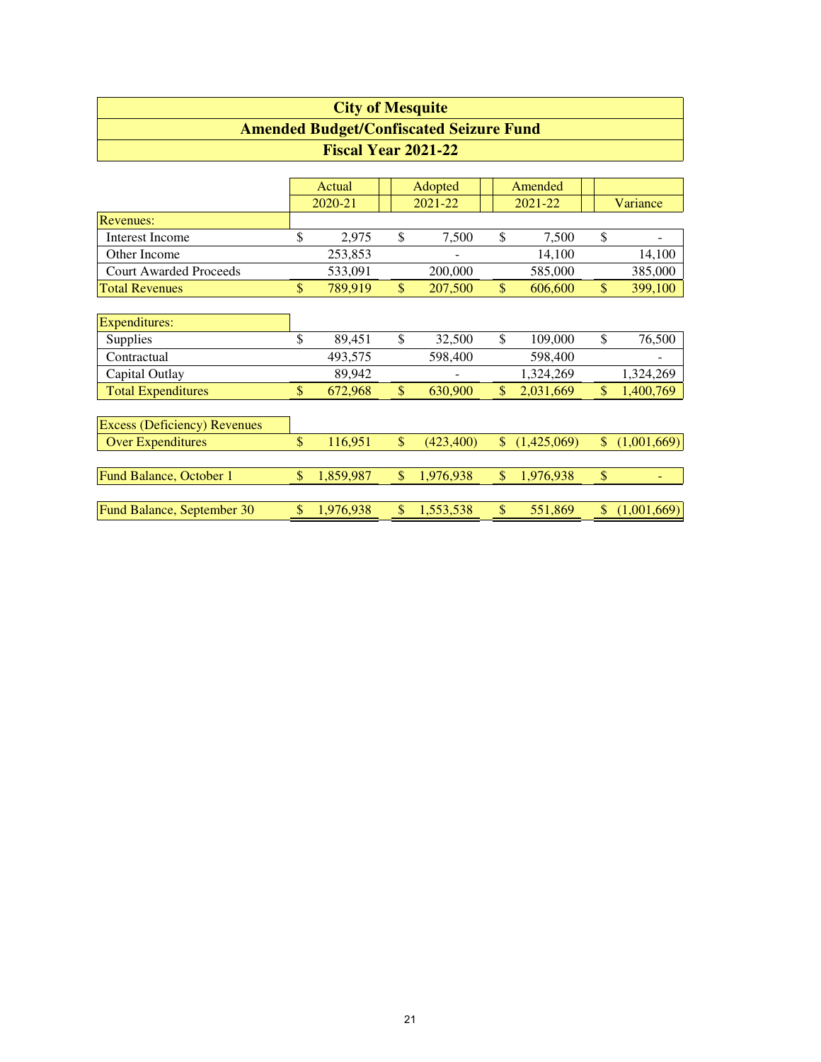# City of Mesquite

## Amended Budget/Confiscated Seizure Fund

### Fiscal Year 2021-22

| | Actual 2020-21 | Adopted 2021-22 | Amended 2021-22 | Variance |
|---|---|---|---|---|
| **Revenues:** | | | | |
| Interest Income | $ 2,975 | $ 7,500 | $ 7,500 | $ - |
| Other Income | 253,853 | - | 14,100 | 14,100 |
| Court Awarded Proceeds | 533,091 | 200,000 | 585,000 | 385,000 |
| Total Revenues | $ 789,919 | $ 207,500 | $ 606,600 | $ 399,100 |
| **Expenditures:** | | | | |
| Supplies | $ 89,451 | $ 32,500 | $ 109,000 | $ 76,500 |
| Contractual | 493,575 | 598,400 | 598,400 | - |
| Capital Outlay | 89,942 | - | 1,324,269 | 1,324,269 |
| Total Expenditures | $ 672,968 | $ 630,900 | $ 2,031,669 | $ 1,400,769 |
| **Excess (Deficiency) Revenues Over Expenditures** | $ 116,951 | $ (423,400) | $ (1,425,069) | $ (1,001,669) |
| Fund Balance, October 1 | $ 1,859,987 | $ 1,976,938 | $ 1,976,938 | $ - |
| Fund Balance, September 30 | $ 1,976,938 | $ 1,553,538 | $ 551,869 | $ (1,001,669) |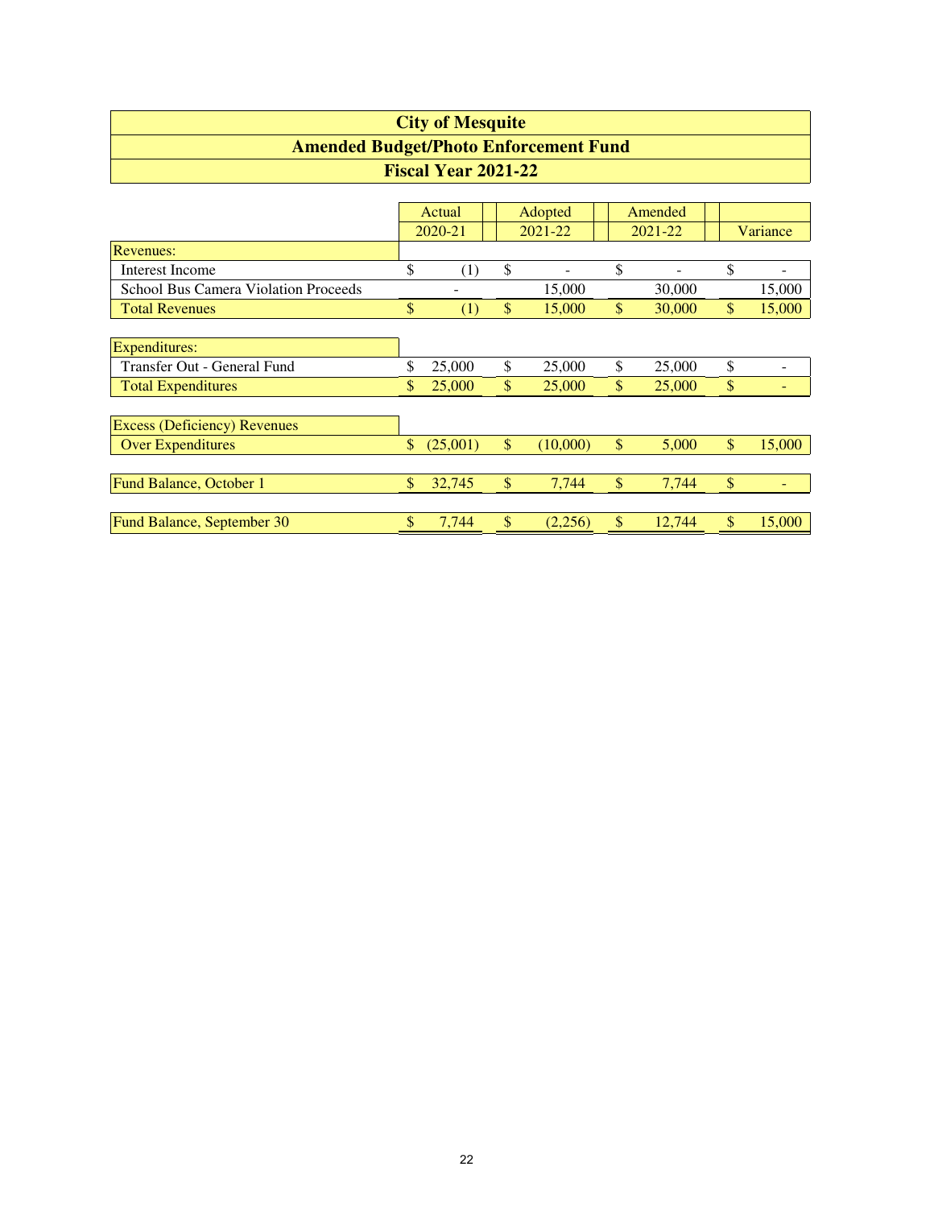# City of Mesquite

## Amended Budget/Photo Enforcement Fund

### Fiscal Year 2021-22

| | Actual 2020-21 | Adopted 2021-22 | Amended 2021-22 | Variance |
|---|---|---|---|---|
| **Revenues:** | | | | |
| Interest Income | $ (1) | $ - | $ - | $ - |
| School Bus Camera Violation Proceeds | - | 15,000 | 30,000 | 15,000 |
| Total Revenues | $ (1) | $ 15,000 | $ 30,000 | $ 15,000 |
| **Expenditures:** | | | | |
| Transfer Out - General Fund | $ 25,000 | $ 25,000 | $ 25,000 | $ - |
| Total Expenditures | $ 25,000 | $ 25,000 | $ 25,000 | $ - |
| Excess (Deficiency) Revenues Over Expenditures | $ (25,001) | $ (10,000) | $ 5,000 | $ 15,000 |
| Fund Balance, October 1 | $ 32,745 | $ 7,744 | $ 7,744 | $ - |
| Fund Balance, September 30 | $ 7,744 | $ (2,256) | $ 12,744 | $ 15,000 |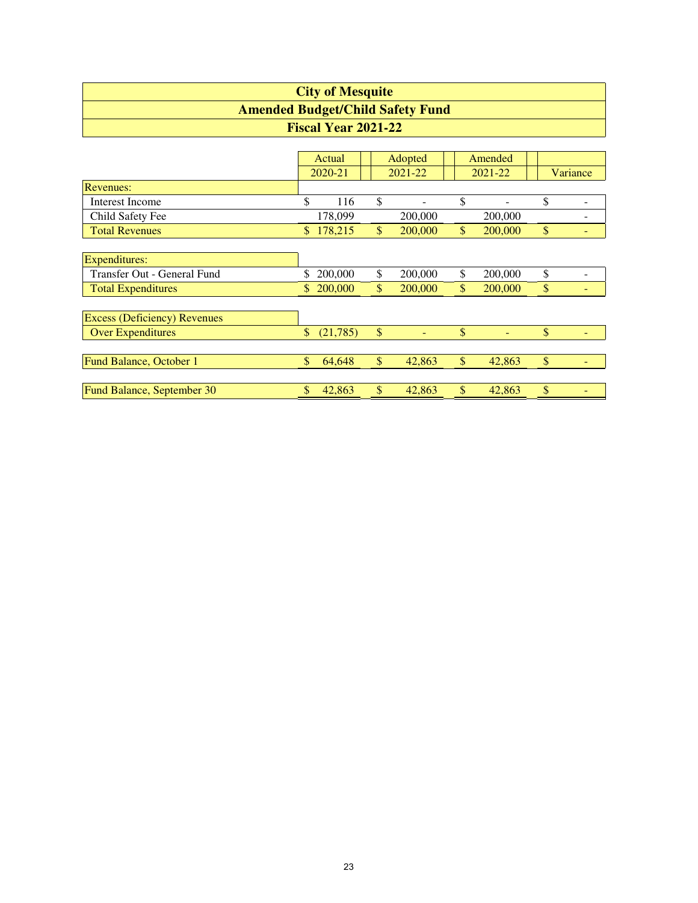# City of Mesquite

## Amended Budget/Child Safety Fund

### Fiscal Year 2021-22

| | Actual 2020-21 | Adopted 2021-22 | Amended 2021-22 | Variance |
|---|---|---|---|---|
| Revenues: | | | | |
| Interest Income | $ 116 | $ - | $ - | $ - |
| Child Safety Fee | 178,099 | 200,000 | 200,000 | - |
| Total Revenues | $ 178,215 | $ 200,000 | $ 200,000 | $ - |
| | | | | |
| Expenditures: | | | | |
| Transfer Out - General Fund | $ 200,000 | $ 200,000 | $ 200,000 | $ - |
| Total Expenditures | $ 200,000 | $ 200,000 | $ 200,000 | $ - |
| | | | | |
| Excess (Deficiency) Revenues Over Expenditures | $ (21,785) | $ - | $ - | $ - |
| | | | | |
| Fund Balance, October 1 | $ 64,648 | $ 42,863 | $ 42,863 | $ - |
| | | | | |
| Fund Balance, September 30 | $ 42,863 | $ 42,863 | $ 42,863 | $ - |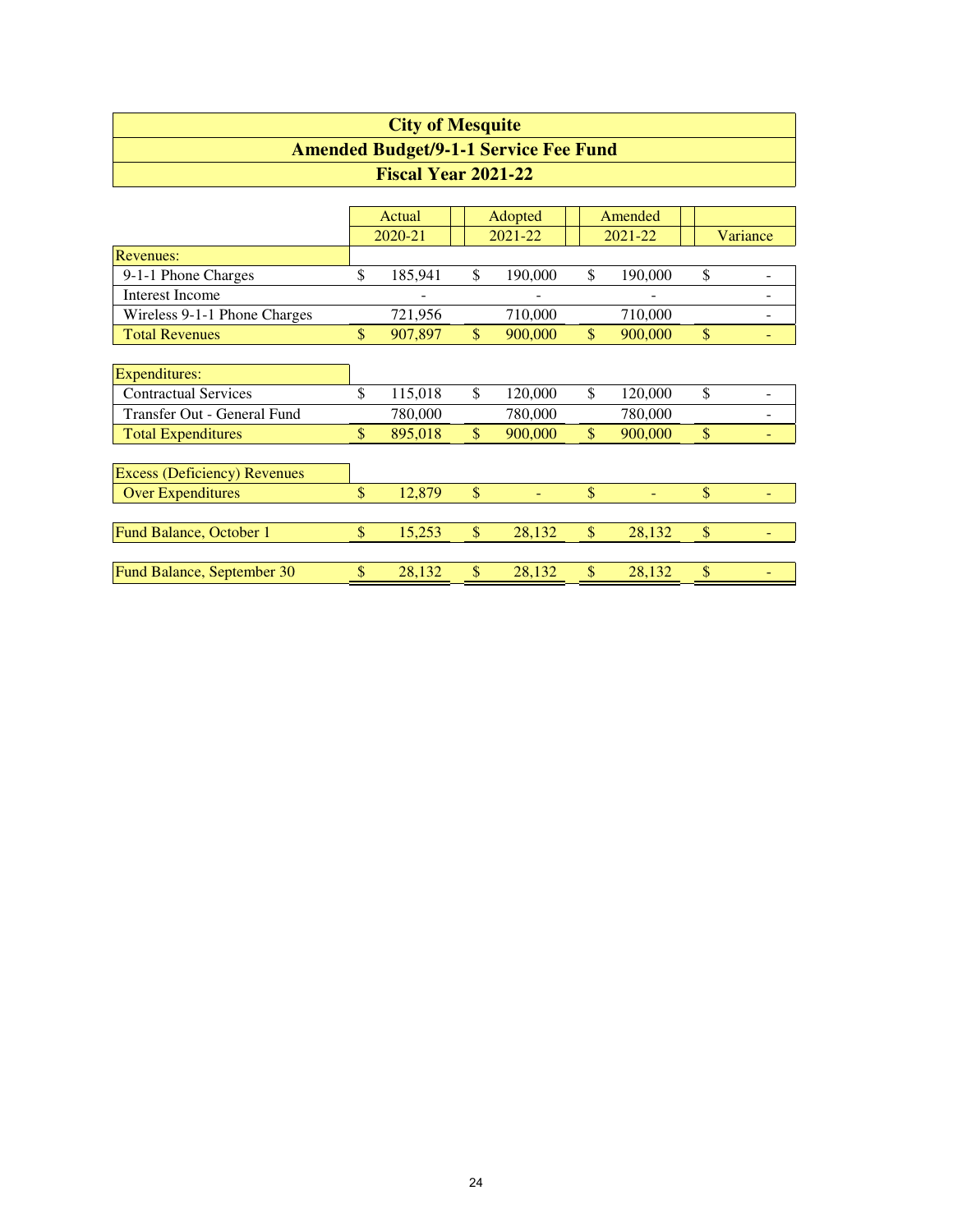# City of Mesquite
## Amended Budget/9-1-1 Service Fee Fund
### Fiscal Year 2021-22

| | Actual 2020-21 | Adopted 2021-22 | Amended 2021-22 | Variance |
|---|---|---|---|---|
| **Revenues:** | | | | |
| 9-1-1 Phone Charges | $ 185,941 | $ 190,000 | $ 190,000 | $ - |
| Interest Income | - | - | - | - |
| Wireless 9-1-1 Phone Charges | 721,956 | 710,000 | 710,000 | - |
| Total Revenues | $ 907,897 | $ 900,000 | $ 900,000 | $ - |
| **Expenditures:** | | | | |
| Contractual Services | $ 115,018 | $ 120,000 | $ 120,000 | $ - |
| Transfer Out - General Fund | 780,000 | 780,000 | 780,000 | - |
| Total Expenditures | $ 895,018 | $ 900,000 | $ 900,000 | $ - |
| **Excess (Deficiency) Revenues** | | | | |
| Over Expenditures | $ 12,879 | $ - | $ - | $ - |
| Fund Balance, October 1 | $ 15,253 | $ 28,132 | $ 28,132 | $ - |
| Fund Balance, September 30 | $ 28,132 | $ 28,132 | $ 28,132 | $ - |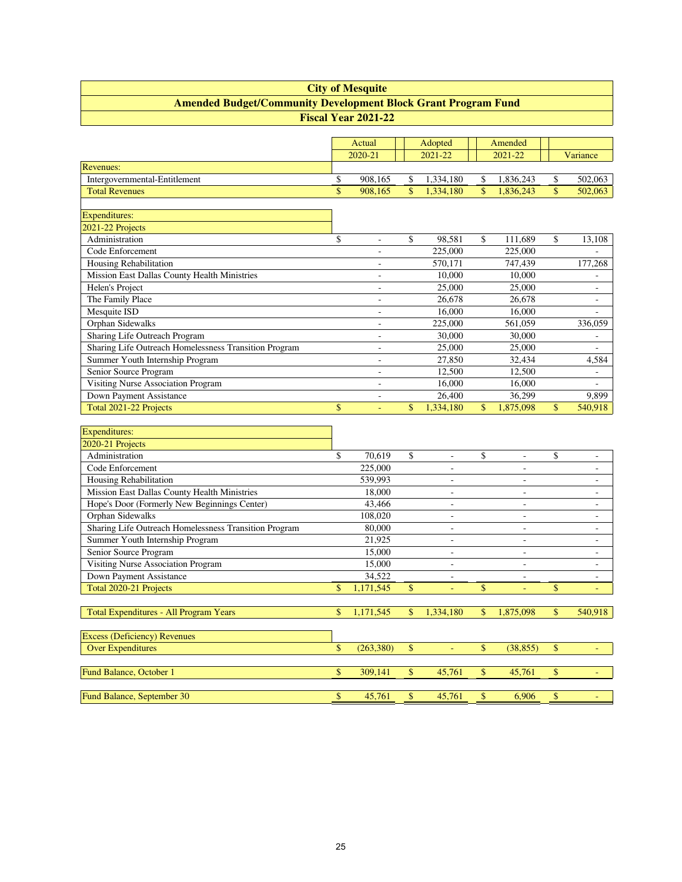# City of Mesquite

## Amended Budget/Community Development Block Grant Program Fund

### Fiscal Year 2021-22

| | Actual 2020-21 | Adopted 2021-22 | Amended 2021-22 | Variance |
|---|---|---|---|---|
| **Revenues:** | | | | |
| Intergovernmental-Entitlement | $ 908,165 | $ 1,334,180 | $ 1,836,243 | $ 502,063 |
| Total Revenues | $ 908,165 | $ 1,334,180 | $ 1,836,243 | $ 502,063 |
| | | | | |
| **Expenditures:** | | | | |
| **2021-22 Projects** | | | | |
| Administration | $ - | $ 98,581 | $ 111,689 | $ 13,108 |
| Code Enforcement | - | 225,000 | 225,000 | - |
| Housing Rehabilitation | - | 570,171 | 747,439 | 177,268 |
| Mission East Dallas County Health Ministries | - | 10,000 | 10,000 | - |
| Helen's Project | - | 25,000 | 25,000 | - |
| The Family Place | - | 26,678 | 26,678 | - |
| Mesquite ISD | - | 16,000 | 16,000 | - |
| Orphan Sidewalks | - | 225,000 | 561,059 | 336,059 |
| Sharing Life Outreach Program | - | 30,000 | 30,000 | - |
| Sharing Life Outreach Homelessness Transition Program | - | 25,000 | 25,000 | - |
| Summer Youth Internship Program | - | 27,850 | 32,434 | 4,584 |
| Senior Source Program | - | 12,500 | 12,500 | - |
| Visiting Nurse Association Program | - | 16,000 | 16,000 | - |
| Down Payment Assistance | - | 26,400 | 36,299 | 9,899 |
| Total 2021-22 Projects | $ - | $ 1,334,180 | $ 1,875,098 | $ 540,918 |
| | | | | |
| **Expenditures:** | | | | |
| **2020-21 Projects** | | | | |
| Administration | $ 70,619 | $ - | $ - | $ - |
| Code Enforcement | 225,000 | - | - | - |
| Housing Rehabilitation | 539,993 | - | - | - |
| Mission East Dallas County Health Ministries | 18,000 | - | - | - |
| Hope's Door (Formerly New Beginnings Center) | 43,466 | - | - | - |
| Orphan Sidewalks | 108,020 | - | - | - |
| Sharing Life Outreach Homelessness Transition Program | 80,000 | - | - | - |
| Summer Youth Internship Program | 21,925 | - | - | - |
| Senior Source Program | 15,000 | - | - | - |
| Visiting Nurse Association Program | 15,000 | - | - | - |
| Down Payment Assistance | 34,522 | - | - | - |
| Total 2020-21 Projects | $ 1,171,545 | $ - | $ - | $ - |
| | | | | |
| Total Expenditures - All Program Years | $ 1,171,545 | $ 1,334,180 | $ 1,875,098 | $ 540,918 |
| | | | | |
| Excess (Deficiency) Revenues Over Expenditures | $ (263,380) | $ - | $ (38,855) | $ - |
| | | | | |
| Fund Balance, October 1 | $ 309,141 | $ 45,761 | $ 45,761 | $ - |
| | | | | |
| Fund Balance, September 30 | $ 45,761 | $ 45,761 | $ 6,906 | $ - |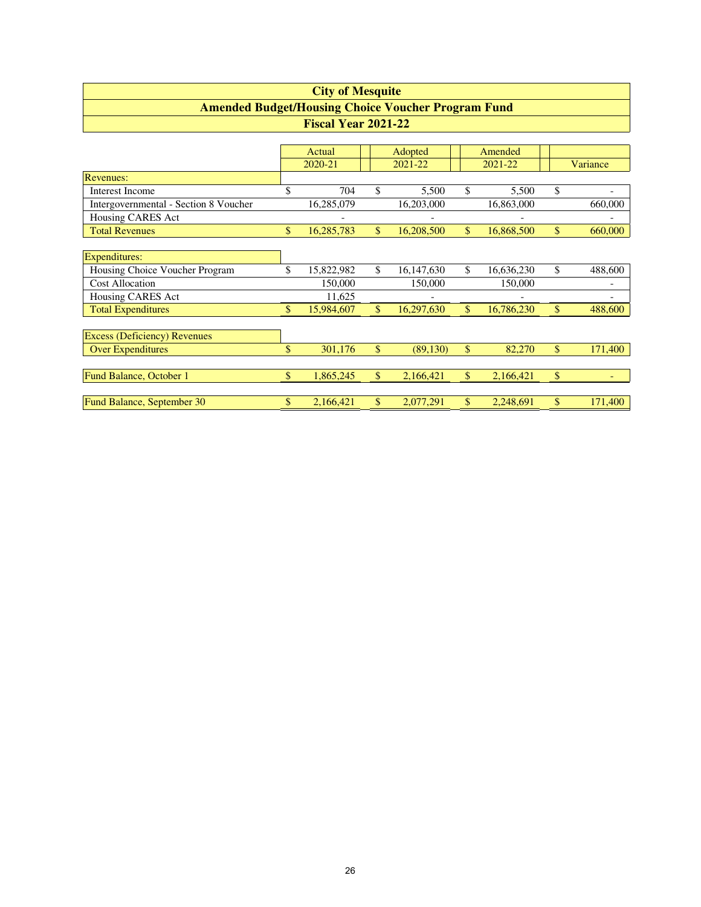# City of Mesquite

## Amended Budget/Housing Choice Voucher Program Fund

### Fiscal Year 2021-22

| | Actual 2020-21 | Adopted 2021-22 | Amended 2021-22 | Variance |
|---|---|---|---|---|
| **Revenues:** | | | | |
| Interest Income | $ 704 | $ 5,500 | $ 5,500 | $ - |
| Intergovernmental - Section 8 Voucher | 16,285,079 | 16,203,000 | 16,863,000 | 660,000 |
| Housing CARES Act | - | - | - | - |
| Total Revenues | $ 16,285,783 | $ 16,208,500 | $ 16,868,500 | $ 660,000 |
| | | | | |
| **Expenditures:** | | | | |
| Housing Choice Voucher Program | $ 15,822,982 | $ 16,147,630 | $ 16,636,230 | $ 488,600 |
| Cost Allocation | 150,000 | 150,000 | 150,000 | - |
| Housing CARES Act | 11,625 | - | - | - |
| Total Expenditures | $ 15,984,607 | $ 16,297,630 | $ 16,786,230 | $ 488,600 |
| | | | | |
| Excess (Deficiency) Revenues Over Expenditures | $ 301,176 | $ (89,130) | $ 82,270 | $ 171,400 |
| | | | | |
| Fund Balance, October 1 | $ 1,865,245 | $ 2,166,421 | $ 2,166,421 | $ - |
| | | | | |
| Fund Balance, September 30 | $ 2,166,421 | $ 2,077,291 | $ 2,248,691 | $ 171,400 |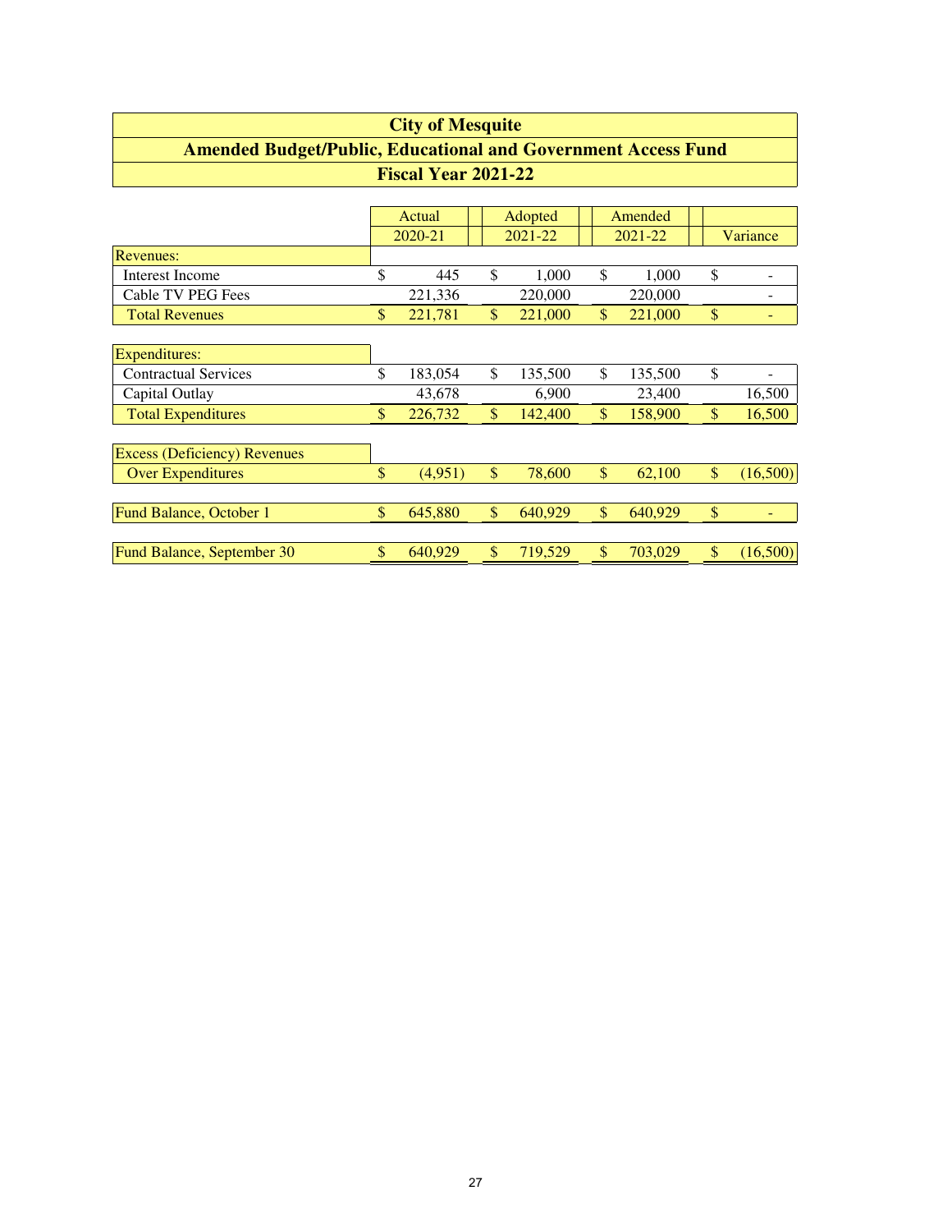# City of Mesquite

## Amended Budget/Public, Educational and Government Access Fund

### Fiscal Year 2021-22

| | Actual 2020-21 | Adopted 2021-22 | Amended 2021-22 | Variance |
|---|---|---|---|---|
| **Revenues:** | | | | |
| Interest Income | $ 445 | $ 1,000 | $ 1,000 | $ - |
| Cable TV PEG Fees | 221,336 | 220,000 | 220,000 | - |
| Total Revenues | $ 221,781 | $ 221,000 | $ 221,000 | $ - |
| **Expenditures:** | | | | |
| Contractual Services | $ 183,054 | $ 135,500 | $ 135,500 | $ - |
| Capital Outlay | 43,678 | 6,900 | 23,400 | 16,500 |
| Total Expenditures | $ 226,732 | $ 142,400 | $ 158,900 | $ 16,500 |
| Excess (Deficiency) Revenues Over Expenditures | $ (4,951) | $ 78,600 | $ 62,100 | $ (16,500) |
| Fund Balance, October 1 | $ 645,880 | $ 640,929 | $ 640,929 | $ - |
| Fund Balance, September 30 | $ 640,929 | $ 719,529 | $ 703,029 | $ (16,500) |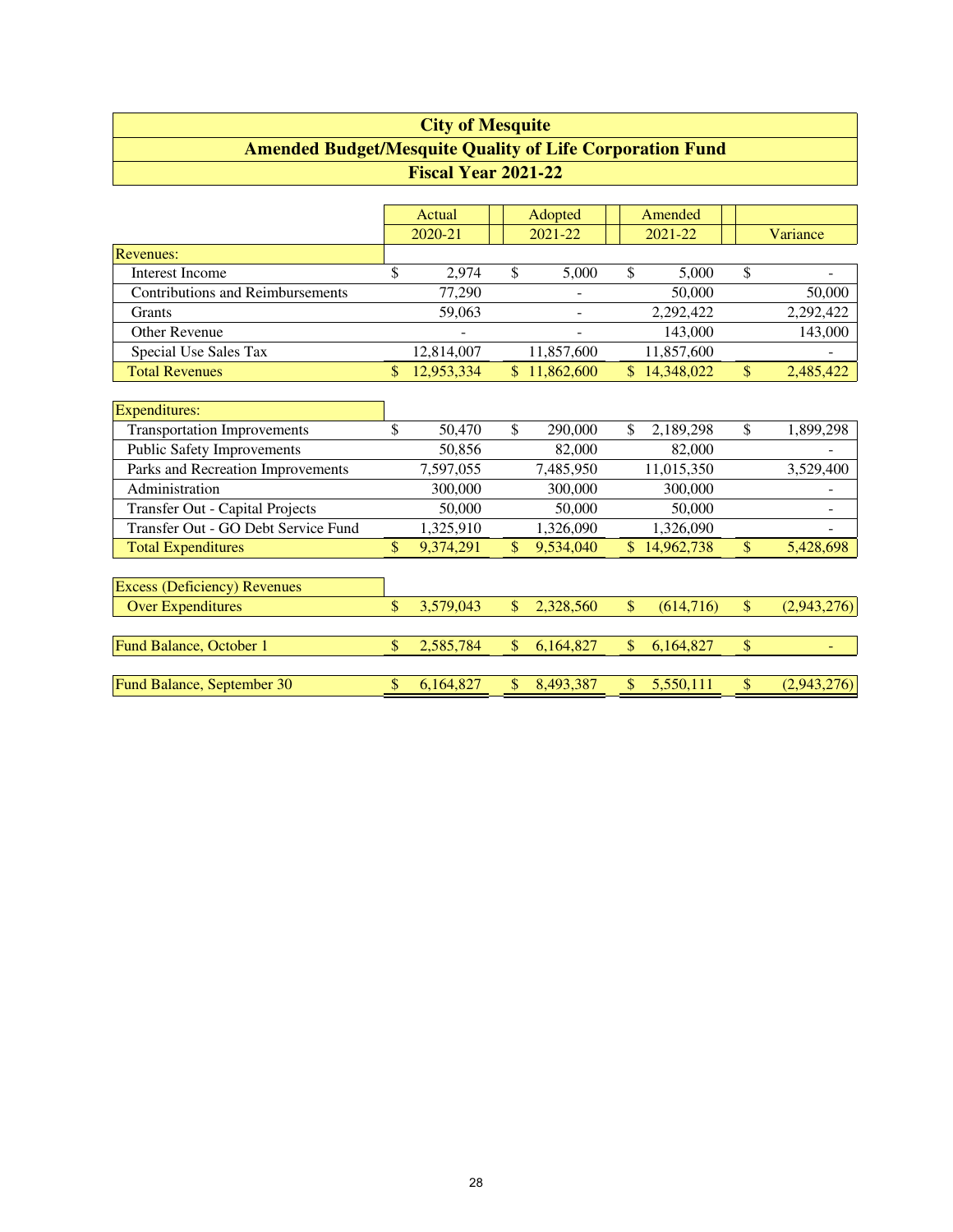# City of Mesquite

## Amended Budget/Mesquite Quality of Life Corporation Fund

### Fiscal Year 2021-22

| | Actual 2020-21 | Adopted 2021-22 | Amended 2021-22 | Variance |
|---|---|---|---|---|
| **Revenues:** | | | | |
| Interest Income | $ 2,974 | $ 5,000 | $ 5,000 | $ - |
| Contributions and Reimbursements | 77,290 | - | 50,000 | 50,000 |
| Grants | 59,063 | - | 2,292,422 | 2,292,422 |
| Other Revenue | - | - | 143,000 | 143,000 |
| Special Use Sales Tax | 12,814,007 | 11,857,600 | 11,857,600 | - |
| Total Revenues | $ 12,953,334 | $ 11,862,600 | $ 14,348,022 | $ 2,485,422 |
| **Expenditures:** | | | | |
| Transportation Improvements | $ 50,470 | $ 290,000 | $ 2,189,298 | $ 1,899,298 |
| Public Safety Improvements | 50,856 | 82,000 | 82,000 | - |
| Parks and Recreation Improvements | 7,597,055 | 7,485,950 | 11,015,350 | 3,529,400 |
| Administration | 300,000 | 300,000 | 300,000 | - |
| Transfer Out - Capital Projects | 50,000 | 50,000 | 50,000 | - |
| Transfer Out - GO Debt Service Fund | 1,325,910 | 1,326,090 | 1,326,090 | - |
| Total Expenditures | $ 9,374,291 | $ 9,534,040 | $ 14,962,738 | $ 5,428,698 |
| Excess (Deficiency) Revenues Over Expenditures | $ 3,579,043 | $ 2,328,560 | $ (614,716) | $ (2,943,276) |
| Fund Balance, October 1 | $ 2,585,784 | $ 6,164,827 | $ 6,164,827 | $ - |
| Fund Balance, September 30 | $ 6,164,827 | $ 8,493,387 | $ 5,550,111 | $ (2,943,276) |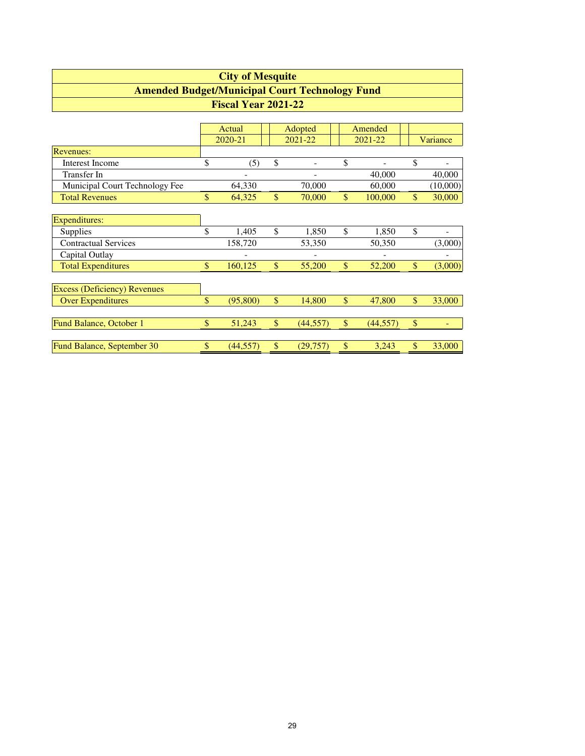# City of Mesquite

## Amended Budget/Municipal Court Technology Fund

### Fiscal Year 2021-22

| | Actual 2020-21 | Adopted 2021-22 | Amended 2021-22 | Variance |
|---|---|---|---|---|
| **Revenues:** | | | | |
| Interest Income | $ (5) | $ - | $ - | $ - |
| Transfer In | - | - | 40,000 | 40,000 |
| Municipal Court Technology Fee | 64,330 | 70,000 | 60,000 | (10,000) |
| Total Revenues | $ 64,325 | $ 70,000 | $ 100,000 | $ 30,000 |
| **Expenditures:** | | | | |
| Supplies | $ 1,405 | $ 1,850 | $ 1,850 | $ - |
| Contractual Services | 158,720 | 53,350 | 50,350 | (3,000) |
| Capital Outlay | - | - | - | - |
| Total Expenditures | $ 160,125 | $ 55,200 | $ 52,200 | $ (3,000) |
| **Excess (Deficiency) Revenues** | | | | |
| Over Expenditures | $ (95,800) | $ 14,800 | $ 47,800 | $ 33,000 |
| Fund Balance, October 1 | $ 51,243 | $ (44,557) | $ (44,557) | $ - |
| Fund Balance, September 30 | $ (44,557) | $ (29,757) | $ 3,243 | $ 33,000 |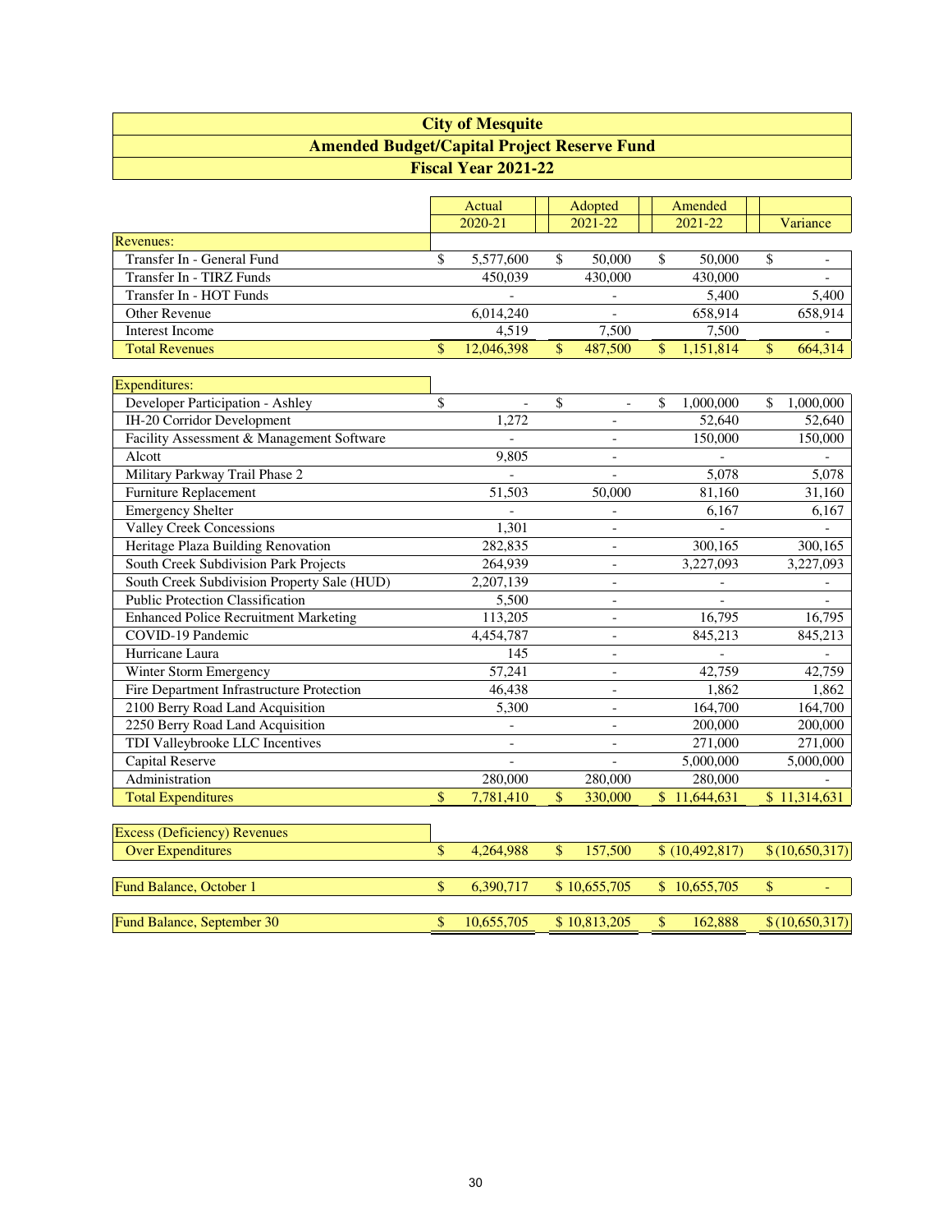# City of Mesquite
## Amended Budget/Capital Project Reserve Fund
### Fiscal Year 2021-22

| | Actual 2020-21 | Adopted 2021-22 | Amended 2021-22 | Variance |
|---|---|---|---|---|
| **Revenues:** | | | | |
| Transfer In - General Fund | $ 5,577,600 | $ 50,000 | $ 50,000 | $ - |
| Transfer In - TIRZ Funds | 450,039 | 430,000 | 430,000 | - |
| Transfer In - HOT Funds | - | - | 5,400 | 5,400 |
| Other Revenue | 6,014,240 | - | 658,914 | 658,914 |
| Interest Income | 4,519 | 7,500 | 7,500 | - |
| Total Revenues | $ 12,046,398 | $ 487,500 | $ 1,151,814 | $ 664,314 |
| **Expenditures:** | | | | |
| Developer Participation - Ashley | $ - | $ - | $ 1,000,000 | $ 1,000,000 |
| IH-20 Corridor Development | 1,272 | - | 52,640 | 52,640 |
| Facility Assessment & Management Software | - | - | 150,000 | 150,000 |
| Alcott | 9,805 | - | - | - |
| Military Parkway Trail Phase 2 | - | - | 5,078 | 5,078 |
| Furniture Replacement | 51,503 | 50,000 | 81,160 | 31,160 |
| Emergency Shelter | - | - | 6,167 | 6,167 |
| Valley Creek Concessions | 1,301 | - | - | - |
| Heritage Plaza Building Renovation | 282,835 | - | 300,165 | 300,165 |
| South Creek Subdivision Park Projects | 264,939 | - | 3,227,093 | 3,227,093 |
| South Creek Subdivision Property Sale (HUD) | 2,207,139 | - | - | - |
| Public Protection Classification | 5,500 | - | - | - |
| Enhanced Police Recruitment Marketing | 113,205 | - | 16,795 | 16,795 |
| COVID-19 Pandemic | 4,454,787 | - | 845,213 | 845,213 |
| Hurricane Laura | 145 | - | - | - |
| Winter Storm Emergency | 57,241 | - | 42,759 | 42,759 |
| Fire Department Infrastructure Protection | 46,438 | - | 1,862 | 1,862 |
| 2100 Berry Road Land Acquisition | 5,300 | - | 164,700 | 164,700 |
| 2250 Berry Road Land Acquisition | - | - | 200,000 | 200,000 |
| TDI Valleybrooke LLC Incentives | - | - | 271,000 | 271,000 |
| Capital Reserve | - | - | 5,000,000 | 5,000,000 |
| Administration | 280,000 | 280,000 | 280,000 | - |
| Total Expenditures | $ 7,781,410 | $ 330,000 | $ 11,644,631 | $ 11,314,631 |
| **Excess (Deficiency) Revenues Over Expenditures** | $ 4,264,988 | $ 157,500 | $ (10,492,817) | $ (10,650,317) |
| **Fund Balance, October 1** | $ 6,390,717 | $ 10,655,705 | $ 10,655,705 | $ - |
| **Fund Balance, September 30** | $ 10,655,705 | $ 10,813,205 | $ 162,888 | $ (10,650,317) |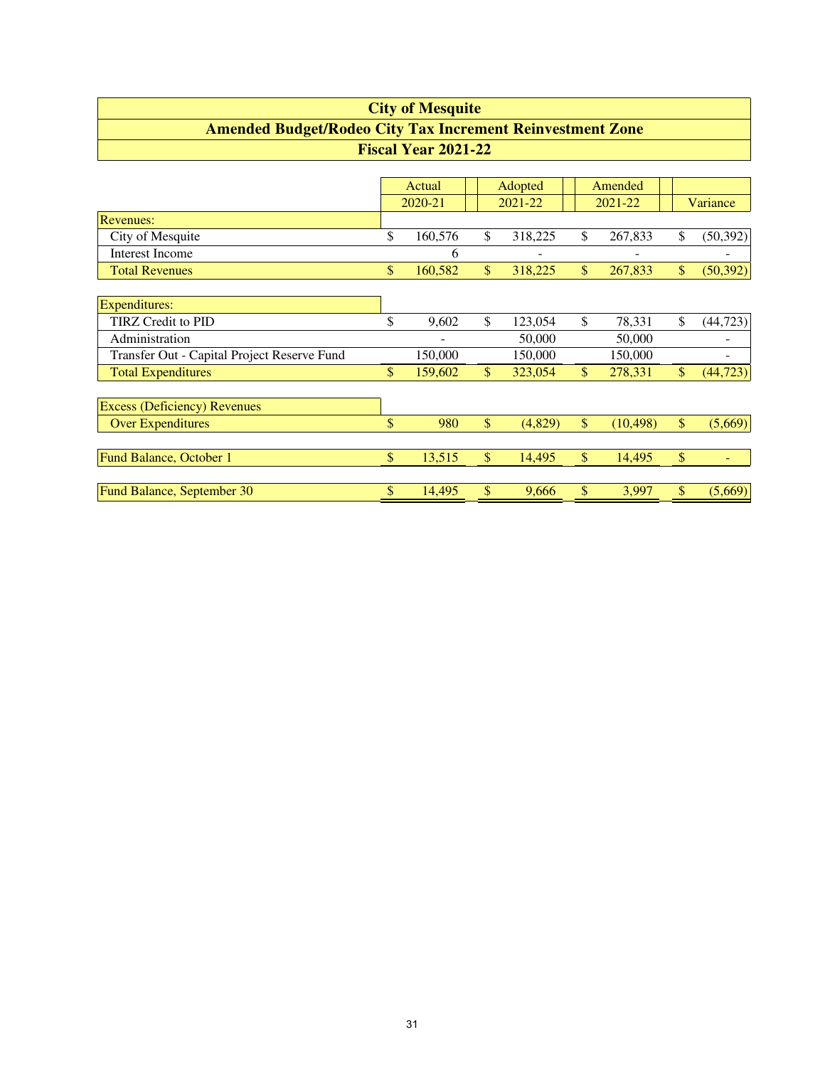# City of Mesquite

## Amended Budget/Rodeo City Tax Increment Reinvestment Zone

### Fiscal Year 2021-22

| | Actual 2020-21 | Adopted 2021-22 | Amended 2021-22 | Variance |
|---|---|---|---|---|
| **Revenues:** | | | | |
| City of Mesquite | $ 160,576 | $ 318,225 | $ 267,833 | $ (50,392) |
| Interest Income | 6 | - | - | - |
| Total Revenues | $ 160,582 | $ 318,225 | $ 267,833 | $ (50,392) |
| **Expenditures:** | | | | |
| TIRZ Credit to PID | $ 9,602 | $ 123,054 | $ 78,331 | $ (44,723) |
| Administration | - | 50,000 | 50,000 | - |
| Transfer Out - Capital Project Reserve Fund | 150,000 | 150,000 | 150,000 | - |
| Total Expenditures | $ 159,602 | $ 323,054 | $ 278,331 | $ (44,723) |
| Excess (Deficiency) Revenues Over Expenditures | $ 980 | $ (4,829) | $ (10,498) | $ (5,669) |
| Fund Balance, October 1 | $ 13,515 | $ 14,495 | $ 14,495 | $ - |
| Fund Balance, September 30 | $ 14,495 | $ 9,666 | $ 3,997 | $ (5,669) |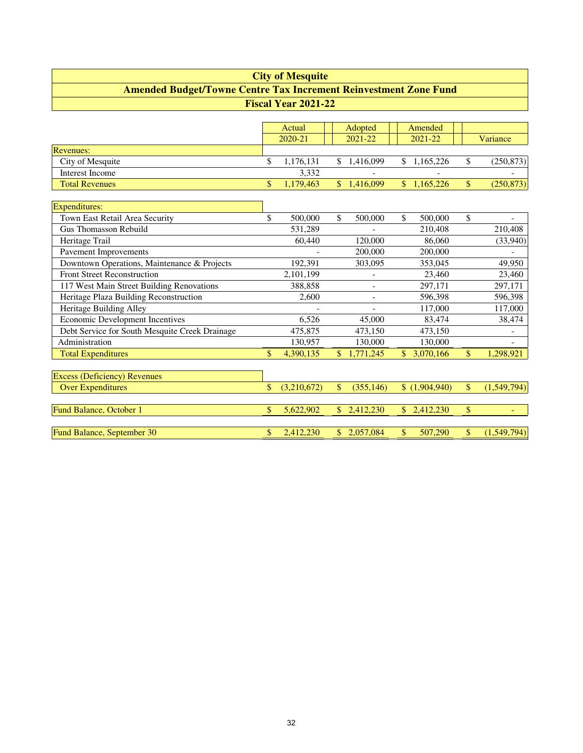# City of Mesquite

## Amended Budget/Towne Centre Tax Increment Reinvestment Zone Fund

### Fiscal Year 2021-22

| | Actual 2020-21 | Adopted 2021-22 | Amended 2021-22 | Variance |
|---|---|---|---|---|
| **Revenues:** | | | | |
| City of Mesquite | $ 1,176,131 | $ 1,416,099 | $ 1,165,226 | $ (250,873) |
| Interest Income | 3,332 | - | - | - |
| Total Revenues | $ 1,179,463 | $ 1,416,099 | $ 1,165,226 | $ (250,873) |
| **Expenditures:** | | | | |
| Town East Retail Area Security | $ 500,000 | $ 500,000 | $ 500,000 | $ - |
| Gus Thomasson Rebuild | 531,289 | - | 210,408 | 210,408 |
| Heritage Trail | 60,440 | 120,000 | 86,060 | (33,940) |
| Pavement Improvements | - | 200,000 | 200,000 | - |
| Downtown Operations, Maintenance & Projects | 192,391 | 303,095 | 353,045 | 49,950 |
| Front Street Reconstruction | 2,101,199 | - | 23,460 | 23,460 |
| 117 West Main Street Building Renovations | 388,858 | - | 297,171 | 297,171 |
| Heritage Plaza Building Reconstruction | 2,600 | - | 596,398 | 596,398 |
| Heritage Building Alley | - | - | 117,000 | 117,000 |
| Economic Development Incentives | 6,526 | 45,000 | 83,474 | 38,474 |
| Debt Service for South Mesquite Creek Drainage | 475,875 | 473,150 | 473,150 | - |
| Administration | 130,957 | 130,000 | 130,000 | - |
| Total Expenditures | $ 4,390,135 | $ 1,771,245 | $ 3,070,166 | $ 1,298,921 |
| **Excess (Deficiency) Revenues Over Expenditures** | $ (3,210,672) | $ (355,146) | $ (1,904,940) | $ (1,549,794) |
| Fund Balance, October 1 | $ 5,622,902 | $ 2,412,230 | $ 2,412,230 | $ - |
| Fund Balance, September 30 | $ 2,412,230 | $ 2,057,084 | $ 507,290 | $ (1,549,794) |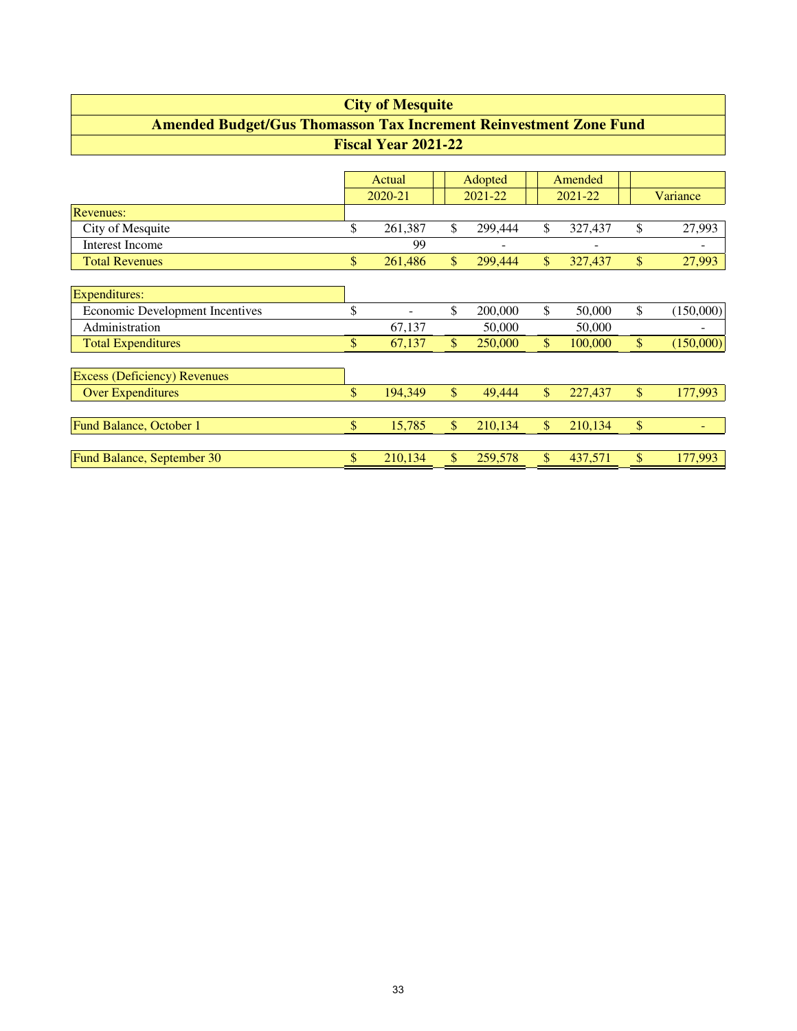# City of Mesquite

## Amended Budget/Gus Thomasson Tax Increment Reinvestment Zone Fund

### Fiscal Year 2021-22

| | Actual 2020-21 | Adopted 2021-22 | Amended 2021-22 | Variance |
|---|---|---|---|---|
| **Revenues:** | | | | |
| City of Mesquite | $ 261,387 | $ 299,444 | $ 327,437 | $ 27,993 |
| Interest Income | 99 | - | - | - |
| Total Revenues | $ 261,486 | $ 299,444 | $ 327,437 | $ 27,993 |
| **Expenditures:** | | | | |
| Economic Development Incentives | $ - | $ 200,000 | $ 50,000 | $ (150,000) |
| Administration | 67,137 | 50,000 | 50,000 | - |
| Total Expenditures | $ 67,137 | $ 250,000 | $ 100,000 | $ (150,000) |
| **Excess (Deficiency) Revenues** | | | | |
| Over Expenditures | $ 194,349 | $ 49,444 | $ 227,437 | $ 177,993 |
| Fund Balance, October 1 | $ 15,785 | $ 210,134 | $ 210,134 | $ - |
| Fund Balance, September 30 | $ 210,134 | $ 259,578 | $ 437,571 | $ 177,993 |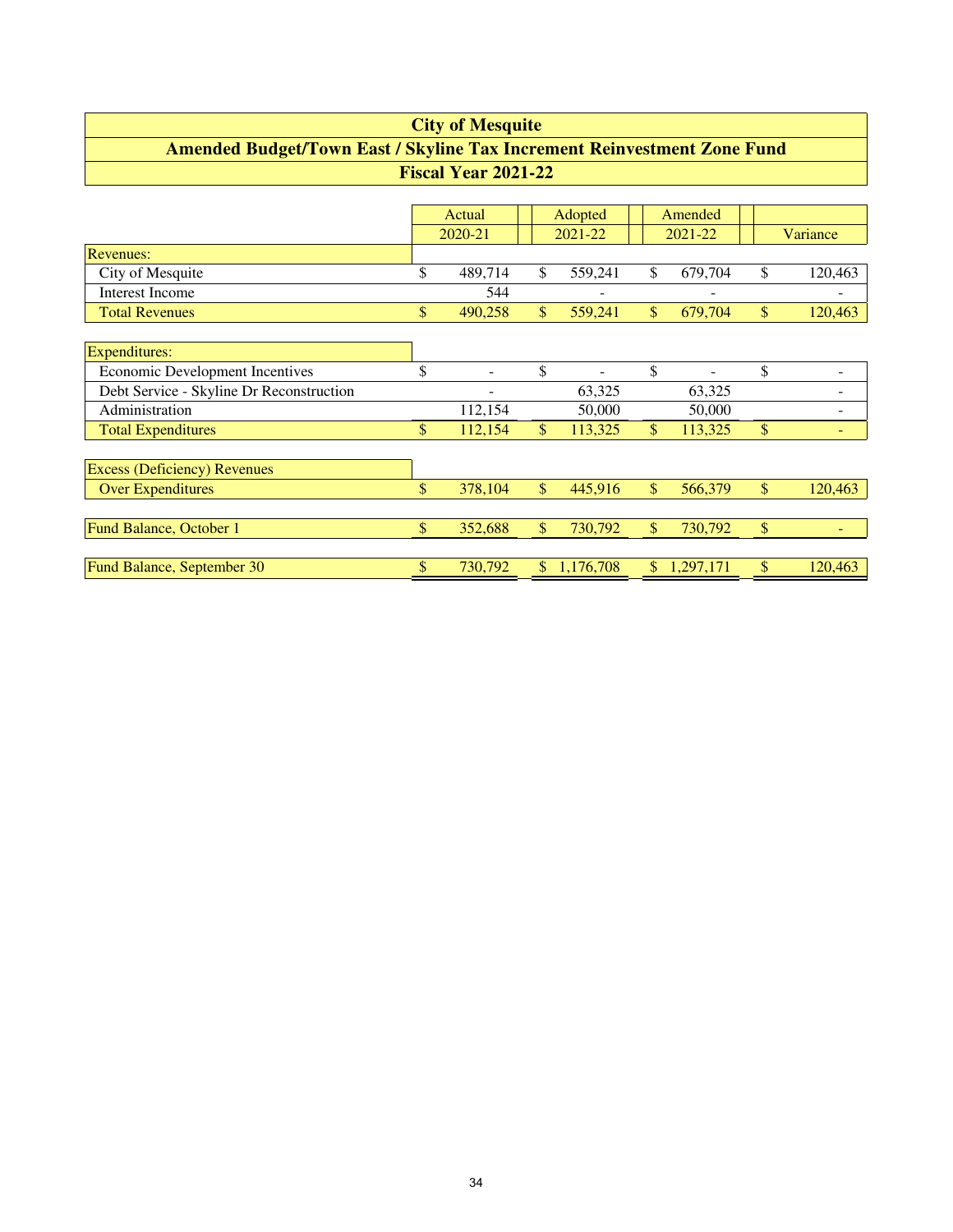# City of Mesquite

## Amended Budget/Town East / Skyline Tax Increment Reinvestment Zone Fund

### Fiscal Year 2021-22

| | Actual 2020-21 | Adopted 2021-22 | Amended 2021-22 | Variance |
|---|---|---|---|---|
| **Revenues:** | | | | |
| City of Mesquite | $ 489,714 | $ 559,241 | $ 679,704 | $ 120,463 |
| Interest Income | 544 | - | - | - |
| Total Revenues | $ 490,258 | $ 559,241 | $ 679,704 | $ 120,463 |
| **Expenditures:** | | | | |
| Economic Development Incentives | $ - | $ - | $ - | $ - |
| Debt Service - Skyline Dr Reconstruction | - | 63,325 | 63,325 | - |
| Administration | 112,154 | 50,000 | 50,000 | - |
| Total Expenditures | $ 112,154 | $ 113,325 | $ 113,325 | $ - |
| **Excess (Deficiency) Revenues** | | | | |
| Over Expenditures | $ 378,104 | $ 445,916 | $ 566,379 | $ 120,463 |
| Fund Balance, October 1 | $ 352,688 | $ 730,792 | $ 730,792 | $ - |
| Fund Balance, September 30 | $ 730,792 | $ 1,176,708 | $ 1,297,171 | $ 120,463 |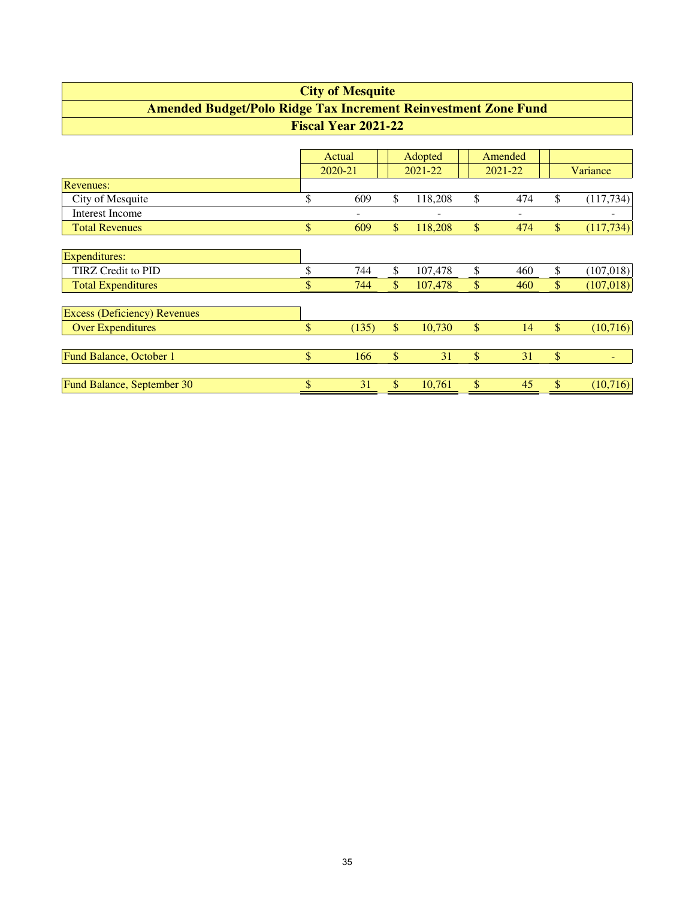# City of Mesquite

## Amended Budget/Polo Ridge Tax Increment Reinvestment Zone Fund

### Fiscal Year 2021-22

| | Actual 2020-21 | Adopted 2021-22 | Amended 2021-22 | Variance |
|---|---|---|---|---|
| **Revenues:** | | | | |
| City of Mesquite | $ 609 | $ 118,208 | $ 474 | $ (117,734) |
| Interest Income | - | - | - | - |
| Total Revenues | $ 609 | $ 118,208 | $ 474 | $ (117,734) |
| | | | | |
| **Expenditures:** | | | | |
| TIRZ Credit to PID | $ 744 | $ 107,478 | $ 460 | $ (107,018) |
| Total Expenditures | $ 744 | $ 107,478 | $ 460 | $ (107,018) |
| | | | | |
| **Excess (Deficiency) Revenues** | | | | |
| Over Expenditures | $ (135) | $ 10,730 | $ 14 | $ (10,716) |
| | | | | |
| Fund Balance, October 1 | $ 166 | $ 31 | $ 31 | $ - |
| | | | | |
| Fund Balance, September 30 | $ 31 | $ 10,761 | $ 45 | $ (10,716) |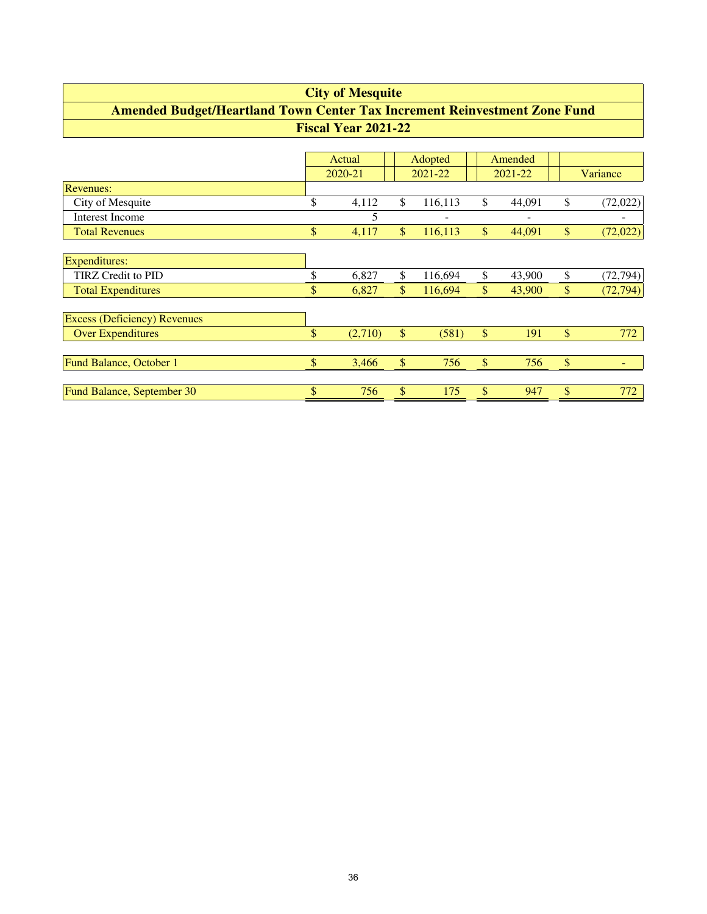# City of Mesquite

## Amended Budget/Heartland Town Center Tax Increment Reinvestment Zone Fund

### Fiscal Year 2021-22

| | Actual 2020-21 | Adopted 2021-22 | Amended 2021-22 | Variance |
|---|---|---|---|---|
| **Revenues:** | | | | |
| City of Mesquite | $ 4,112 | $ 116,113 | $ 44,091 | $ (72,022) |
| Interest Income | 5 | - | - | - |
| Total Revenues | $ 4,117 | $ 116,113 | $ 44,091 | $ (72,022) |
| **Expenditures:** | | | | |
| TIRZ Credit to PID | $ 6,827 | $ 116,694 | $ 43,900 | $ (72,794) |
| Total Expenditures | $ 6,827 | $ 116,694 | $ 43,900 | $ (72,794) |
| **Excess (Deficiency) Revenues** | | | | |
| Over Expenditures | $ (2,710) | $ (581) | $ 191 | $ 772 |
| Fund Balance, October 1 | $ 3,466 | $ 756 | $ 756 | $ - |
| Fund Balance, September 30 | $ 756 | $ 175 | $ 947 | $ 772 |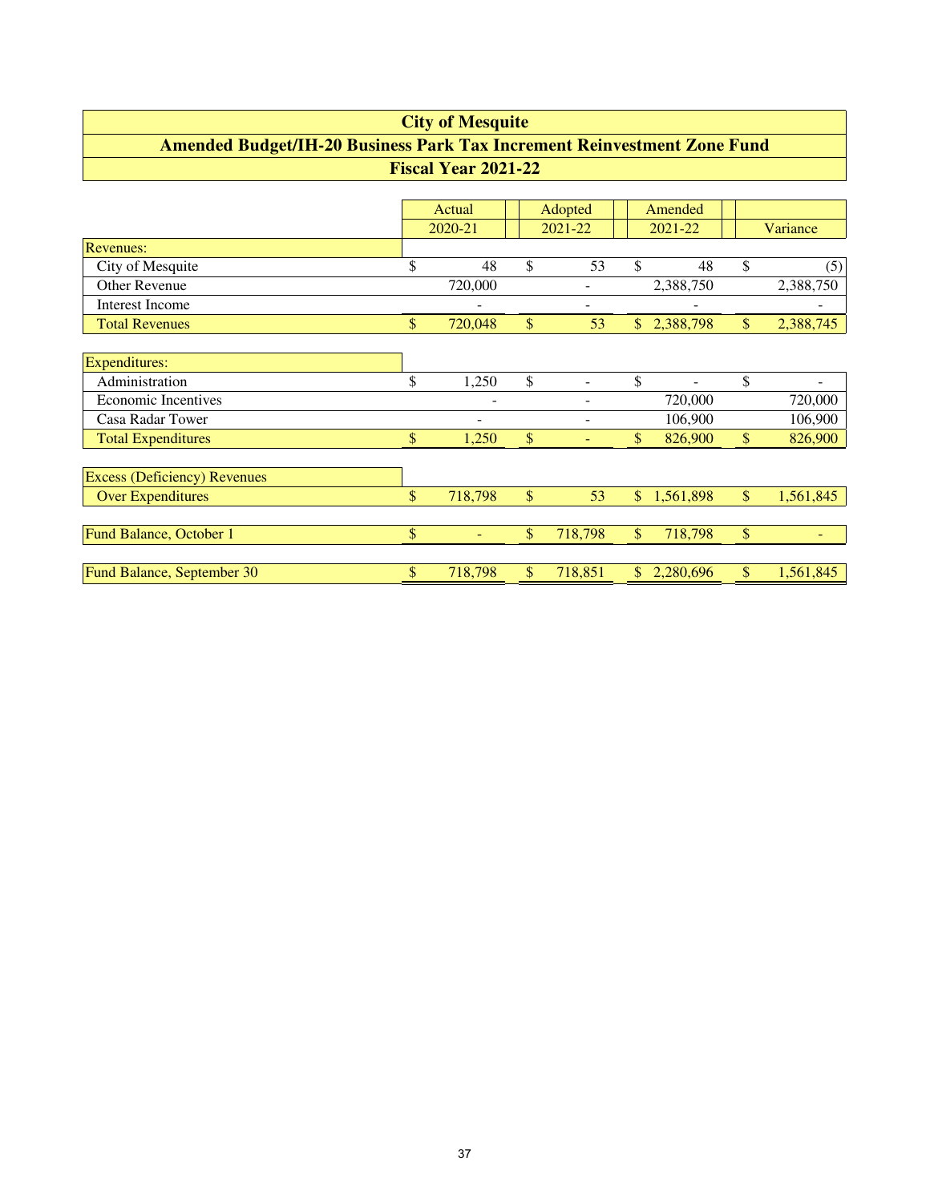# City of Mesquite

## Amended Budget/IH-20 Business Park Tax Increment Reinvestment Zone Fund

### Fiscal Year 2021-22

| | Actual 2020-21 | Adopted 2021-22 | Amended 2021-22 | Variance |
|---|---|---|---|---|
| **Revenues:** | | | | |
| City of Mesquite | $ 48 | $ 53 | $ 48 | $ (5) |
| Other Revenue | 720,000 | - | 2,388,750 | 2,388,750 |
| Interest Income | - | - | - | - |
| Total Revenues | $ 720,048 | $ 53 | $ 2,388,798 | $ 2,388,745 |
| **Expenditures:** | | | | |
| Administration | $ 1,250 | $ - | $ - | $ - |
| Economic Incentives | - | - | 720,000 | 720,000 |
| Casa Radar Tower | - | - | 106,900 | 106,900 |
| Total Expenditures | $ 1,250 | $ - | $ 826,900 | $ 826,900 |
| **Excess (Deficiency) Revenues** | | | | |
| Over Expenditures | $ 718,798 | $ 53 | $ 1,561,898 | $ 1,561,845 |
| Fund Balance, October 1 | $ - | $ 718,798 | $ 718,798 | $ - |
| Fund Balance, September 30 | $ 718,798 | $ 718,851 | $ 2,280,696 | $ 1,561,845 |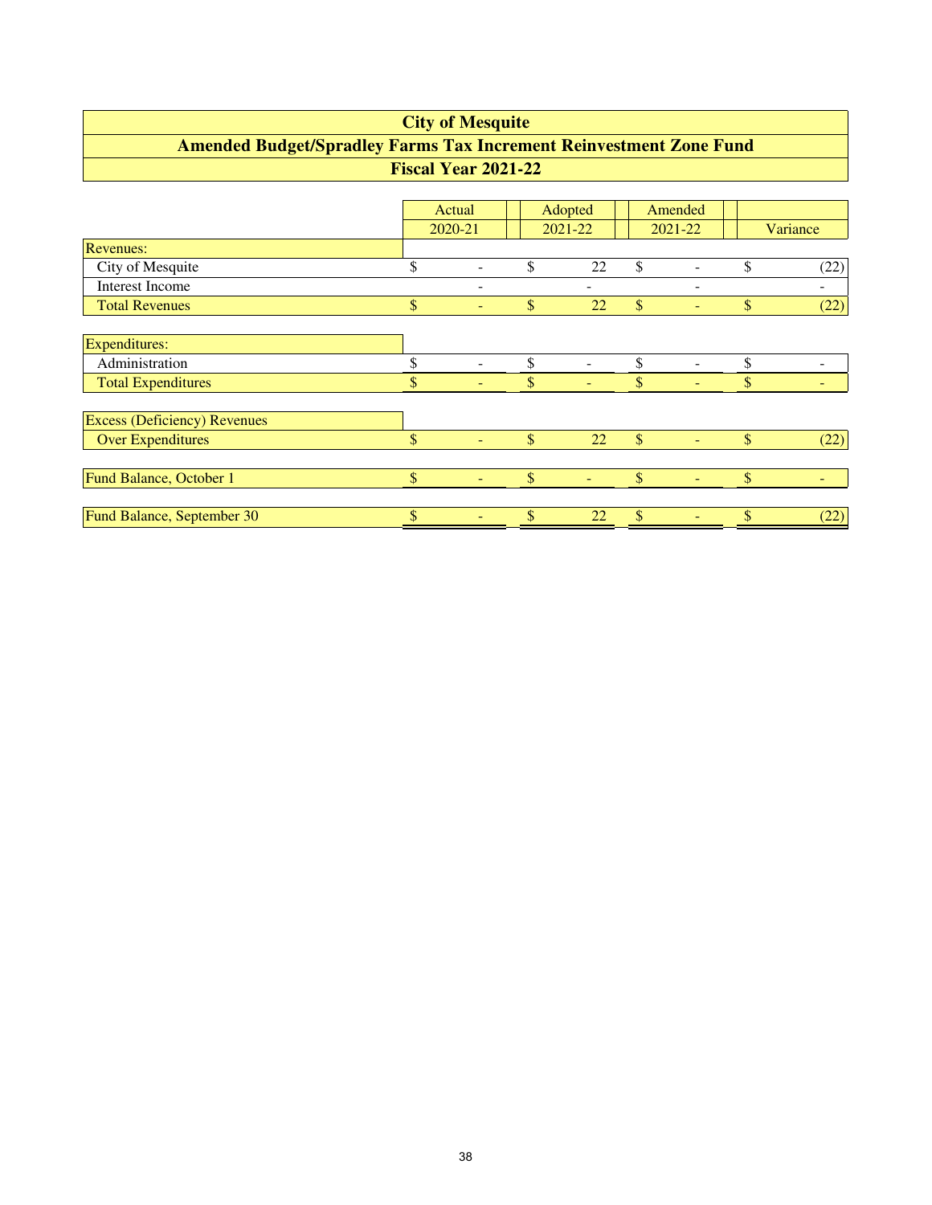# City of Mesquite

## Amended Budget/Spradley Farms Tax Increment Reinvestment Zone Fund

### Fiscal Year 2021-22

| | Actual 2020-21 | Adopted 2021-22 | Amended 2021-22 | Variance |
|---|---|---|---|---|
| **Revenues:** | | | | |
| City of Mesquite | $ - | $ 22 | $ - | $ (22) |
| Interest Income | - | - | - | - |
| Total Revenues | $ - | $ 22 | $ - | $ (22) |
| **Expenditures:** | | | | |
| Administration | $ - | $ - | $ - | $ - |
| Total Expenditures | $ - | $ - | $ - | $ - |
| **Excess (Deficiency) Revenues** | | | | |
| Over Expenditures | $ - | $ 22 | $ - | $ (22) |
| Fund Balance, October 1 | $ - | $ - | $ - | $ - |
| Fund Balance, September 30 | $ - | $ 22 | $ - | $ (22) |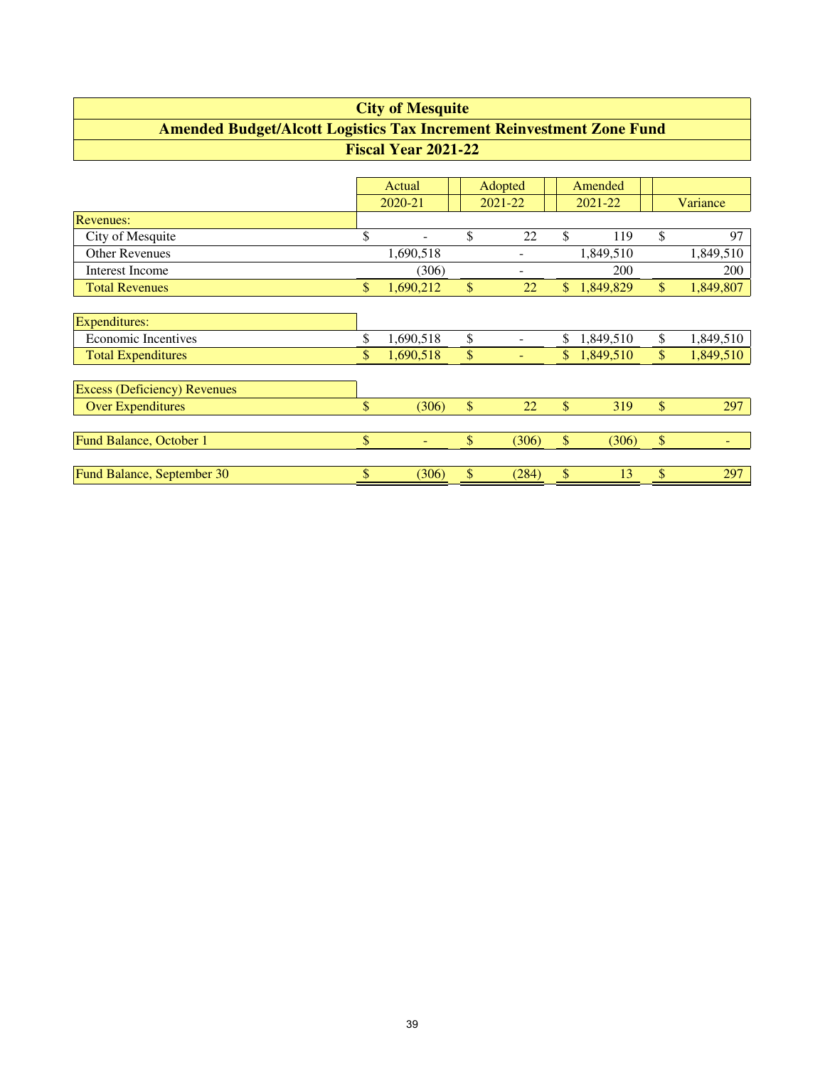# City of Mesquite

## Amended Budget/Alcott Logistics Tax Increment Reinvestment Zone Fund

### Fiscal Year 2021-22

| | Actual 2020-21 | Adopted 2021-22 | Amended 2021-22 | Variance |
|---|---|---|---|---|
| Revenues: | | | | |
| City of Mesquite | $ - | $ 22 | $ 119 | $ 97 |
| Other Revenues | 1,690,518 | - | 1,849,510 | 1,849,510 |
| Interest Income | (306) | - | 200 | 200 |
| Total Revenues | $ 1,690,212 | $ 22 | $ 1,849,829 | $ 1,849,807 |
| Expenditures: | | | | |
| Economic Incentives | $ 1,690,518 | $ - | $ 1,849,510 | $ 1,849,510 |
| Total Expenditures | $ 1,690,518 | $ - | $ 1,849,510 | $ 1,849,510 |
| Excess (Deficiency) Revenues Over Expenditures | $ (306) | $ 22 | $ 319 | $ 297 |
| Fund Balance, October 1 | $ - | $ (306) | $ (306) | $ - |
| Fund Balance, September 30 | $ (306) | $ (284) | $ 13 | $ 297 |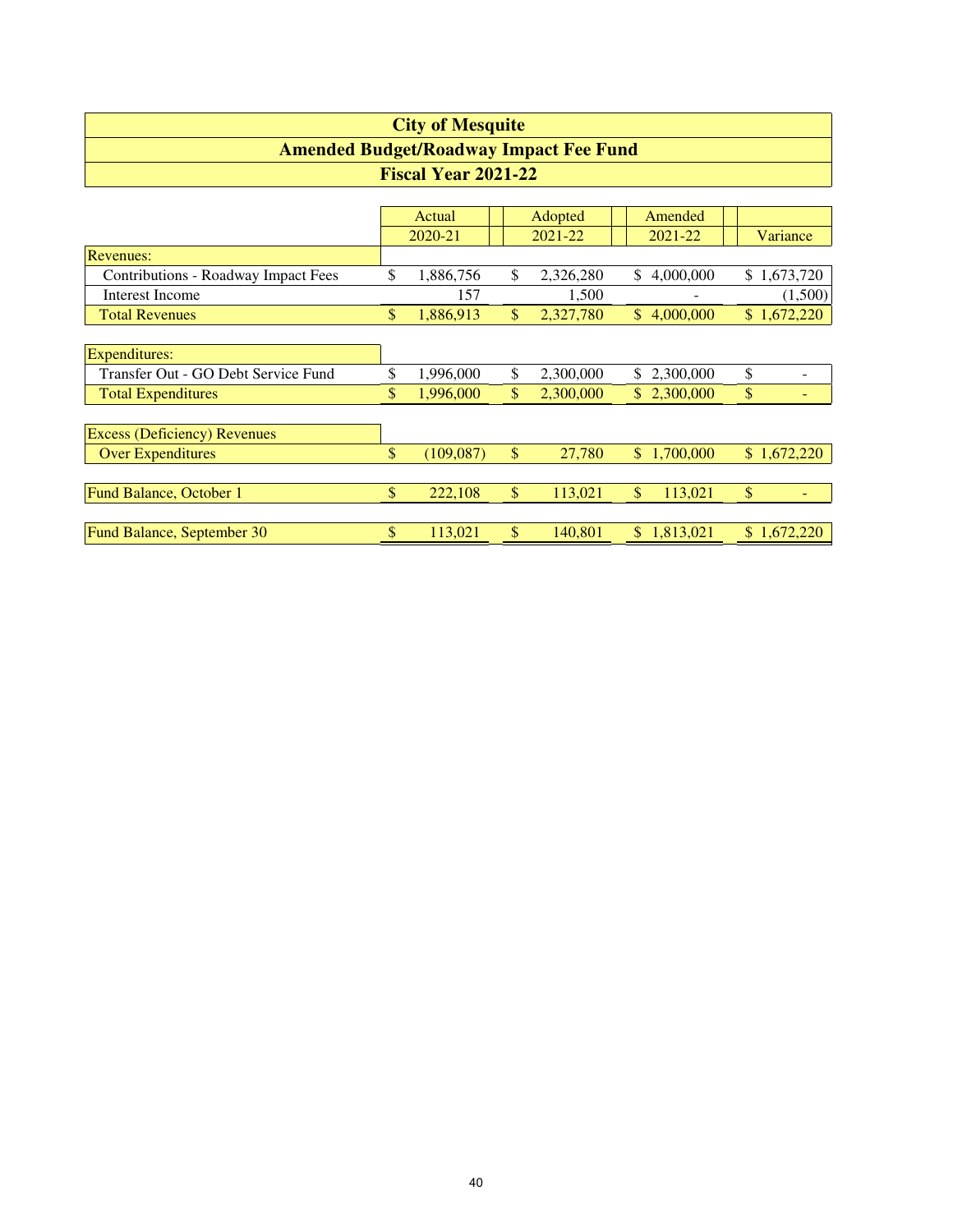# City of Mesquite

## Amended Budget/Roadway Impact Fee Fund

### Fiscal Year 2021-22

| | Actual 2020-21 | Adopted 2021-22 | Amended 2021-22 | Variance |
|---|---|---|---|---|
| Revenues: | | | | |
| Contributions - Roadway Impact Fees | $ 1,886,756 | $ 2,326,280 | $ 4,000,000 | $ 1,673,720 |
| Interest Income | 157 | 1,500 | - | (1,500) |
| Total Revenues | $ 1,886,913 | $ 2,327,780 | $ 4,000,000 | $ 1,672,220 |
| | | | | |
| Expenditures: | | | | |
| Transfer Out - GO Debt Service Fund | $ 1,996,000 | $ 2,300,000 | $ 2,300,000 | $ - |
| Total Expenditures | $ 1,996,000 | $ 2,300,000 | $ 2,300,000 | $ - |
| | | | | |
| Excess (Deficiency) Revenues Over Expenditures | $ (109,087) | $ 27,780 | $ 1,700,000 | $ 1,672,220 |
| | | | | |
| Fund Balance, October 1 | $ 222,108 | $ 113,021 | $ 113,021 | $ - |
| | | | | |
| Fund Balance, September 30 | $ 113,021 | $ 140,801 | $ 1,813,021 | $ 1,672,220 |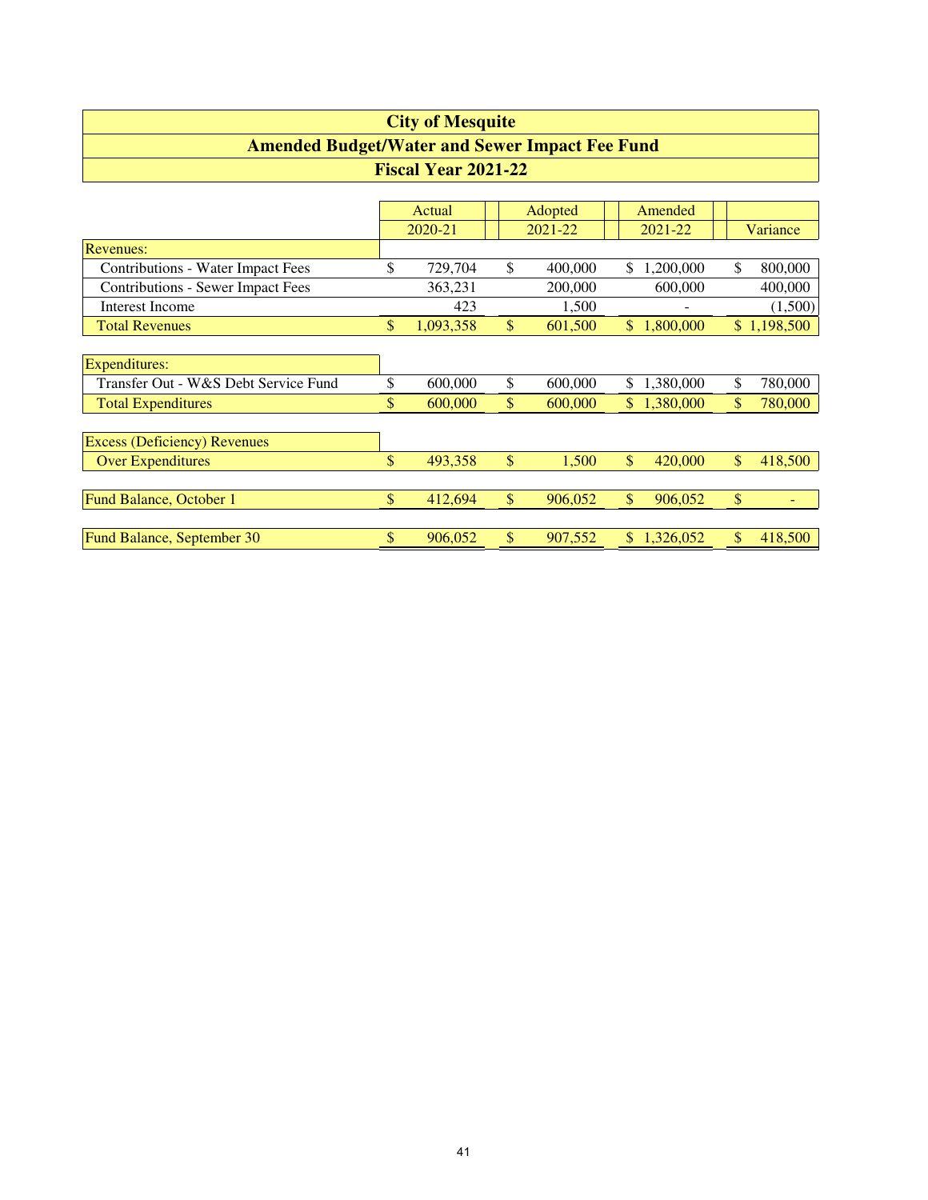# City of Mesquite

## Amended Budget/Water and Sewer Impact Fee Fund

### Fiscal Year 2021-22

| | Actual 2020-21 | Adopted 2021-22 | Amended 2021-22 | Variance |
|---|---|---|---|---|
| Revenues: | | | | |
| Contributions - Water Impact Fees | $ 729,704 | $ 400,000 | $ 1,200,000 | $ 800,000 |
| Contributions - Sewer Impact Fees | 363,231 | 200,000 | 600,000 | 400,000 |
| Interest Income | 423 | 1,500 | - | (1,500) |
| Total Revenues | $ 1,093,358 | $ 601,500 | $ 1,800,000 | $ 1,198,500 |
| Expenditures: | | | | |
| Transfer Out - W&S Debt Service Fund | $ 600,000 | $ 600,000 | $ 1,380,000 | $ 780,000 |
| Total Expenditures | $ 600,000 | $ 600,000 | $ 1,380,000 | $ 780,000 |
| Excess (Deficiency) Revenues Over Expenditures | $ 493,358 | $ 1,500 | $ 420,000 | $ 418,500 |
| Fund Balance, October 1 | $ 412,694 | $ 906,052 | $ 906,052 | $ - |
| Fund Balance, September 30 | $ 906,052 | $ 907,552 | $ 1,326,052 | $ 418,500 |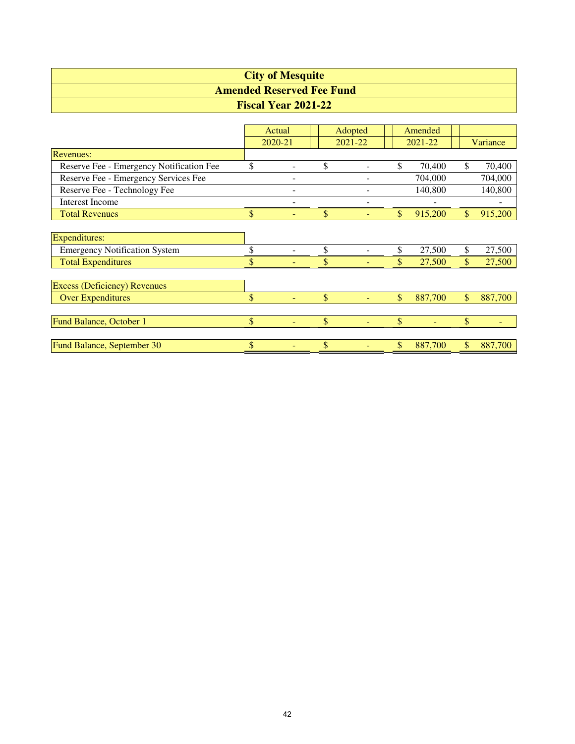# City of Mesquite

## Amended Reserved Fee Fund

### Fiscal Year 2021-22

| | Actual 2020-21 | Adopted 2021-22 | Amended 2021-22 | Variance |
|---|---|---|---|---|
| **Revenues:** | | | | |
| Reserve Fee - Emergency Notification Fee | $ - | $ - | $ 70,400 | $ 70,400 |
| Reserve Fee - Emergency Services Fee | - | - | 704,000 | 704,000 |
| Reserve Fee - Technology Fee | - | - | 140,800 | 140,800 |
| Interest Income | - | - | - | - |
| Total Revenues | $ - | $ - | $ 915,200 | $ 915,200 |
| **Expenditures:** | | | | |
| Emergency Notification System | $ - | $ - | $ 27,500 | $ 27,500 |
| Total Expenditures | $ - | $ - | $ 27,500 | $ 27,500 |
| **Excess (Deficiency) Revenues** | | | | |
| Over Expenditures | $ - | $ - | $ 887,700 | $ 887,700 |
| Fund Balance, October 1 | $ - | $ - | $ - | $ - |
| Fund Balance, September 30 | $ - | $ - | $ 887,700 | $ 887,700 |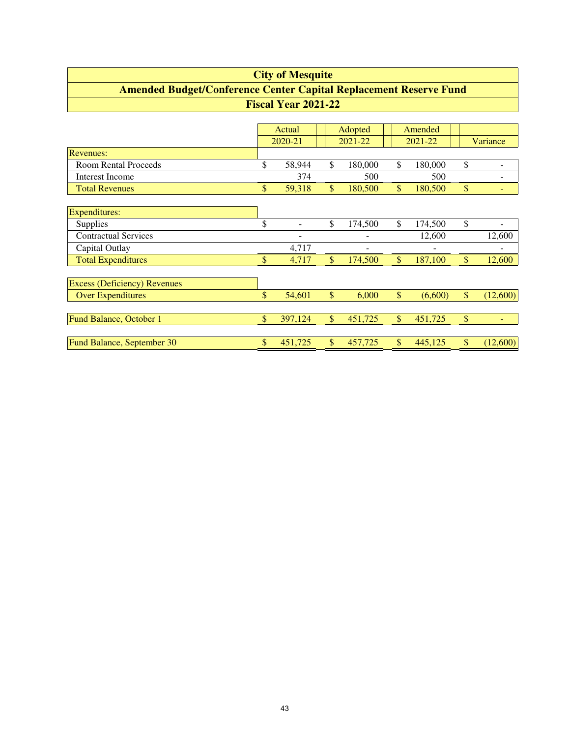# City of Mesquite

## Amended Budget/Conference Center Capital Replacement Reserve Fund

## Fiscal Year 2021-22

| | Actual 2020-21 | Adopted 2021-22 | Amended 2021-22 | Variance |
|---|---|---|---|---|
| **Revenues:** | | | | |
| Room Rental Proceeds | $ 58,944 | $ 180,000 | $ 180,000 | $ - |
| Interest Income | 374 | 500 | 500 | - |
| Total Revenues | $ 59,318 | $ 180,500 | $ 180,500 | $ - |
| **Expenditures:** | | | | |
| Supplies | $ - | $ 174,500 | $ 174,500 | $ - |
| Contractual Services | - | - | 12,600 | 12,600 |
| Capital Outlay | 4,717 | - | - | - |
| Total Expenditures | $ 4,717 | $ 174,500 | $ 187,100 | $ 12,600 |
| Excess (Deficiency) Revenues Over Expenditures | $ 54,601 | $ 6,000 | $ (6,600) | $ (12,600) |
| Fund Balance, October 1 | $ 397,124 | $ 451,725 | $ 451,725 | $ - |
| Fund Balance, September 30 | $ 451,725 | $ 457,725 | $ 445,125 | $ (12,600) |